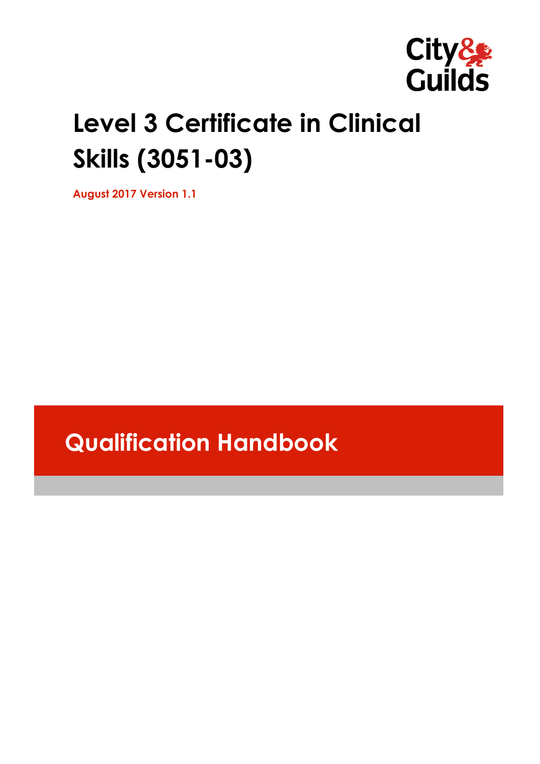City & Guilds

# Level 3 Certificate in Clinical Skills (3051-03)

**August 2017 Version 1.1**

## Qualification Handbook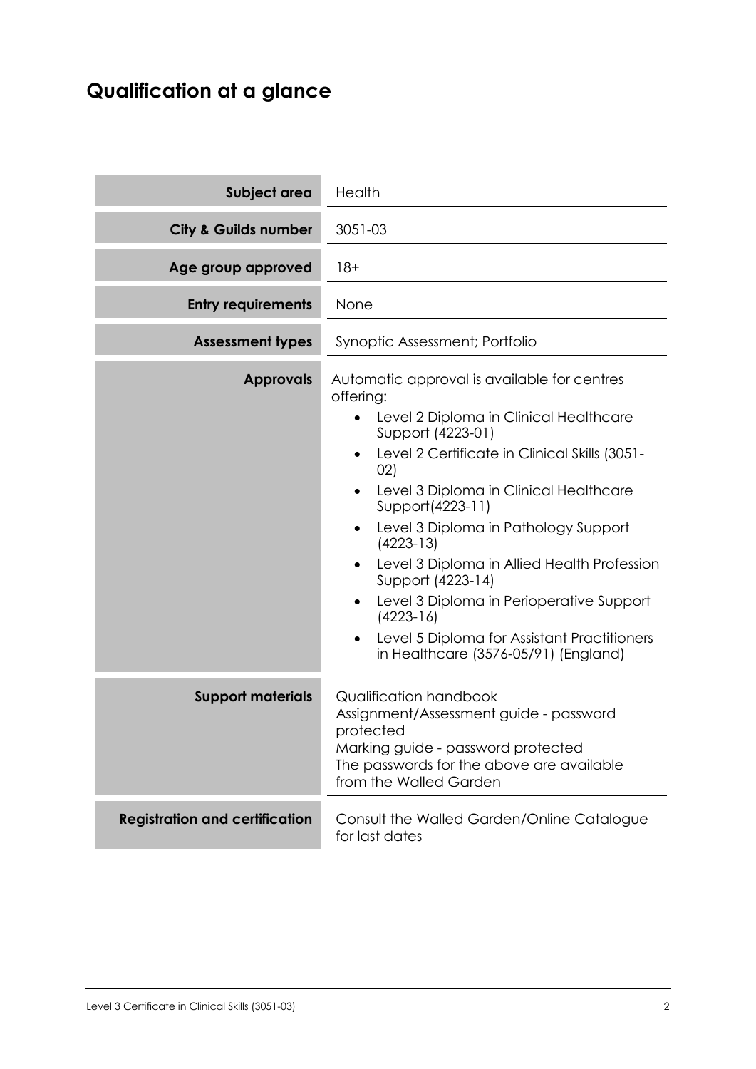# Qualification at a glance

| | |
|---|---|
| **Subject area** | Health |
| **City & Guilds number** | 3051-03 |
| **Age group approved** | 18+ |
| **Entry requirements** | None |
| **Assessment types** | Synoptic Assessment; Portfolio |
| **Approvals** | Automatic approval is available for centres offering:<br>• Level 2 Diploma in Clinical Healthcare Support (4223-01)<br>• Level 2 Certificate in Clinical Skills (3051-02)<br>• Level 3 Diploma in Clinical Healthcare Support(4223-11)<br>• Level 3 Diploma in Pathology Support (4223-13)<br>• Level 3 Diploma in Allied Health Profession Support (4223-14)<br>• Level 3 Diploma in Perioperative Support (4223-16)<br>• Level 5 Diploma for Assistant Practitioners in Healthcare (3576-05/91) (England) |
| **Support materials** | Qualification handbook<br>Assignment/Assessment guide - password protected<br>Marking guide - password protected<br>The passwords for the above are available from the Walled Garden |
| **Registration and certification** | Consult the Walled Garden/Online Catalogue for last dates |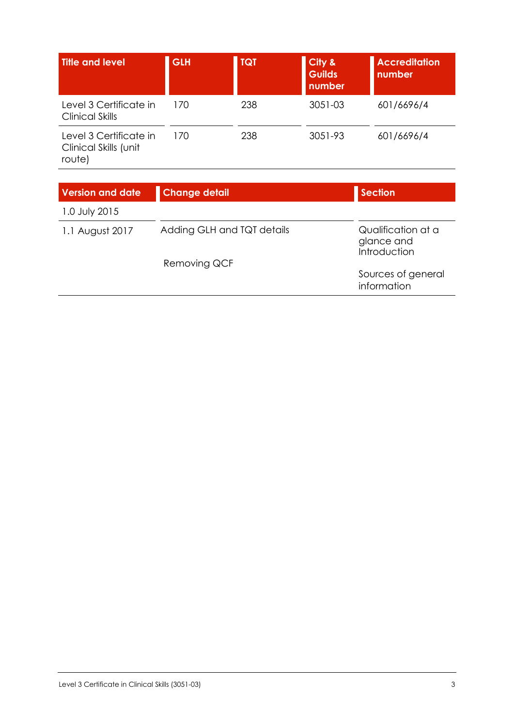| Title and level | GLH | TQT | City & Guilds number | Accreditation number |
| --- | --- | --- | --- | --- |
| Level 3 Certificate in Clinical Skills | 170 | 238 | 3051-03 | 601/6696/4 |
| Level 3 Certificate in Clinical Skills (unit route) | 170 | 238 | 3051-93 | 601/6696/4 |

| Version and date | Change detail | Section |
| --- | --- | --- |
| 1.0 July 2015 | | |
| 1.1 August 2017 | Adding GLH and TQT details | Qualification at a glance and Introduction |
| | Removing QCF | Sources of general information |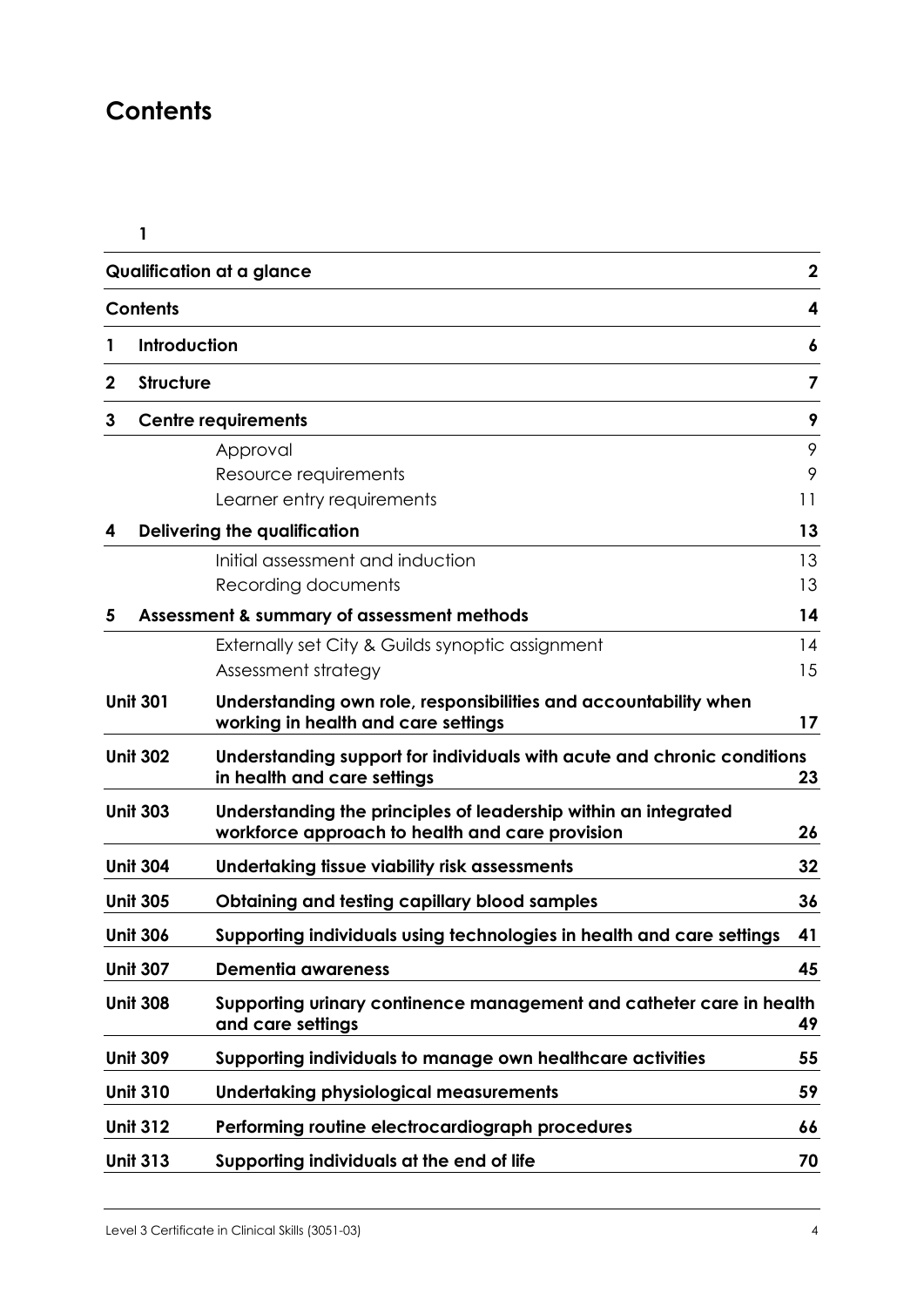# Contents

1

| | | |
|---|---|---|
| **Qualification at a glance** | | **2** |
| **Contents** | | **4** |
| **1** | **Introduction** | **6** |
| **2** | **Structure** | **7** |
| **3** | **Centre requirements** | **9** |
| | Approval | 9 |
| | Resource requirements | 9 |
| | Learner entry requirements | 11 |
| **4** | **Delivering the qualification** | **13** |
| | Initial assessment and induction | 13 |
| | Recording documents | 13 |
| **5** | **Assessment & summary of assessment methods** | **14** |
| | Externally set City & Guilds synoptic assignment | 14 |
| | Assessment strategy | 15 |
| **Unit 301** | **Understanding own role, responsibilities and accountability when working in health and care settings** | **17** |
| **Unit 302** | **Understanding support for individuals with acute and chronic conditions in health and care settings** | **23** |
| **Unit 303** | **Understanding the principles of leadership within an integrated workforce approach to health and care provision** | **26** |
| **Unit 304** | **Undertaking tissue viability risk assessments** | **32** |
| **Unit 305** | **Obtaining and testing capillary blood samples** | **36** |
| **Unit 306** | **Supporting individuals using technologies in health and care settings** | **41** |
| **Unit 307** | **Dementia awareness** | **45** |
| **Unit 308** | **Supporting urinary continence management and catheter care in health and care settings** | **49** |
| **Unit 309** | **Supporting individuals to manage own healthcare activities** | **55** |
| **Unit 310** | **Undertaking physiological measurements** | **59** |
| **Unit 312** | **Performing routine electrocardiograph procedures** | **66** |
| **Unit 313** | **Supporting individuals at the end of life** | **70** |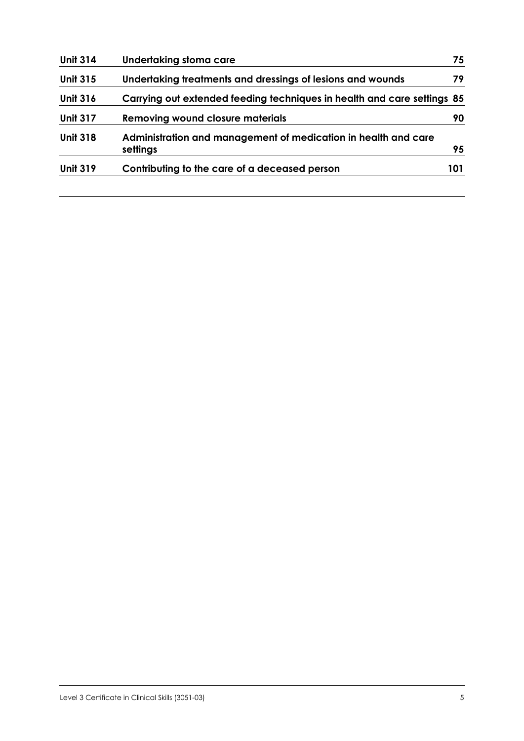| | | |
|---|---|---|
| **Unit 314** | **Undertaking stoma care** | **75** |
| **Unit 315** | **Undertaking treatments and dressings of lesions and wounds** | **79** |
| **Unit 316** | **Carrying out extended feeding techniques in health and care settings** | **85** |
| **Unit 317** | **Removing wound closure materials** | **90** |
| **Unit 318** | **Administration and management of medication in health and care settings** | **95** |
| **Unit 319** | **Contributing to the care of a deceased person** | **101** |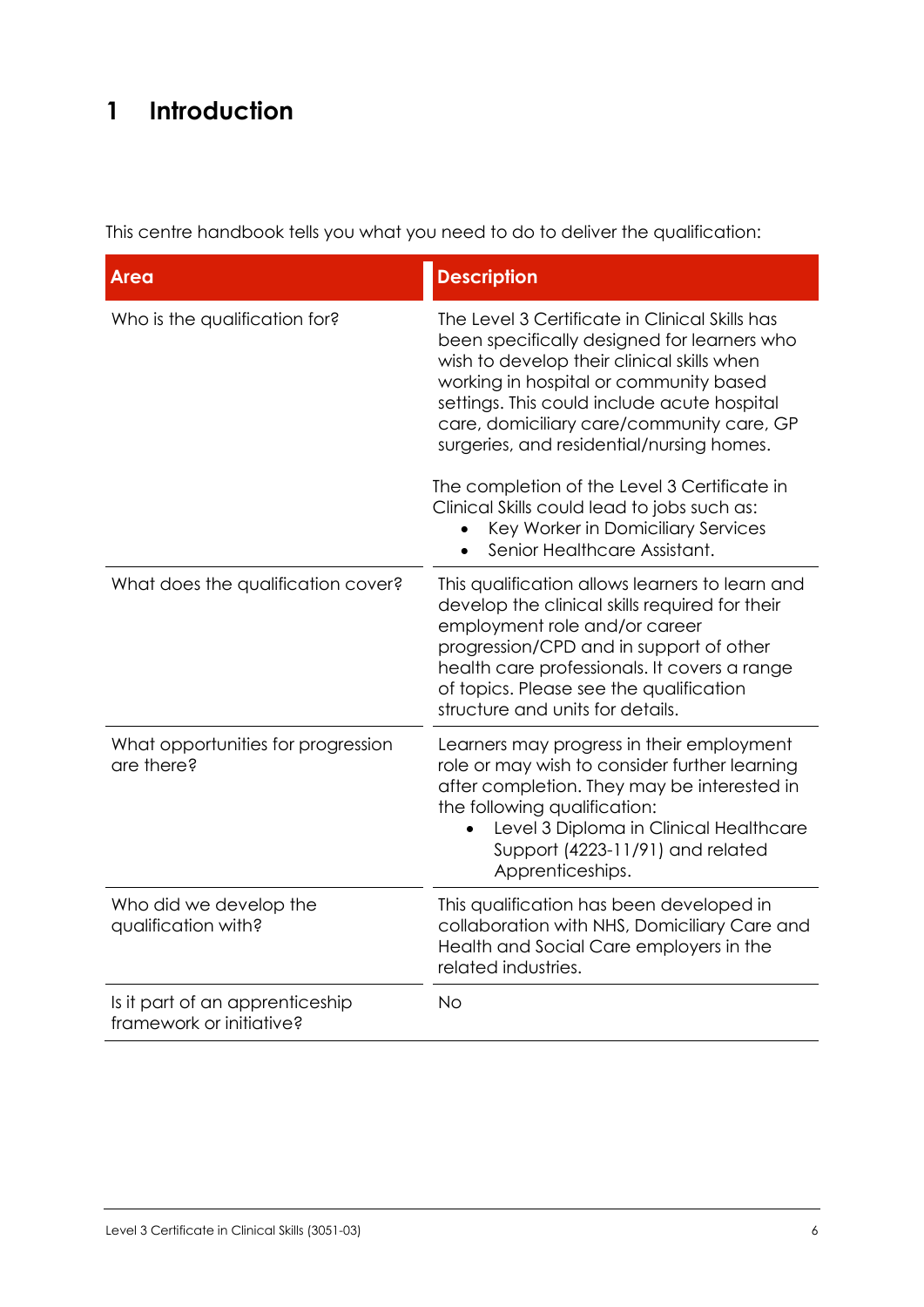# 1 Introduction

This centre handbook tells you what you need to do to deliver the qualification:

| Area | Description |
|---|---|
| Who is the qualification for? | The Level 3 Certificate in Clinical Skills has been specifically designed for learners who wish to develop their clinical skills when working in hospital or community based settings. This could include acute hospital care, domiciliary care/community care, GP surgeries, and residential/nursing homes.<br><br>The completion of the Level 3 Certificate in Clinical Skills could lead to jobs such as:<br>• Key Worker in Domiciliary Services<br>• Senior Healthcare Assistant. |
| What does the qualification cover? | This qualification allows learners to learn and develop the clinical skills required for their employment role and/or career progression/CPD and in support of other health care professionals. It covers a range of topics. Please see the qualification structure and units for details. |
| What opportunities for progression are there? | Learners may progress in their employment role or may wish to consider further learning after completion. They may be interested in the following qualification:<br>• Level 3 Diploma in Clinical Healthcare Support (4223-11/91) and related Apprenticeships. |
| Who did we develop the qualification with? | This qualification has been developed in collaboration with NHS, Domiciliary Care and Health and Social Care employers in the related industries. |
| Is it part of an apprenticeship framework or initiative? | No |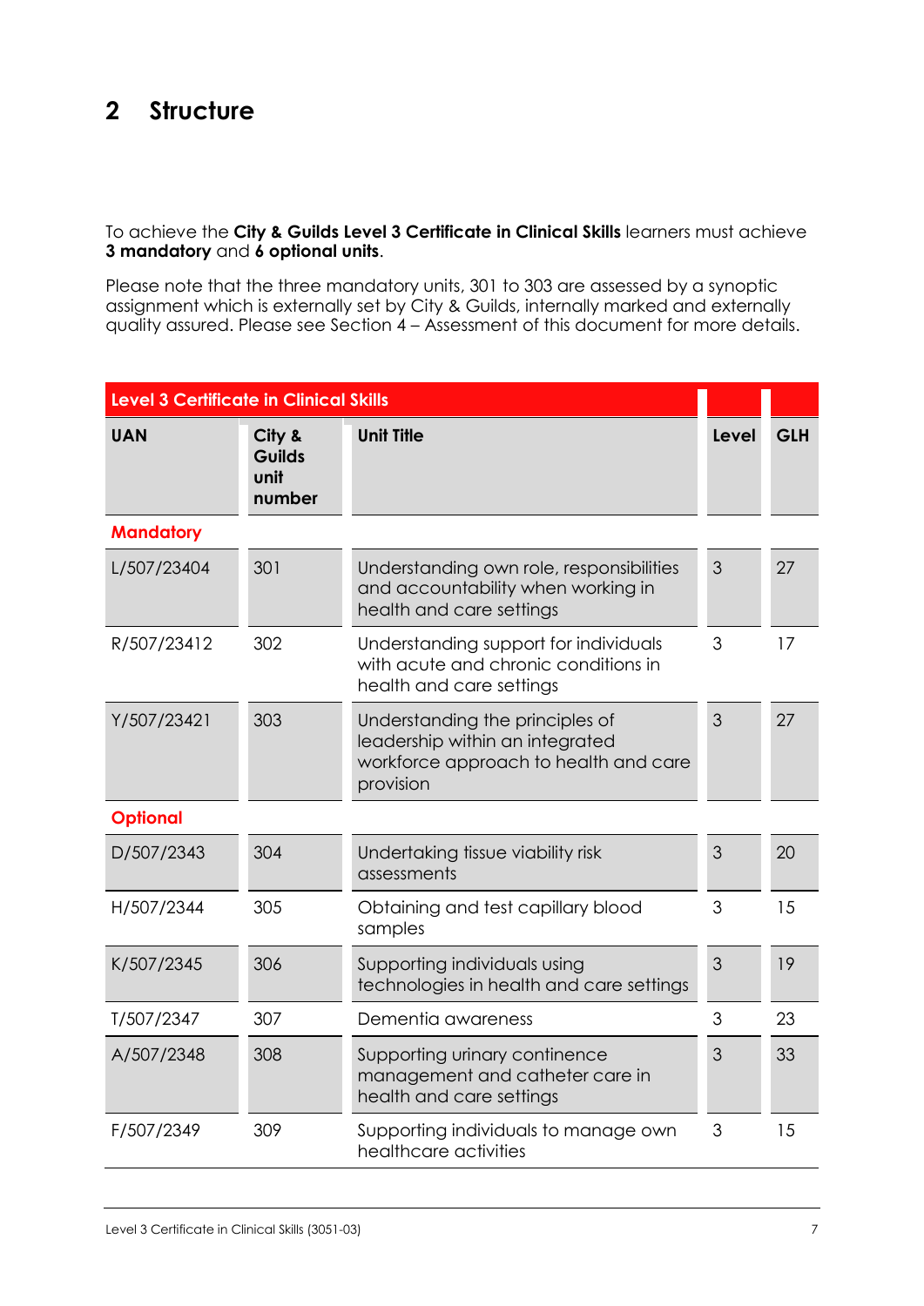# 2 Structure

To achieve the **City & Guilds Level 3 Certificate in Clinical Skills** learners must achieve **3 mandatory** and **6 optional units**.

Please note that the three mandatory units, 301 to 303 are assessed by a synoptic assignment which is externally set by City & Guilds, internally marked and externally quality assured. Please see Section 4 – Assessment of this document for more details.

| Level 3 Certificate in Clinical Skills | | | | |
|---|---|---|---|---|
| **UAN** | **City & Guilds unit number** | **Unit Title** | **Level** | **GLH** |
| **Mandatory** | | | | |
| L/507/23404 | 301 | Understanding own role, responsibilities and accountability when working in health and care settings | 3 | 27 |
| R/507/23412 | 302 | Understanding support for individuals with acute and chronic conditions in health and care settings | 3 | 17 |
| Y/507/23421 | 303 | Understanding the principles of leadership within an integrated workforce approach to health and care provision | 3 | 27 |
| **Optional** | | | | |
| D/507/2343 | 304 | Undertaking tissue viability risk assessments | 3 | 20 |
| H/507/2344 | 305 | Obtaining and test capillary blood samples | 3 | 15 |
| K/507/2345 | 306 | Supporting individuals using technologies in health and care settings | 3 | 19 |
| T/507/2347 | 307 | Dementia awareness | 3 | 23 |
| A/507/2348 | 308 | Supporting urinary continence management and catheter care in health and care settings | 3 | 33 |
| F/507/2349 | 309 | Supporting individuals to manage own healthcare activities | 3 | 15 |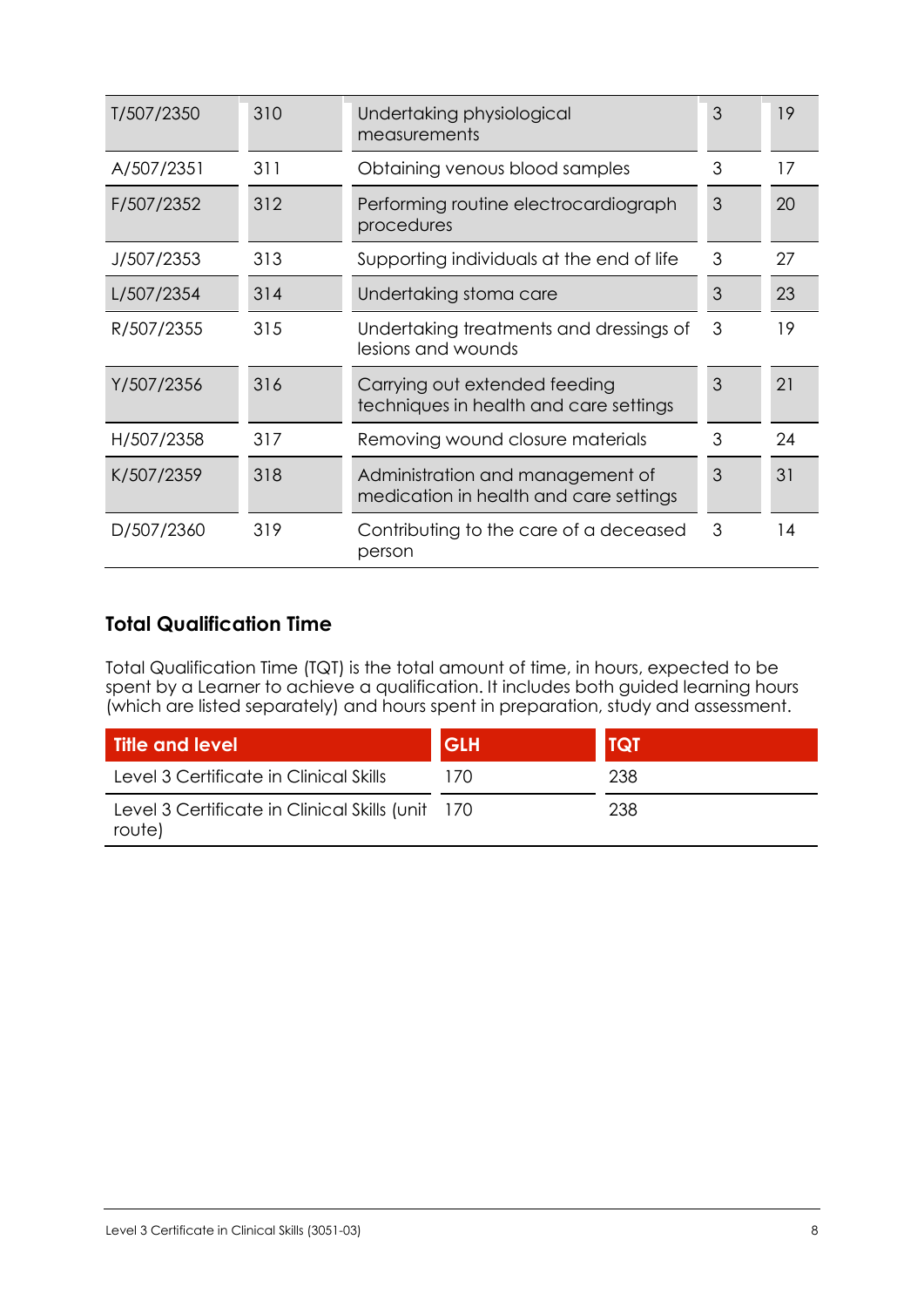| | | | | |
|---|---|---|---|---|
| T/507/2350 | 310 | Undertaking physiological measurements | 3 | 19 |
| A/507/2351 | 311 | Obtaining venous blood samples | 3 | 17 |
| F/507/2352 | 312 | Performing routine electrocardiograph procedures | 3 | 20 |
| J/507/2353 | 313 | Supporting individuals at the end of life | 3 | 27 |
| L/507/2354 | 314 | Undertaking stoma care | 3 | 23 |
| R/507/2355 | 315 | Undertaking treatments and dressings of lesions and wounds | 3 | 19 |
| Y/507/2356 | 316 | Carrying out extended feeding techniques in health and care settings | 3 | 21 |
| H/507/2358 | 317 | Removing wound closure materials | 3 | 24 |
| K/507/2359 | 318 | Administration and management of medication in health and care settings | 3 | 31 |
| D/507/2360 | 319 | Contributing to the care of a deceased person | 3 | 14 |

## Total Qualification Time

Total Qualification Time (TQT) is the total amount of time, in hours, expected to be spent by a Learner to achieve a qualification. It includes both guided learning hours (which are listed separately) and hours spent in preparation, study and assessment.

| Title and level | GLH | TQT |
|---|---|---|
| Level 3 Certificate in Clinical Skills | 170 | 238 |
| Level 3 Certificate in Clinical Skills (unit route) | 170 | 238 |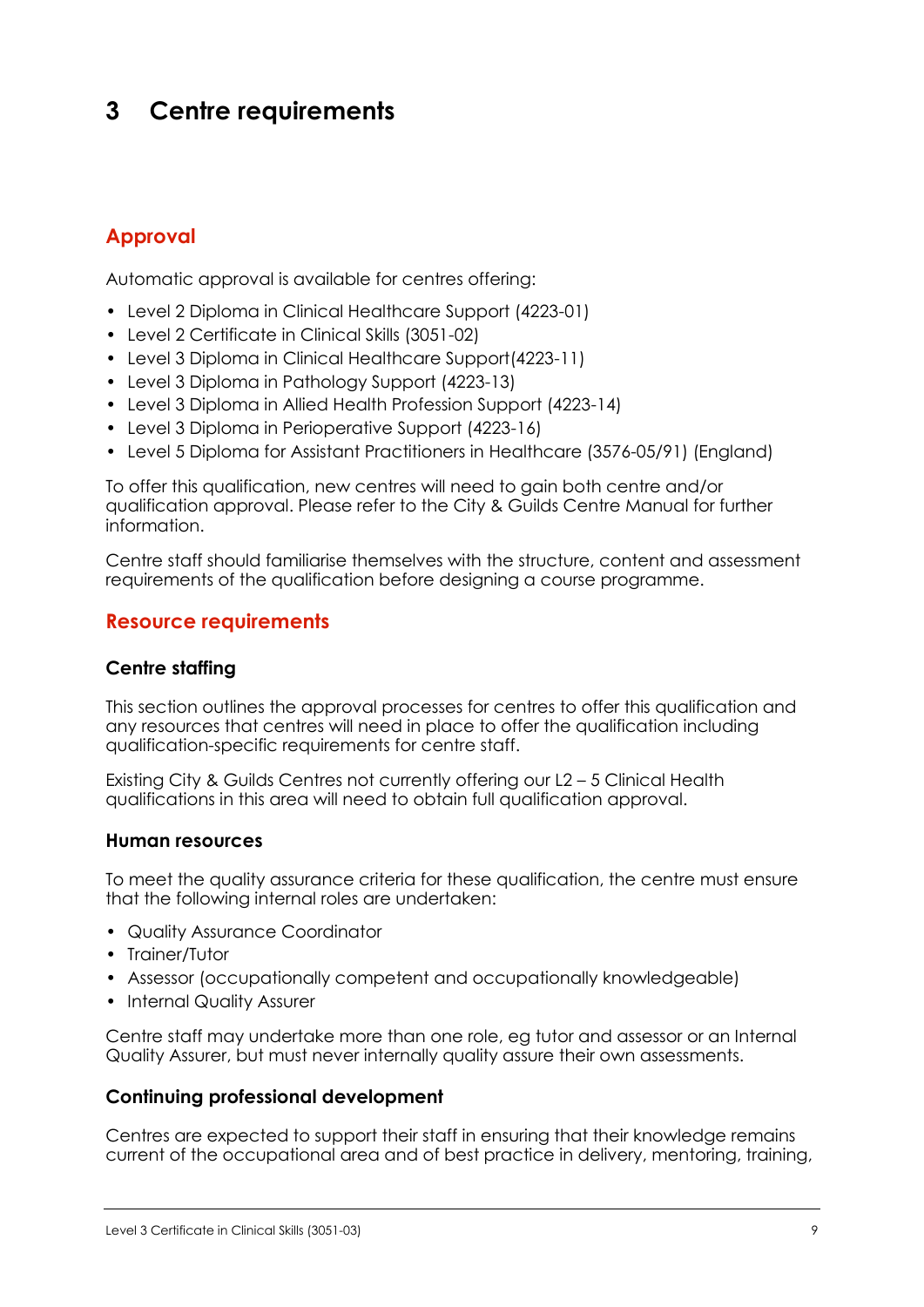# 3 Centre requirements

## Approval

Automatic approval is available for centres offering:

- Level 2 Diploma in Clinical Healthcare Support (4223-01)
- Level 2 Certificate in Clinical Skills (3051-02)
- Level 3 Diploma in Clinical Healthcare Support(4223-11)
- Level 3 Diploma in Pathology Support (4223-13)
- Level 3 Diploma in Allied Health Profession Support (4223-14)
- Level 3 Diploma in Perioperative Support (4223-16)
- Level 5 Diploma for Assistant Practitioners in Healthcare (3576-05/91) (England)

To offer this qualification, new centres will need to gain both centre and/or qualification approval. Please refer to the City & Guilds Centre Manual for further information.

Centre staff should familiarise themselves with the structure, content and assessment requirements of the qualification before designing a course programme.

## Resource requirements

### Centre staffing

This section outlines the approval processes for centres to offer this qualification and any resources that centres will need in place to offer the qualification including qualification-specific requirements for centre staff.

Existing City & Guilds Centres not currently offering our L2 – 5 Clinical Health qualifications in this area will need to obtain full qualification approval.

### Human resources

To meet the quality assurance criteria for these qualification, the centre must ensure that the following internal roles are undertaken:

- Quality Assurance Coordinator
- Trainer/Tutor
- Assessor (occupationally competent and occupationally knowledgeable)
- Internal Quality Assurer

Centre staff may undertake more than one role, eg tutor and assessor or an Internal Quality Assurer, but must never internally quality assure their own assessments.

### Continuing professional development

Centres are expected to support their staff in ensuring that their knowledge remains current of the occupational area and of best practice in delivery, mentoring, training,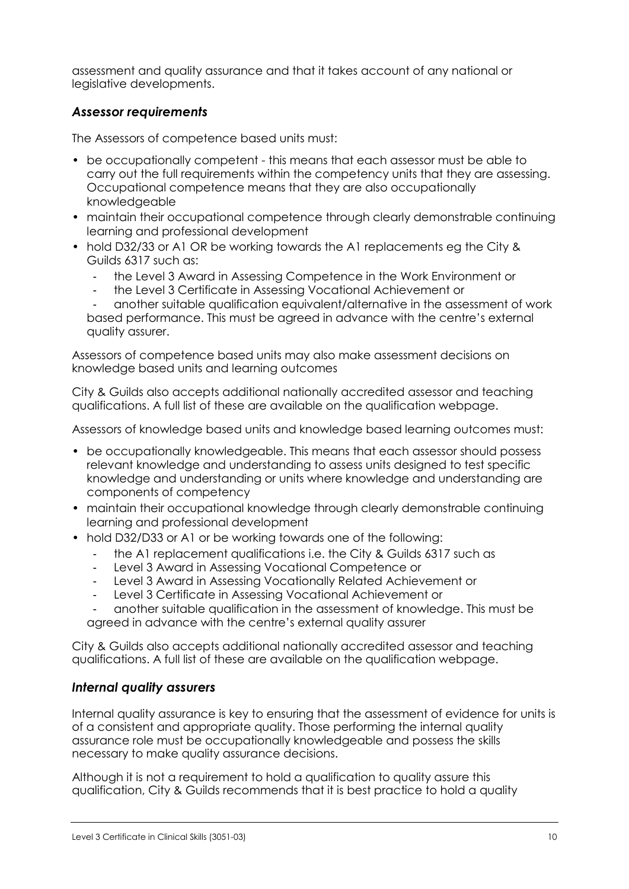assessment and quality assurance and that it takes account of any national or legislative developments.

### *Assessor requirements*

The Assessors of competence based units must:

- be occupationally competent - this means that each assessor must be able to carry out the full requirements within the competency units that they are assessing. Occupational competence means that they are also occupationally knowledgeable
- maintain their occupational competence through clearly demonstrable continuing learning and professional development
- hold D32/33 or A1 OR be working towards the A1 replacements eg the City & Guilds 6317 such as:
  - the Level 3 Award in Assessing Competence in the Work Environment or
  - the Level 3 Certificate in Assessing Vocational Achievement or
  - another suitable qualification equivalent/alternative in the assessment of work based performance. This must be agreed in advance with the centre's external quality assurer.

Assessors of competence based units may also make assessment decisions on knowledge based units and learning outcomes

City & Guilds also accepts additional nationally accredited assessor and teaching qualifications. A full list of these are available on the qualification webpage.

Assessors of knowledge based units and knowledge based learning outcomes must:

- be occupationally knowledgeable. This means that each assessor should possess relevant knowledge and understanding to assess units designed to test specific knowledge and understanding or units where knowledge and understanding are components of competency
- maintain their occupational knowledge through clearly demonstrable continuing learning and professional development
- hold D32/D33 or A1 or be working towards one of the following:
  - the A1 replacement qualifications i.e. the City & Guilds 6317 such as
  - Level 3 Award in Assessing Vocational Competence or
  - Level 3 Award in Assessing Vocationally Related Achievement or
  - Level 3 Certificate in Assessing Vocational Achievement or
  - another suitable qualification in the assessment of knowledge. This must be agreed in advance with the centre's external quality assurer

City & Guilds also accepts additional nationally accredited assessor and teaching qualifications. A full list of these are available on the qualification webpage.

### *Internal quality assurers*

Internal quality assurance is key to ensuring that the assessment of evidence for units is of a consistent and appropriate quality. Those performing the internal quality assurance role must be occupationally knowledgeable and possess the skills necessary to make quality assurance decisions.

Although it is not a requirement to hold a qualification to quality assure this qualification, City & Guilds recommends that it is best practice to hold a quality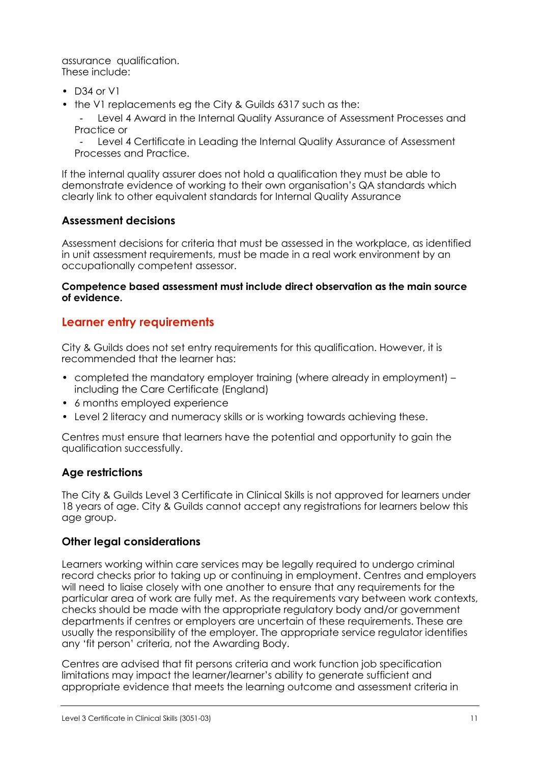assurance qualification.
These include:

- D34 or V1
- the V1 replacements eg the City & Guilds 6317 such as the:
  - Level 4 Award in the Internal Quality Assurance of Assessment Processes and Practice or
  - Level 4 Certificate in Leading the Internal Quality Assurance of Assessment Processes and Practice.

If the internal quality assurer does not hold a qualification they must be able to demonstrate evidence of working to their own organisation's QA standards which clearly link to other equivalent standards for Internal Quality Assurance

### Assessment decisions

Assessment decisions for criteria that must be assessed in the workplace, as identified in unit assessment requirements, must be made in a real work environment by an occupationally competent assessor.

**Competence based assessment must include direct observation as the main source of evidence.**

## Learner entry requirements

City & Guilds does not set entry requirements for this qualification. However, it is recommended that the learner has:

- completed the mandatory employer training (where already in employment) – including the Care Certificate (England)
- 6 months employed experience
- Level 2 literacy and numeracy skills or is working towards achieving these.

Centres must ensure that learners have the potential and opportunity to gain the qualification successfully.

### Age restrictions

The City & Guilds Level 3 Certificate in Clinical Skills is not approved for learners under 18 years of age. City & Guilds cannot accept any registrations for learners below this age group.

### Other legal considerations

Learners working within care services may be legally required to undergo criminal record checks prior to taking up or continuing in employment. Centres and employers will need to liaise closely with one another to ensure that any requirements for the particular area of work are fully met. As the requirements vary between work contexts, checks should be made with the appropriate regulatory body and/or government departments if centres or employers are uncertain of these requirements. These are usually the responsibility of the employer. The appropriate service regulator identifies any 'fit person' criteria, not the Awarding Body.

Centres are advised that fit persons criteria and work function job specification limitations may impact the learner/learner's ability to generate sufficient and appropriate evidence that meets the learning outcome and assessment criteria in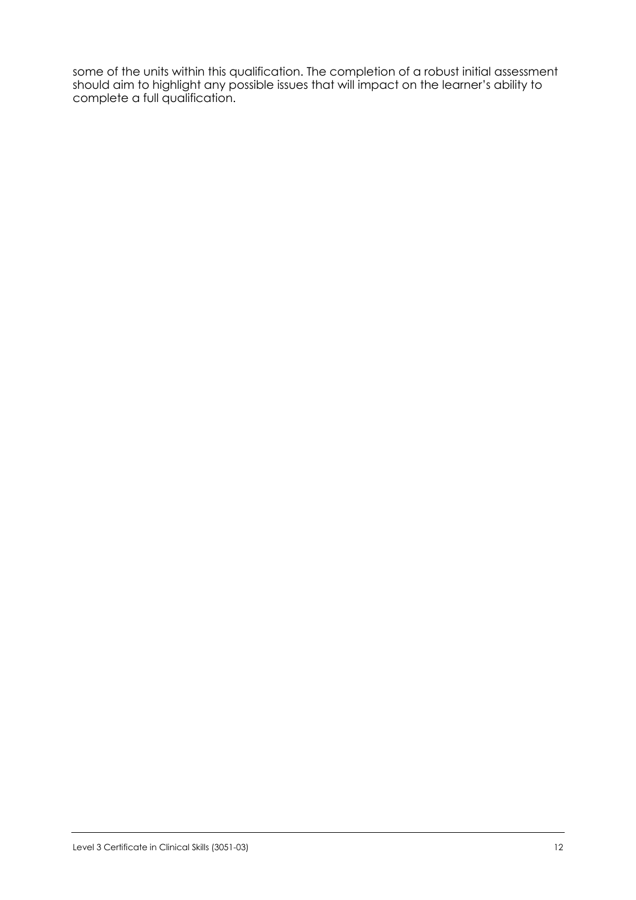some of the units within this qualification. The completion of a robust initial assessment should aim to highlight any possible issues that will impact on the learner's ability to complete a full qualification.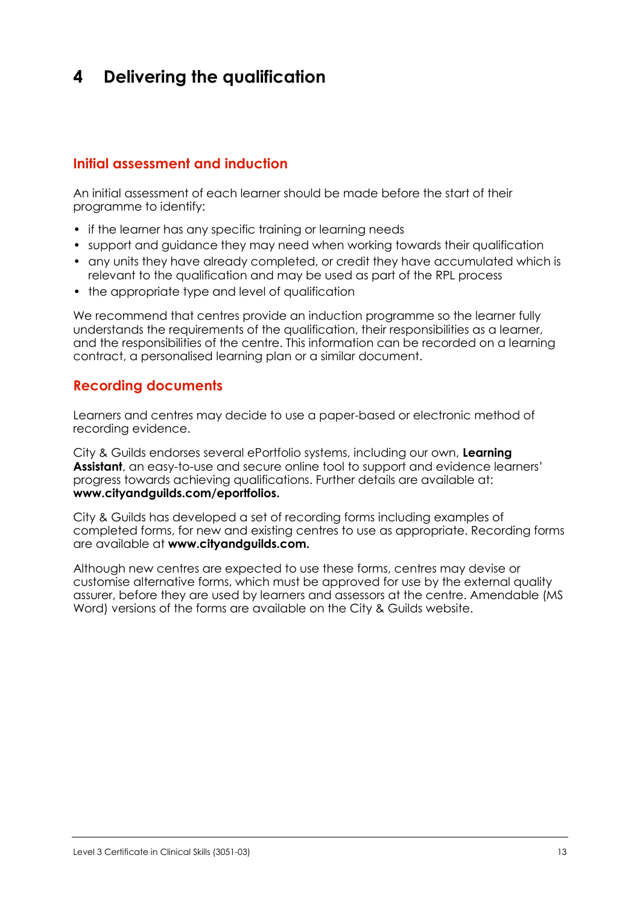# 4 Delivering the qualification

## Initial assessment and induction

An initial assessment of each learner should be made before the start of their programme to identify:

- if the learner has any specific training or learning needs
- support and guidance they may need when working towards their qualification
- any units they have already completed, or credit they have accumulated which is relevant to the qualification and may be used as part of the RPL process
- the appropriate type and level of qualification

We recommend that centres provide an induction programme so the learner fully understands the requirements of the qualification, their responsibilities as a learner, and the responsibilities of the centre. This information can be recorded on a learning contract, a personalised learning plan or a similar document.

## Recording documents

Learners and centres may decide to use a paper-based or electronic method of recording evidence.

City & Guilds endorses several ePortfolio systems, including our own, **Learning Assistant**, an easy-to-use and secure online tool to support and evidence learners' progress towards achieving qualifications. Further details are available at: **www.cityandguilds.com/eportfolios.**

City & Guilds has developed a set of recording forms including examples of completed forms, for new and existing centres to use as appropriate. Recording forms are available at **www.cityandguilds.com.**

Although new centres are expected to use these forms, centres may devise or customise alternative forms, which must be approved for use by the external quality assurer, before they are used by learners and assessors at the centre. Amendable (MS Word) versions of the forms are available on the City & Guilds website.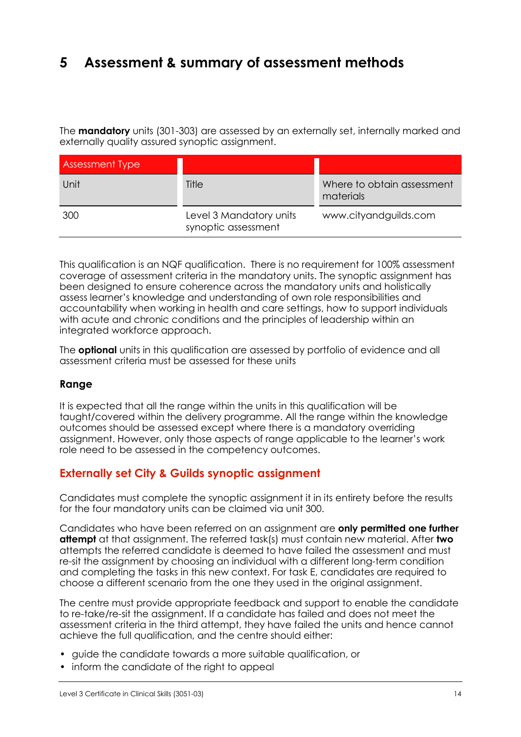# 5 Assessment & summary of assessment methods

The **mandatory** units (301-303) are assessed by an externally set, internally marked and externally quality assured synoptic assignment.

| Assessment Type | | |
|---|---|---|
| Unit | Title | Where to obtain assessment materials |
| 300 | Level 3 Mandatory units synoptic assessment | www.cityandguilds.com |

This qualification is an NQF qualification. There is no requirement for 100% assessment coverage of assessment criteria in the mandatory units. The synoptic assignment has been designed to ensure coherence across the mandatory units and holistically assess learner's knowledge and understanding of own role responsibilities and accountability when working in health and care settings, how to support individuals with acute and chronic conditions and the principles of leadership within an integrated workforce approach.

The **optional** units in this qualification are assessed by portfolio of evidence and all assessment criteria must be assessed for these units

### Range

It is expected that all the range within the units in this qualification will be taught/covered within the delivery programme. All the range within the knowledge outcomes should be assessed except where there is a mandatory overriding assignment. However, only those aspects of range applicable to the learner's work role need to be assessed in the competency outcomes.

## Externally set City & Guilds synoptic assignment

Candidates must complete the synoptic assignment it in its entirety before the results for the four mandatory units can be claimed via unit 300.

Candidates who have been referred on an assignment are **only permitted one further attempt** at that assignment. The referred task(s) must contain new material. After **two** attempts the referred candidate is deemed to have failed the assessment and must re-sit the assignment by choosing an individual with a different long-term condition and completing the tasks in this new context. For task E, candidates are required to choose a different scenario from the one they used in the original assignment.

The centre must provide appropriate feedback and support to enable the candidate to re-take/re-sit the assignment. If a candidate has failed and does not meet the assessment criteria in the third attempt, they have failed the units and hence cannot achieve the full qualification, and the centre should either:

- guide the candidate towards a more suitable qualification, or
- inform the candidate of the right to appeal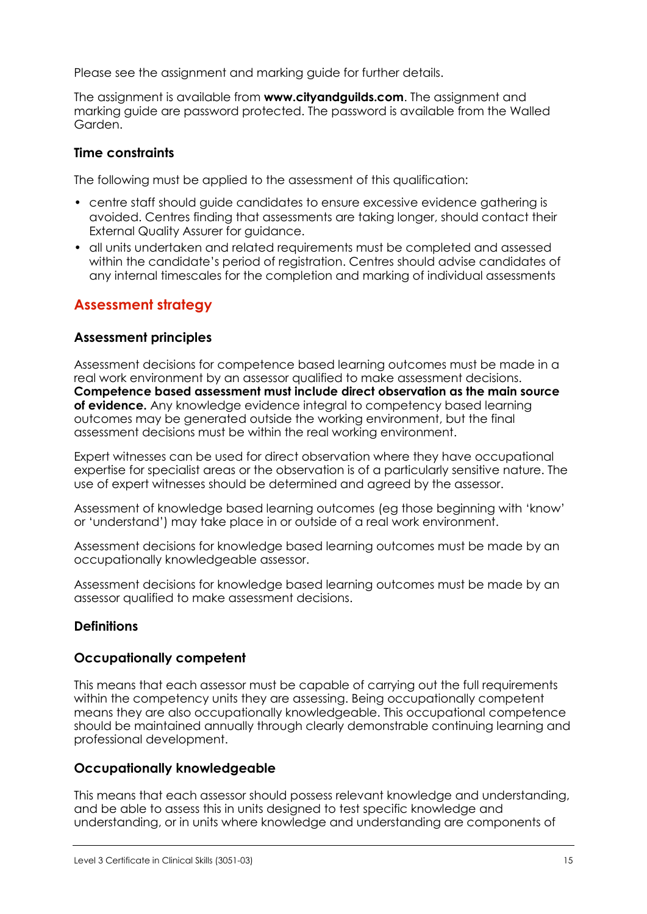Please see the assignment and marking guide for further details.

The assignment is available from **www.cityandguilds.com**. The assignment and marking guide are password protected. The password is available from the Walled Garden.

### Time constraints

The following must be applied to the assessment of this qualification:

- centre staff should guide candidates to ensure excessive evidence gathering is avoided. Centres finding that assessments are taking longer, should contact their External Quality Assurer for guidance.
- all units undertaken and related requirements must be completed and assessed within the candidate's period of registration. Centres should advise candidates of any internal timescales for the completion and marking of individual assessments

## Assessment strategy

### Assessment principles

Assessment decisions for competence based learning outcomes must be made in a real work environment by an assessor qualified to make assessment decisions. **Competence based assessment must include direct observation as the main source of evidence.** Any knowledge evidence integral to competency based learning outcomes may be generated outside the working environment, but the final assessment decisions must be within the real working environment.

Expert witnesses can be used for direct observation where they have occupational expertise for specialist areas or the observation is of a particularly sensitive nature. The use of expert witnesses should be determined and agreed by the assessor.

Assessment of knowledge based learning outcomes (eg those beginning with 'know' or 'understand') may take place in or outside of a real work environment.

Assessment decisions for knowledge based learning outcomes must be made by an occupationally knowledgeable assessor.

Assessment decisions for knowledge based learning outcomes must be made by an assessor qualified to make assessment decisions.

### Definitions

### Occupationally competent

This means that each assessor must be capable of carrying out the full requirements within the competency units they are assessing. Being occupationally competent means they are also occupationally knowledgeable. This occupational competence should be maintained annually through clearly demonstrable continuing learning and professional development.

### Occupationally knowledgeable

This means that each assessor should possess relevant knowledge and understanding, and be able to assess this in units designed to test specific knowledge and understanding, or in units where knowledge and understanding are components of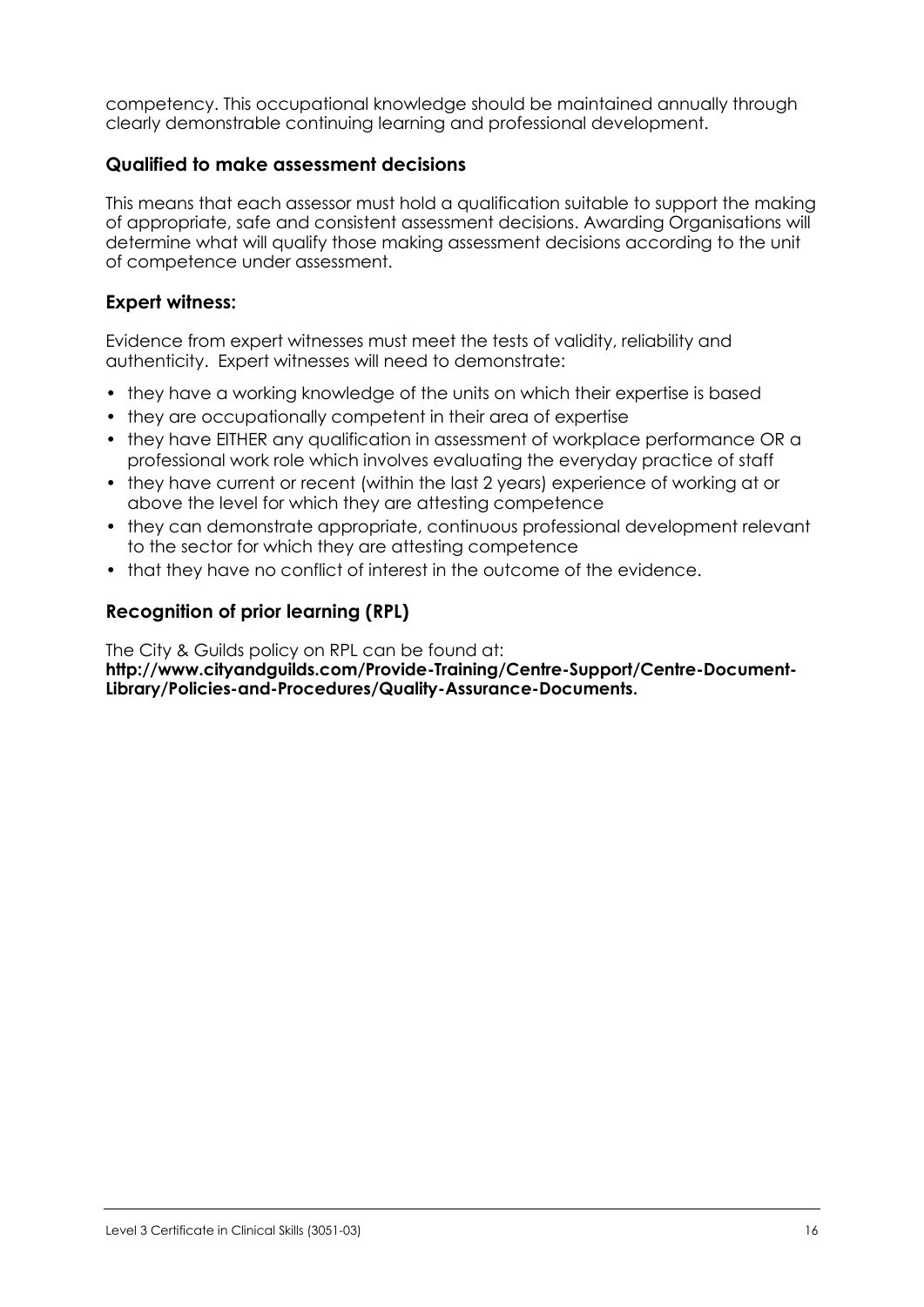competency. This occupational knowledge should be maintained annually through clearly demonstrable continuing learning and professional development.

### Qualified to make assessment decisions

This means that each assessor must hold a qualification suitable to support the making of appropriate, safe and consistent assessment decisions. Awarding Organisations will determine what will qualify those making assessment decisions according to the unit of competence under assessment.

### Expert witness:

Evidence from expert witnesses must meet the tests of validity, reliability and authenticity. Expert witnesses will need to demonstrate:

- they have a working knowledge of the units on which their expertise is based
- they are occupationally competent in their area of expertise
- they have EITHER any qualification in assessment of workplace performance OR a professional work role which involves evaluating the everyday practice of staff
- they have current or recent (within the last 2 years) experience of working at or above the level for which they are attesting competence
- they can demonstrate appropriate, continuous professional development relevant to the sector for which they are attesting competence
- that they have no conflict of interest in the outcome of the evidence.

### Recognition of prior learning (RPL)

The City & Guilds policy on RPL can be found at:
**http://www.cityandguilds.com/Provide-Training/Centre-Support/Centre-Document-Library/Policies-and-Procedures/Quality-Assurance-Documents.**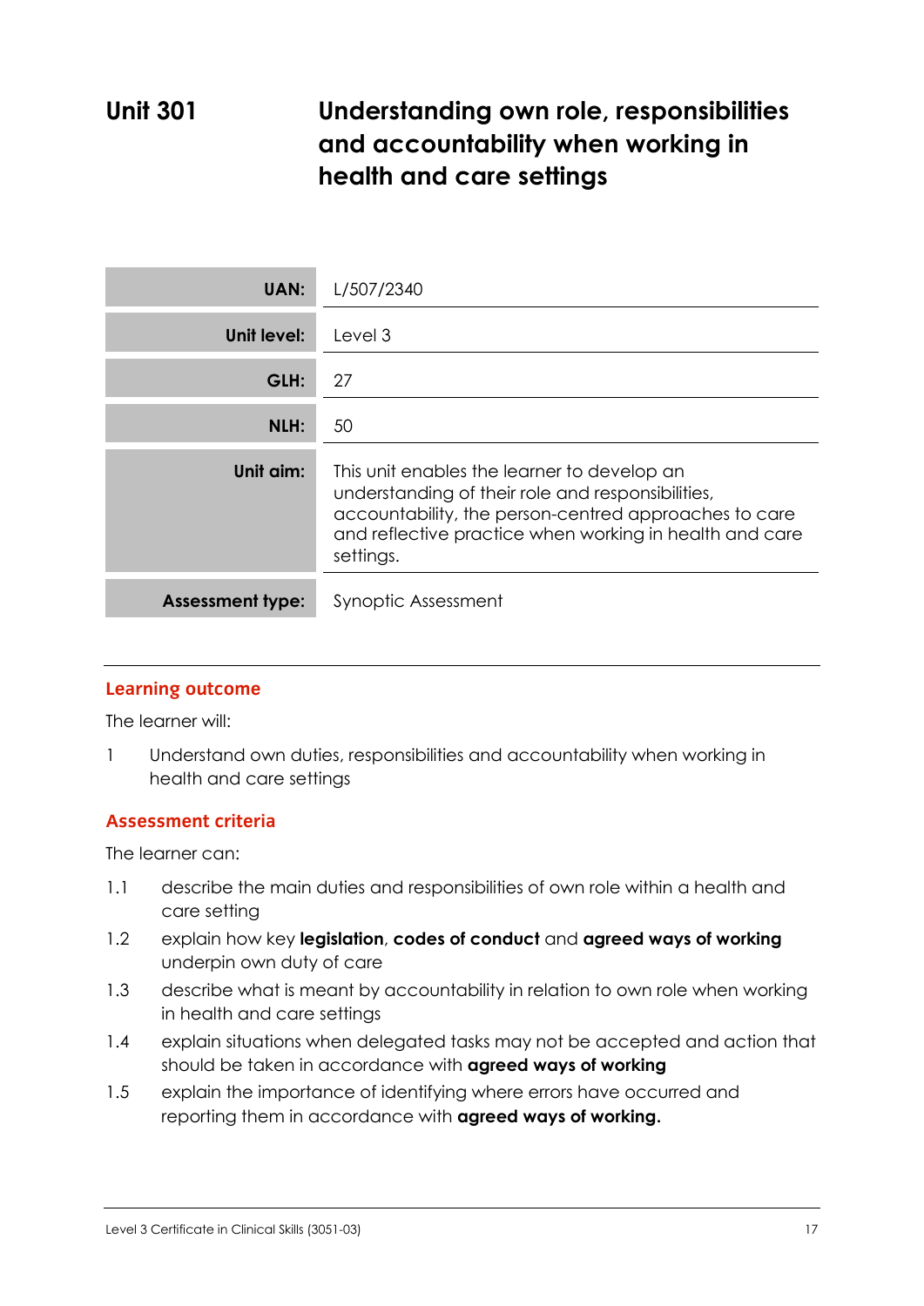# Unit 301 Understanding own role, responsibilities and accountability when working in health and care settings

| | |
|---|---|
| **UAN:** | L/507/2340 |
| **Unit level:** | Level 3 |
| **GLH:** | 27 |
| **NLH:** | 50 |
| **Unit aim:** | This unit enables the learner to develop an understanding of their role and responsibilities, accountability, the person-centred approaches to care and reflective practice when working in health and care settings. |
| **Assessment type:** | Synoptic Assessment |

## Learning outcome

The learner will:

1 Understand own duties, responsibilities and accountability when working in health and care settings

## Assessment criteria

The learner can:

1.1 describe the main duties and responsibilities of own role within a health and care setting

1.2 explain how key **legislation**, **codes of conduct** and **agreed ways of working** underpin own duty of care

1.3 describe what is meant by accountability in relation to own role when working in health and care settings

1.4 explain situations when delegated tasks may not be accepted and action that should be taken in accordance with **agreed ways of working**

1.5 explain the importance of identifying where errors have occurred and reporting them in accordance with **agreed ways of working.**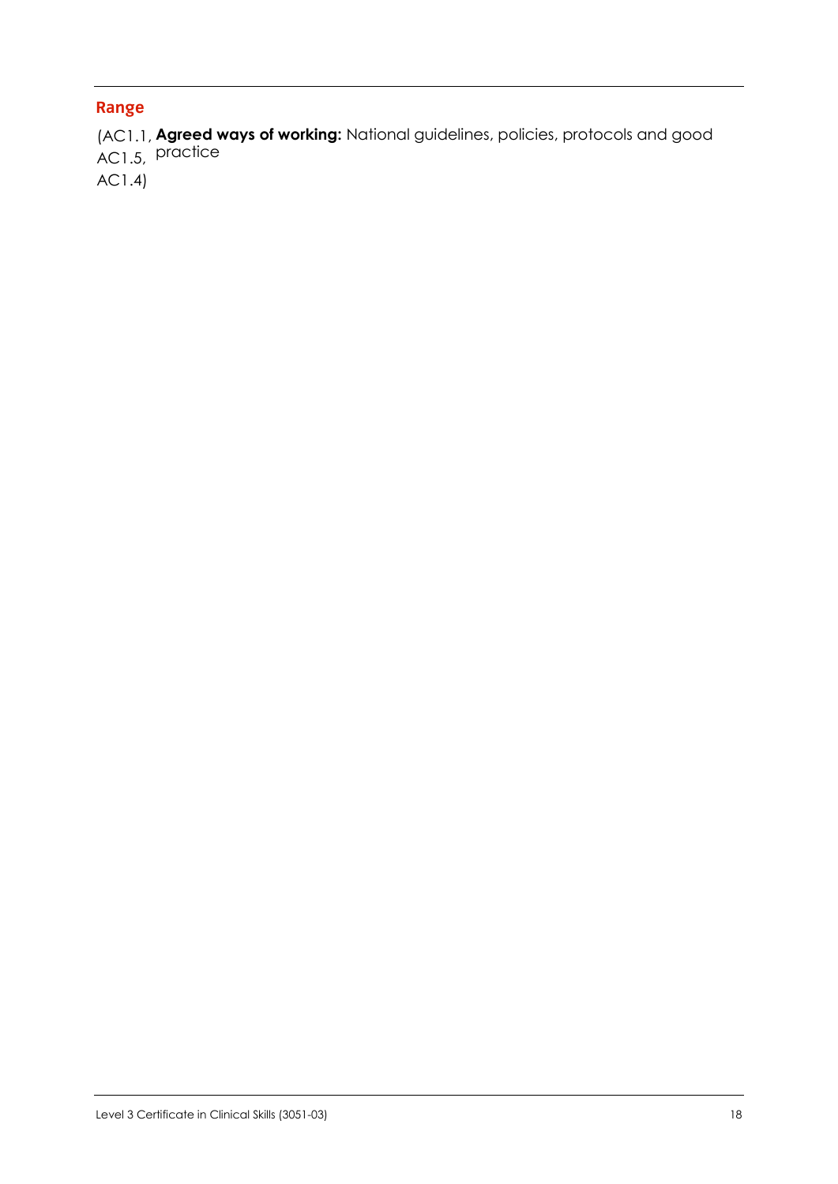## Range

(AC1.1, AC1.5, AC1.4) **Agreed ways of working:** National guidelines, policies, protocols and good practice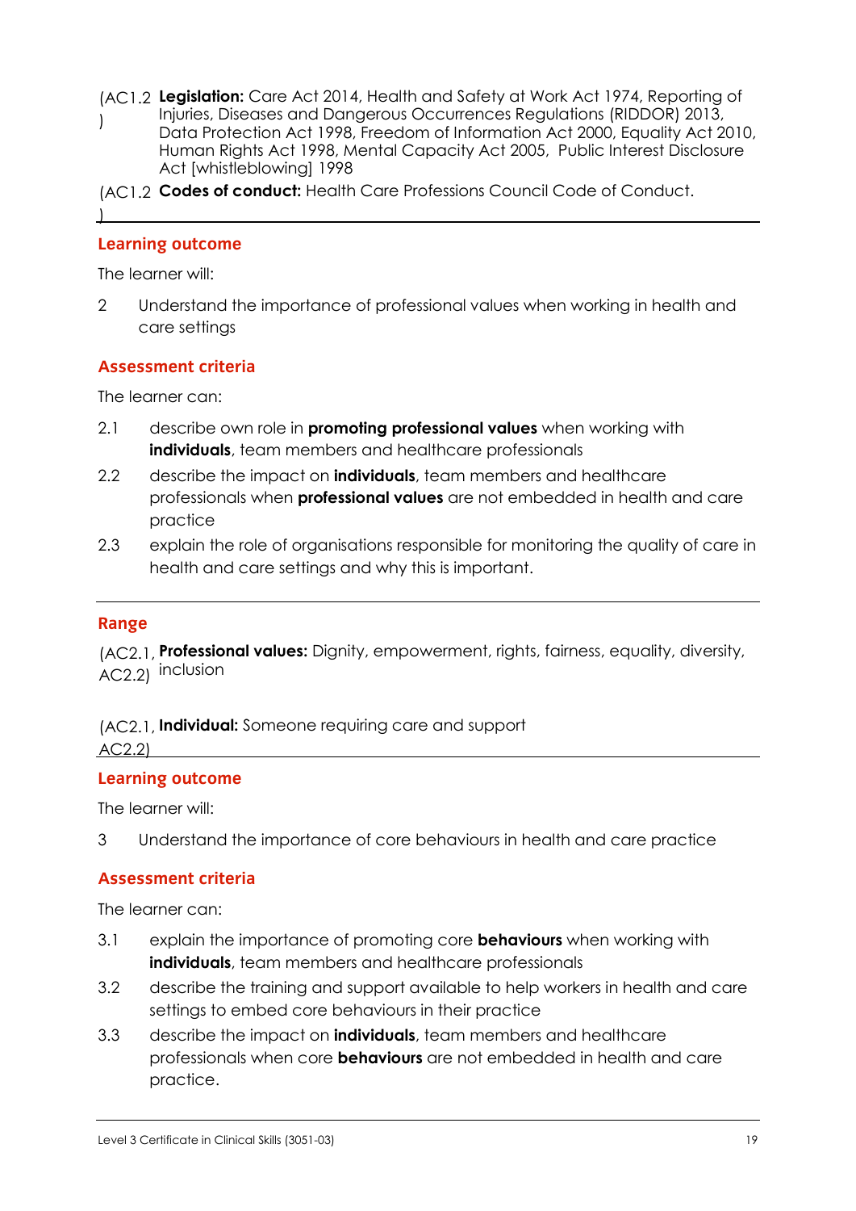(AC1.2) **Legislation:** Care Act 2014, Health and Safety at Work Act 1974, Reporting of Injuries, Diseases and Dangerous Occurrences Regulations (RIDDOR) 2013, Data Protection Act 1998, Freedom of Information Act 2000, Equality Act 2010, Human Rights Act 1998, Mental Capacity Act 2005, Public Interest Disclosure Act [whistleblowing] 1998

(AC1.2) **Codes of conduct:** Health Care Professions Council Code of Conduct.

## Learning outcome

The learner will:

2 Understand the importance of professional values when working in health and care settings

## Assessment criteria

The learner can:

2.1 describe own role in **promoting professional values** when working with **individuals**, team members and healthcare professionals

2.2 describe the impact on **individuals**, team members and healthcare professionals when **professional values** are not embedded in health and care practice

2.3 explain the role of organisations responsible for monitoring the quality of care in health and care settings and why this is important.

## Range

(AC2.1, AC2.2) **Professional values:** Dignity, empowerment, rights, fairness, equality, diversity, inclusion

(AC2.1, AC2.2) **Individual:** Someone requiring care and support

## Learning outcome

The learner will:

3 Understand the importance of core behaviours in health and care practice

## Assessment criteria

The learner can:

3.1 explain the importance of promoting core **behaviours** when working with **individuals**, team members and healthcare professionals

3.2 describe the training and support available to help workers in health and care settings to embed core behaviours in their practice

3.3 describe the impact on **individuals**, team members and healthcare professionals when core **behaviours** are not embedded in health and care practice.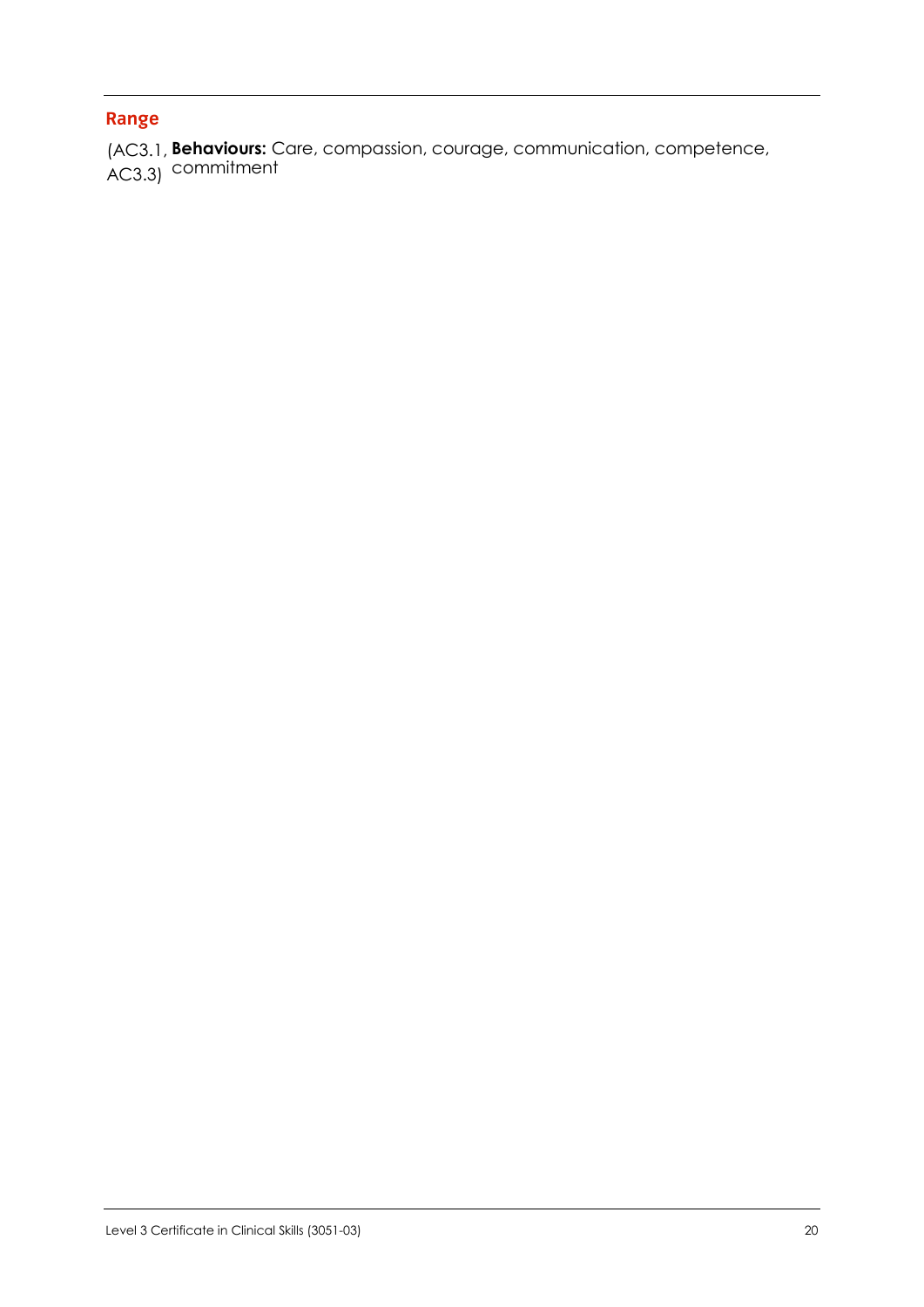## Range

(AC3.1, AC3.3) **Behaviours:** Care, compassion, courage, communication, competence, commitment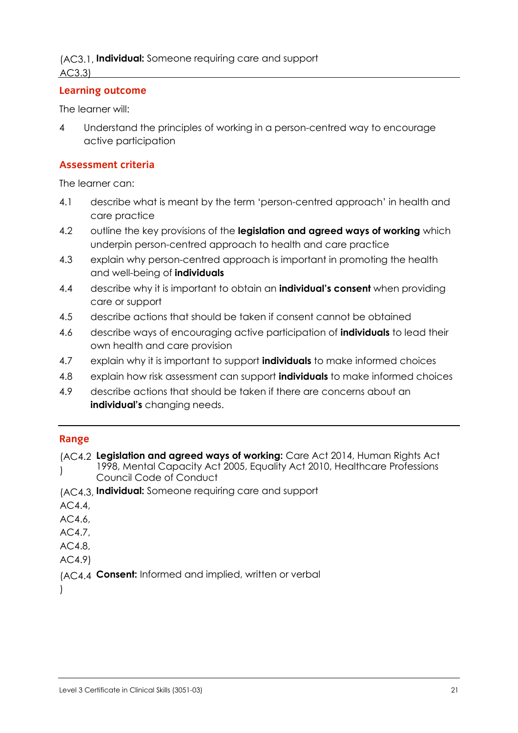| | |
|---|---|
| (AC3.1, AC3.3) | **Individual:** Someone requiring care and support |

## Learning outcome

The learner will:

4 Understand the principles of working in a person-centred way to encourage active participation

## Assessment criteria

The learner can:

4.1 describe what is meant by the term 'person-centred approach' in health and care practice

4.2 outline the key provisions of the **legislation and agreed ways of working** which underpin person-centred approach to health and care practice

4.3 explain why person-centred approach is important in promoting the health and well-being of **individuals**

4.4 describe why it is important to obtain an **individual's consent** when providing care or support

4.5 describe actions that should be taken if consent cannot be obtained

4.6 describe ways of encouraging active participation of **individuals** to lead their own health and care provision

4.7 explain why it is important to support **individuals** to make informed choices

4.8 explain how risk assessment can support **individuals** to make informed choices

4.9 describe actions that should be taken if there are concerns about an **individual's** changing needs.

## Range

| | |
|---|---|
| (AC4.2) | **Legislation and agreed ways of working:** Care Act 2014, Human Rights Act 1998, Mental Capacity Act 2005, Equality Act 2010, Healthcare Professions Council Code of Conduct |
| (AC4.3, AC4.4, AC4.6, AC4.7, AC4.8, AC4.9) | **Individual:** Someone requiring care and support |
| (AC4.4) | **Consent:** Informed and implied, written or verbal |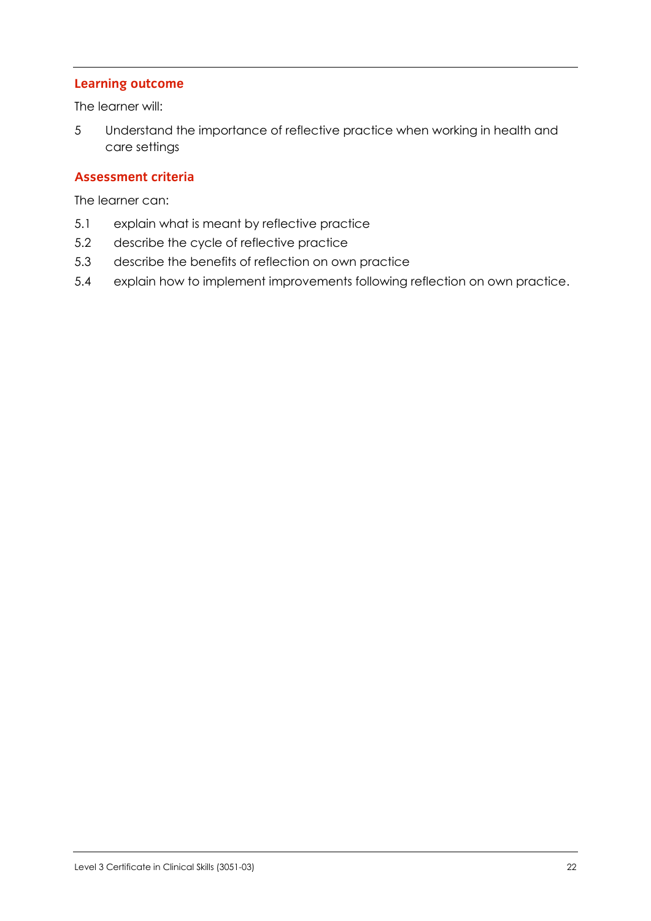## Learning outcome

The learner will:

5 Understand the importance of reflective practice when working in health and care settings

## Assessment criteria

The learner can:

5.1 explain what is meant by reflective practice

5.2 describe the cycle of reflective practice

5.3 describe the benefits of reflection on own practice

5.4 explain how to implement improvements following reflection on own practice.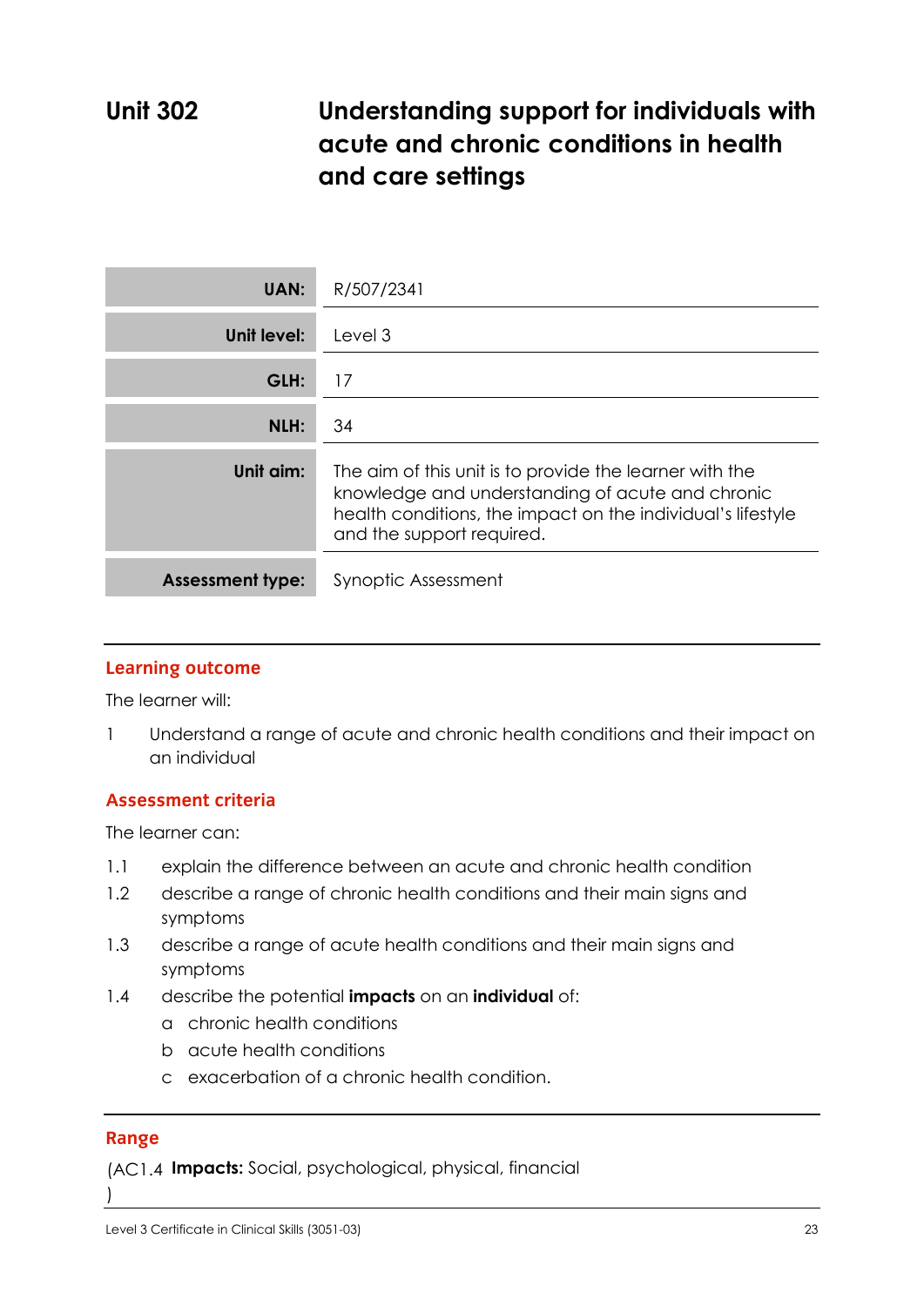# Unit 302 Understanding support for individuals with acute and chronic conditions in health and care settings

| | |
|---|---|
| **UAN:** | R/507/2341 |
| **Unit level:** | Level 3 |
| **GLH:** | 17 |
| **NLH:** | 34 |
| **Unit aim:** | The aim of this unit is to provide the learner with the knowledge and understanding of acute and chronic health conditions, the impact on the individual's lifestyle and the support required. |
| **Assessment type:** | Synoptic Assessment |

## Learning outcome

The learner will:

1 Understand a range of acute and chronic health conditions and their impact on an individual

## Assessment criteria

The learner can:

1.1 explain the difference between an acute and chronic health condition

1.2 describe a range of chronic health conditions and their main signs and symptoms

1.3 describe a range of acute health conditions and their main signs and symptoms

1.4 describe the potential **impacts** on an **individual** of:

- a chronic health conditions
- b acute health conditions
- c exacerbation of a chronic health condition.

## Range

(AC1.4) **Impacts:** Social, psychological, physical, financial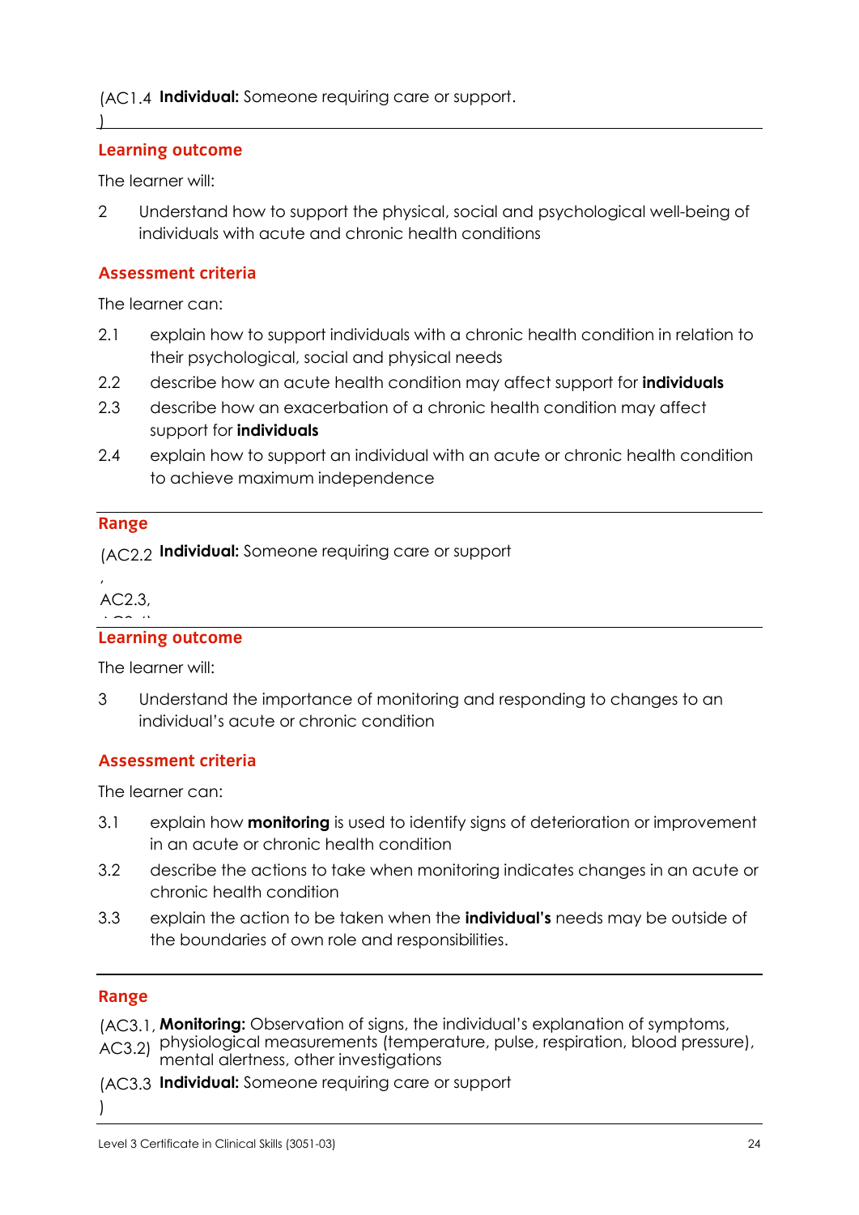(AC1.4) **Individual:** Someone requiring care or support.

## Learning outcome

The learner will:

2 Understand how to support the physical, social and psychological well-being of individuals with acute and chronic health conditions

## Assessment criteria

The learner can:

2.1 explain how to support individuals with a chronic health condition in relation to their psychological, social and physical needs

2.2 describe how an acute health condition may affect support for **individuals**

2.3 describe how an exacerbation of a chronic health condition may affect support for **individuals**

2.4 explain how to support an individual with an acute or chronic health condition to achieve maximum independence

## Range

(AC2.2, AC2.3, AC2.4) **Individual:** Someone requiring care or support

## Learning outcome

The learner will:

3 Understand the importance of monitoring and responding to changes to an individual's acute or chronic condition

## Assessment criteria

The learner can:

3.1 explain how **monitoring** is used to identify signs of deterioration or improvement in an acute or chronic health condition

3.2 describe the actions to take when monitoring indicates changes in an acute or chronic health condition

3.3 explain the action to be taken when the **individual's** needs may be outside of the boundaries of own role and responsibilities.

## Range

(AC3.1, AC3.2) **Monitoring:** Observation of signs, the individual's explanation of symptoms, physiological measurements (temperature, pulse, respiration, blood pressure), mental alertness, other investigations

(AC3.3) **Individual:** Someone requiring care or support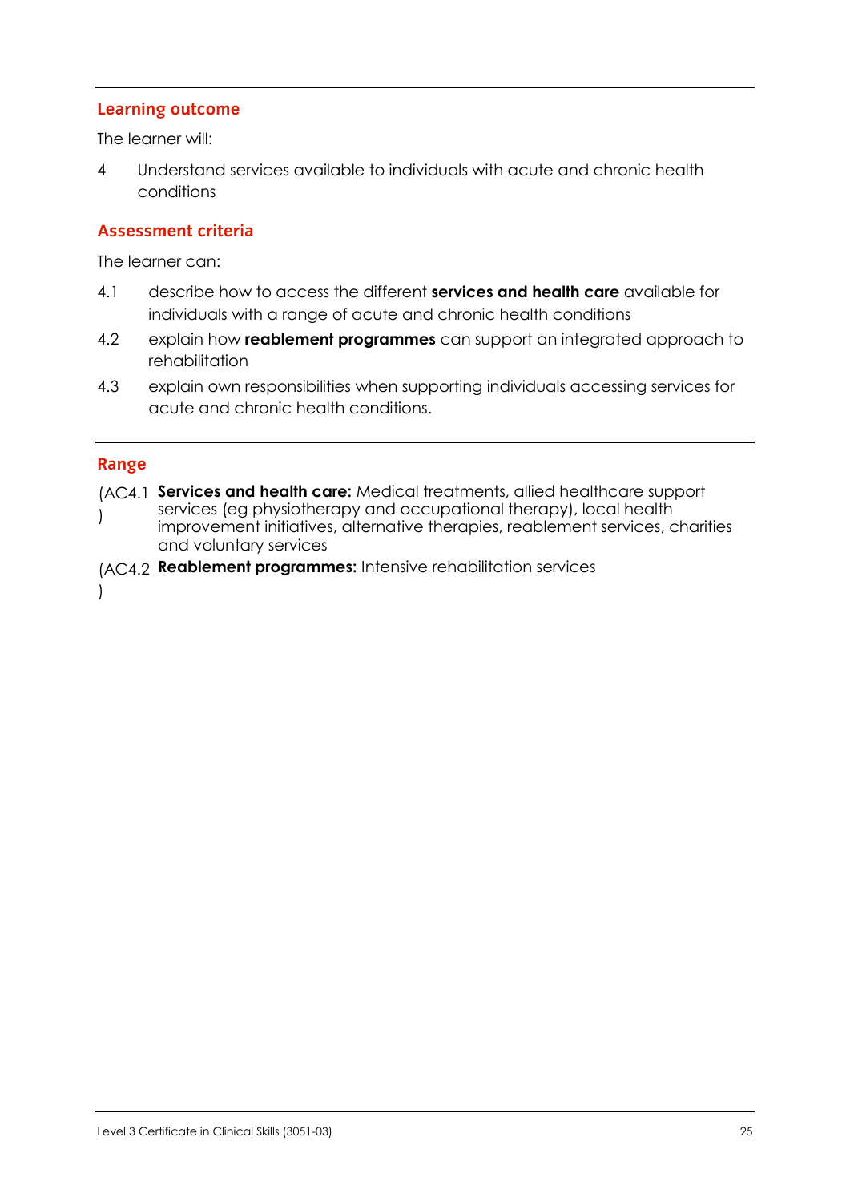## Learning outcome

The learner will:

4 Understand services available to individuals with acute and chronic health conditions

## Assessment criteria

The learner can:

4.1 describe how to access the different **services and health care** available for individuals with a range of acute and chronic health conditions

4.2 explain how **reablement programmes** can support an integrated approach to rehabilitation

4.3 explain own responsibilities when supporting individuals accessing services for acute and chronic health conditions.

## Range

(AC4.1) **Services and health care:** Medical treatments, allied healthcare support services (eg physiotherapy and occupational therapy), local health improvement initiatives, alternative therapies, reablement services, charities and voluntary services

(AC4.2) **Reablement programmes:** Intensive rehabilitation services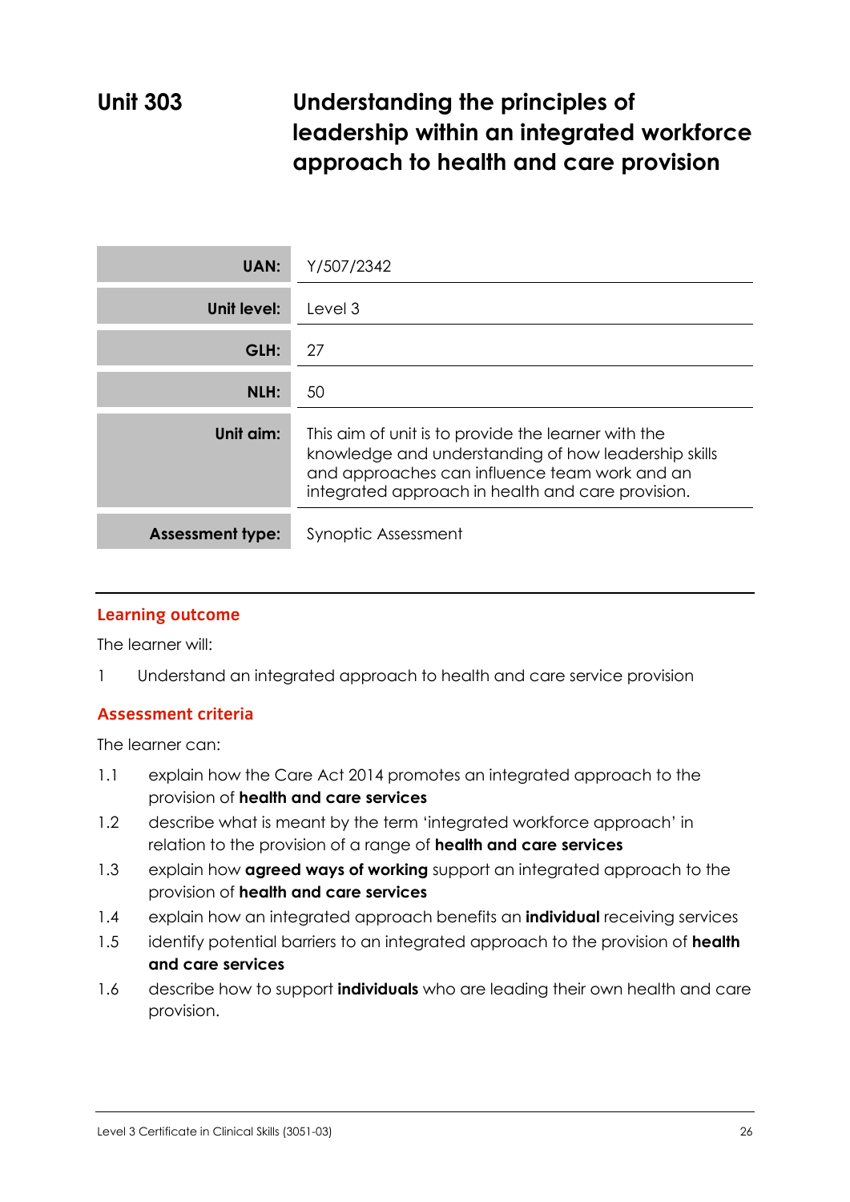# Unit 303 Understanding the principles of leadership within an integrated workforce approach to health and care provision

| | |
|---|---|
| **UAN:** | Y/507/2342 |
| **Unit level:** | Level 3 |
| **GLH:** | 27 |
| **NLH:** | 50 |
| **Unit aim:** | This aim of unit is to provide the learner with the knowledge and understanding of how leadership skills and approaches can influence team work and an integrated approach in health and care provision. |
| **Assessment type:** | Synoptic Assessment |

## Learning outcome

The learner will:

1 Understand an integrated approach to health and care service provision

## Assessment criteria

The learner can:

1.1 explain how the Care Act 2014 promotes an integrated approach to the provision of **health and care services**

1.2 describe what is meant by the term 'integrated workforce approach' in relation to the provision of a range of **health and care services**

1.3 explain how **agreed ways of working** support an integrated approach to the provision of **health and care services**

1.4 explain how an integrated approach benefits an **individual** receiving services

1.5 identify potential barriers to an integrated approach to the provision of **health and care services**

1.6 describe how to support **individuals** who are leading their own health and care provision.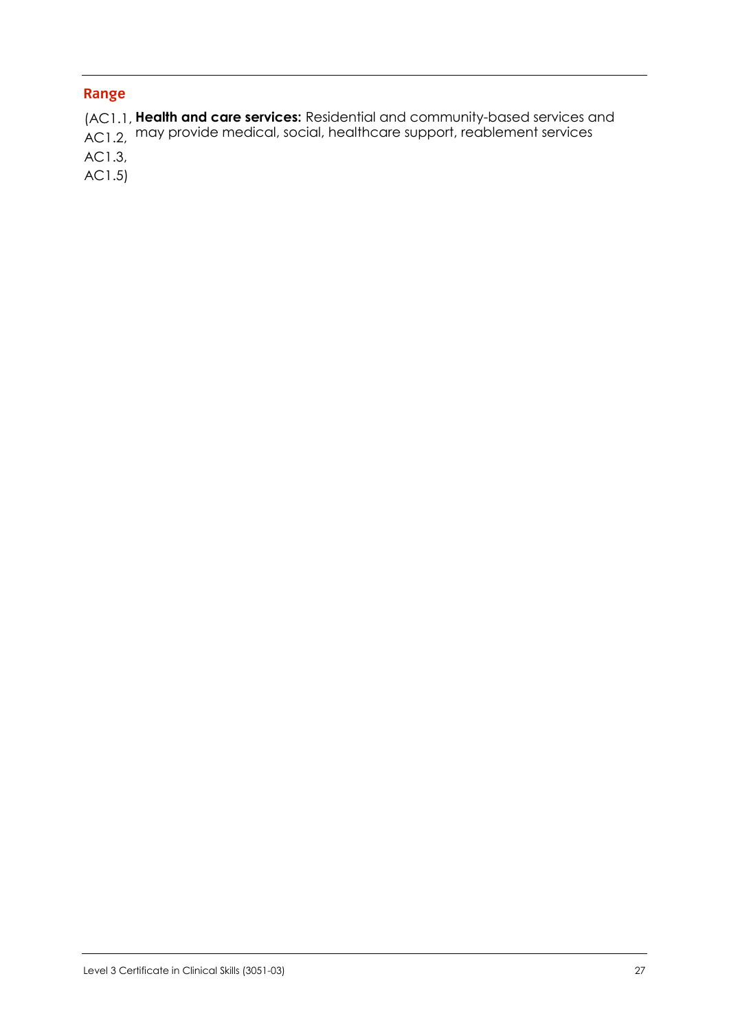## Range

| | |
|---|---|
| (AC1.1, AC1.2, AC1.3, AC1.5) | **Health and care services:** Residential and community-based services and may provide medical, social, healthcare support, reablement services |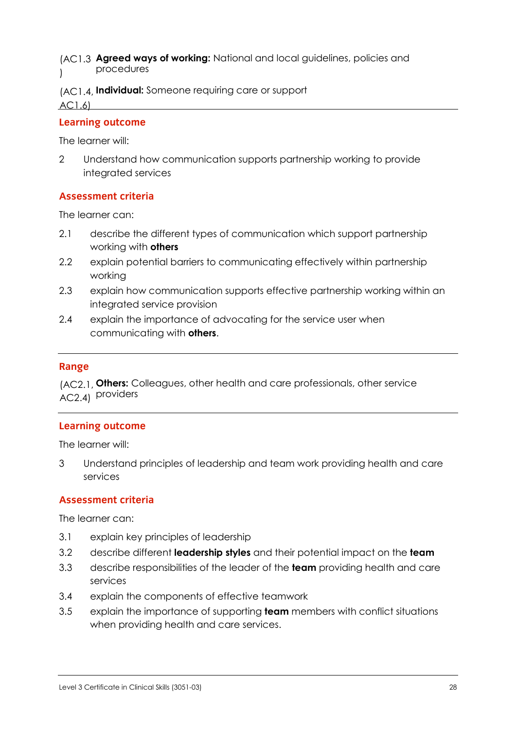| | |
|---|---|
| (AC1.3) | **Agreed ways of working:** National and local guidelines, policies and procedures |
| (AC1.4, AC1.6) | **Individual:** Someone requiring care or support |

## Learning outcome

The learner will:

2 Understand how communication supports partnership working to provide integrated services

## Assessment criteria

The learner can:

2.1 describe the different types of communication which support partnership working with **others**

2.2 explain potential barriers to communicating effectively within partnership working

2.3 explain how communication supports effective partnership working within an integrated service provision

2.4 explain the importance of advocating for the service user when communicating with **others**.

## Range

| | |
|---|---|
| (AC2.1, AC2.4) | **Others:** Colleagues, other health and care professionals, other service providers |

## Learning outcome

The learner will:

3 Understand principles of leadership and team work providing health and care services

## Assessment criteria

The learner can:

3.1 explain key principles of leadership

3.2 describe different **leadership styles** and their potential impact on the **team**

3.3 describe responsibilities of the leader of the **team** providing health and care services

3.4 explain the components of effective teamwork

3.5 explain the importance of supporting **team** members with conflict situations when providing health and care services.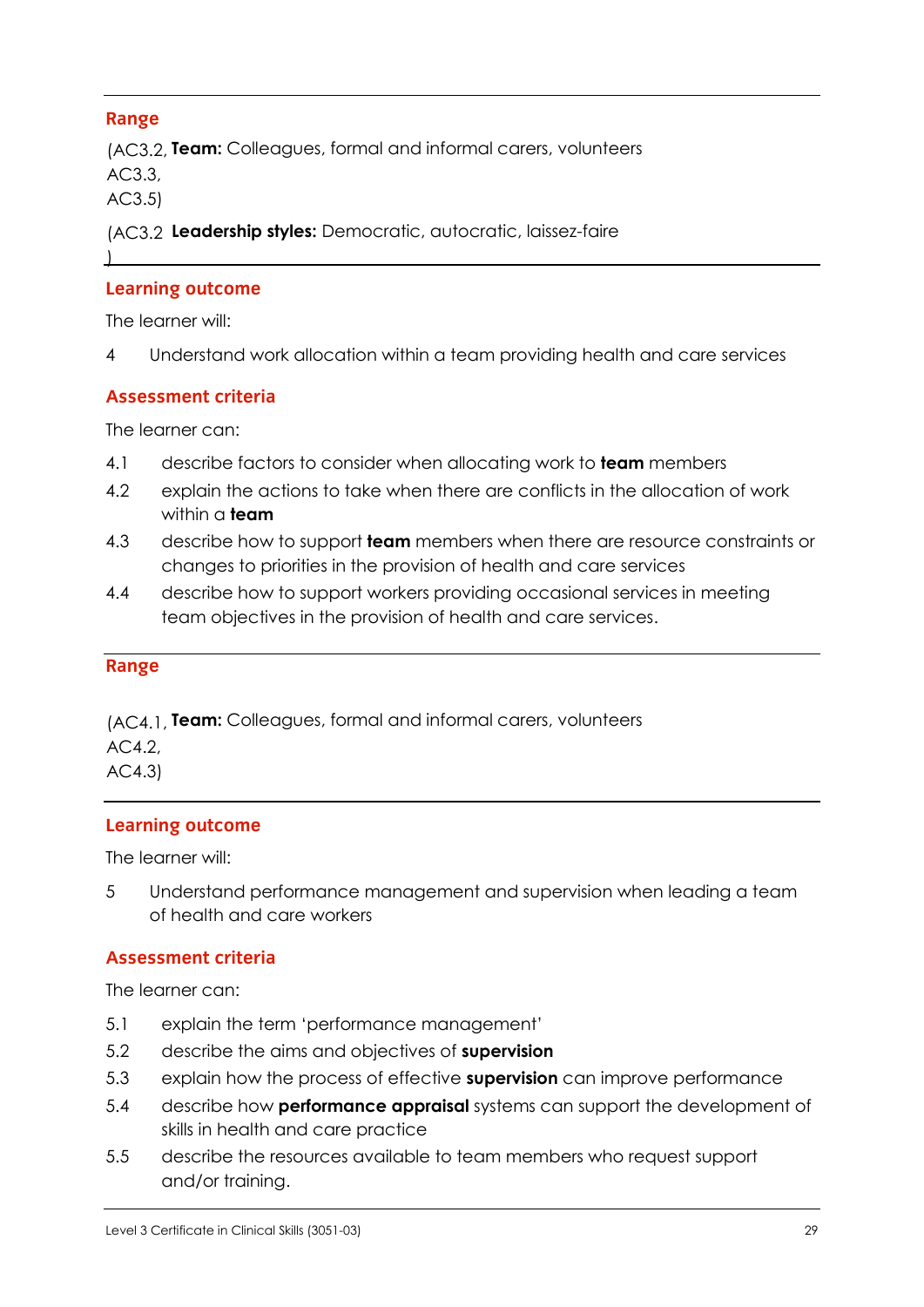## Range

(AC3.2, AC3.3, AC3.5) **Team:** Colleagues, formal and informal carers, volunteers

(AC3.2) **Leadership styles:** Democratic, autocratic, laissez-faire

## Learning outcome

The learner will:

4 Understand work allocation within a team providing health and care services

## Assessment criteria

The learner can:

4.1 describe factors to consider when allocating work to **team** members

4.2 explain the actions to take when there are conflicts in the allocation of work within a **team**

4.3 describe how to support **team** members when there are resource constraints or changes to priorities in the provision of health and care services

4.4 describe how to support workers providing occasional services in meeting team objectives in the provision of health and care services.

## Range

(AC4.1, AC4.2, AC4.3) **Team:** Colleagues, formal and informal carers, volunteers

## Learning outcome

The learner will:

5 Understand performance management and supervision when leading a team of health and care workers

## Assessment criteria

The learner can:

5.1 explain the term 'performance management'

5.2 describe the aims and objectives of **supervision**

5.3 explain how the process of effective **supervision** can improve performance

5.4 describe how **performance appraisal** systems can support the development of skills in health and care practice

5.5 describe the resources available to team members who request support and/or training.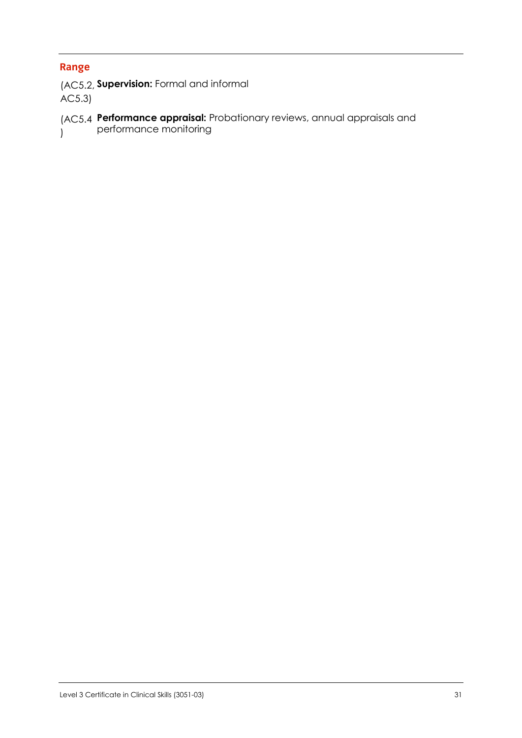## Range

(AC5.2, AC5.3) **Supervision:** Formal and informal

(AC5.4) **Performance appraisal:** Probationary reviews, annual appraisals and performance monitoring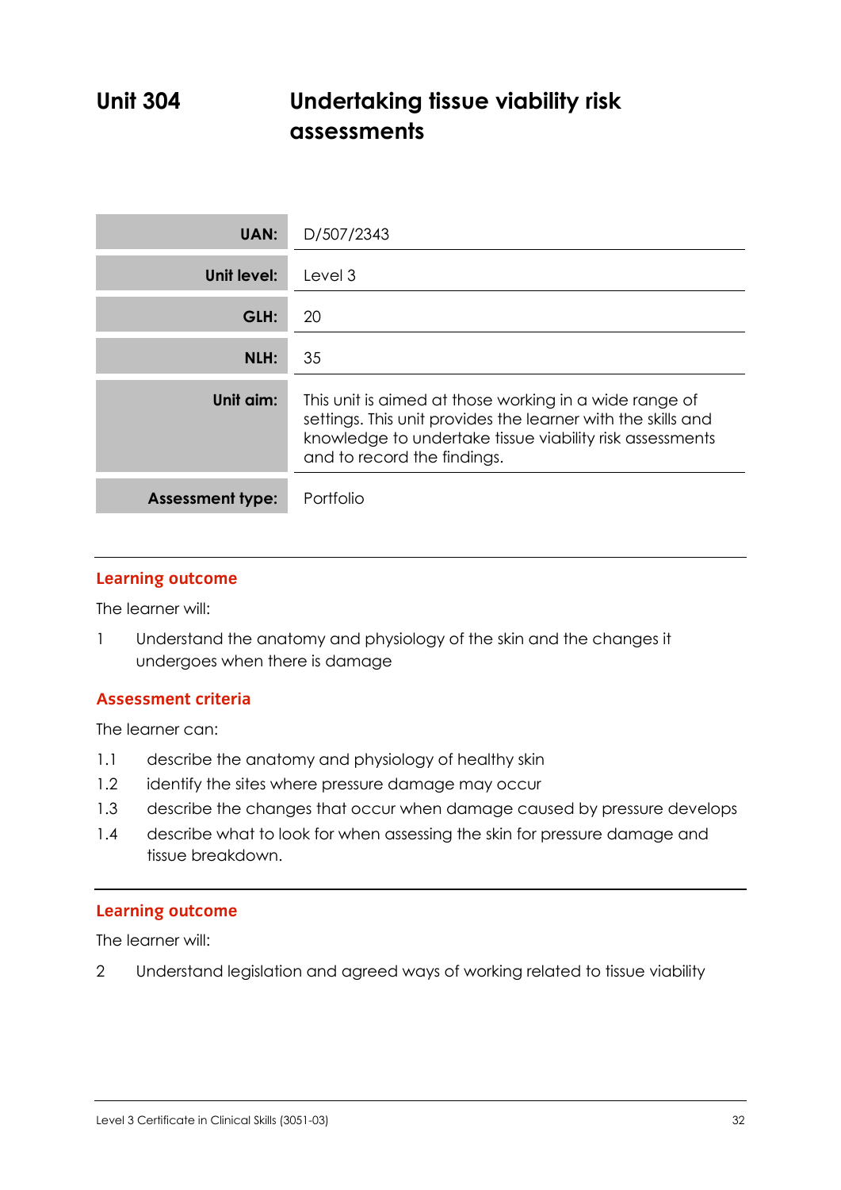# Unit 304 Undertaking tissue viability risk assessments

| | |
|---|---|
| **UAN:** | D/507/2343 |
| **Unit level:** | Level 3 |
| **GLH:** | 20 |
| **NLH:** | 35 |
| **Unit aim:** | This unit is aimed at those working in a wide range of settings. This unit provides the learner with the skills and knowledge to undertake tissue viability risk assessments and to record the findings. |
| **Assessment type:** | Portfolio |

## Learning outcome

The learner will:

1 Understand the anatomy and physiology of the skin and the changes it undergoes when there is damage

## Assessment criteria

The learner can:

1.1 describe the anatomy and physiology of healthy skin

1.2 identify the sites where pressure damage may occur

1.3 describe the changes that occur when damage caused by pressure develops

1.4 describe what to look for when assessing the skin for pressure damage and tissue breakdown.

## Learning outcome

The learner will:

2 Understand legislation and agreed ways of working related to tissue viability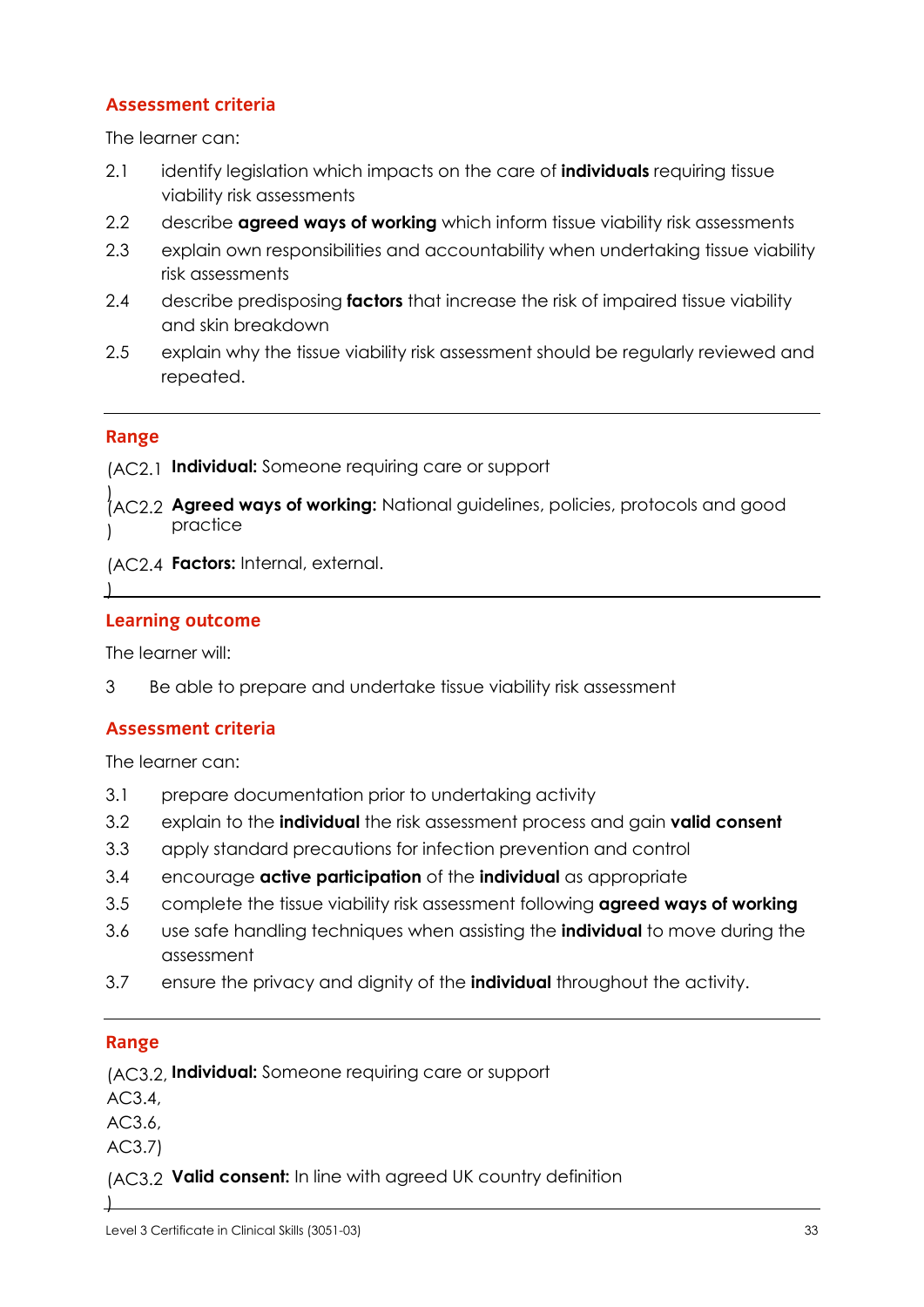## Assessment criteria

The learner can:

2.1 identify legislation which impacts on the care of **individuals** requiring tissue viability risk assessments

2.2 describe **agreed ways of working** which inform tissue viability risk assessments

2.3 explain own responsibilities and accountability when undertaking tissue viability risk assessments

2.4 describe predisposing **factors** that increase the risk of impaired tissue viability and skin breakdown

2.5 explain why the tissue viability risk assessment should be regularly reviewed and repeated.

---

## Range

(AC2.1) **Individual:** Someone requiring care or support

(AC2.2) **Agreed ways of working:** National guidelines, policies, protocols and good practice

(AC2.4) **Factors:** Internal, external.

---

## Learning outcome

The learner will:

3 Be able to prepare and undertake tissue viability risk assessment

## Assessment criteria

The learner can:

3.1 prepare documentation prior to undertaking activity

3.2 explain to the **individual** the risk assessment process and gain **valid consent**

3.3 apply standard precautions for infection prevention and control

3.4 encourage **active participation** of the **individual** as appropriate

3.5 complete the tissue viability risk assessment following **agreed ways of working**

3.6 use safe handling techniques when assisting the **individual** to move during the assessment

3.7 ensure the privacy and dignity of the **individual** throughout the activity.

---

## Range

(AC3.2, AC3.4, AC3.6, AC3.7) **Individual:** Someone requiring care or support

(AC3.2) **Valid consent:** In line with agreed UK country definition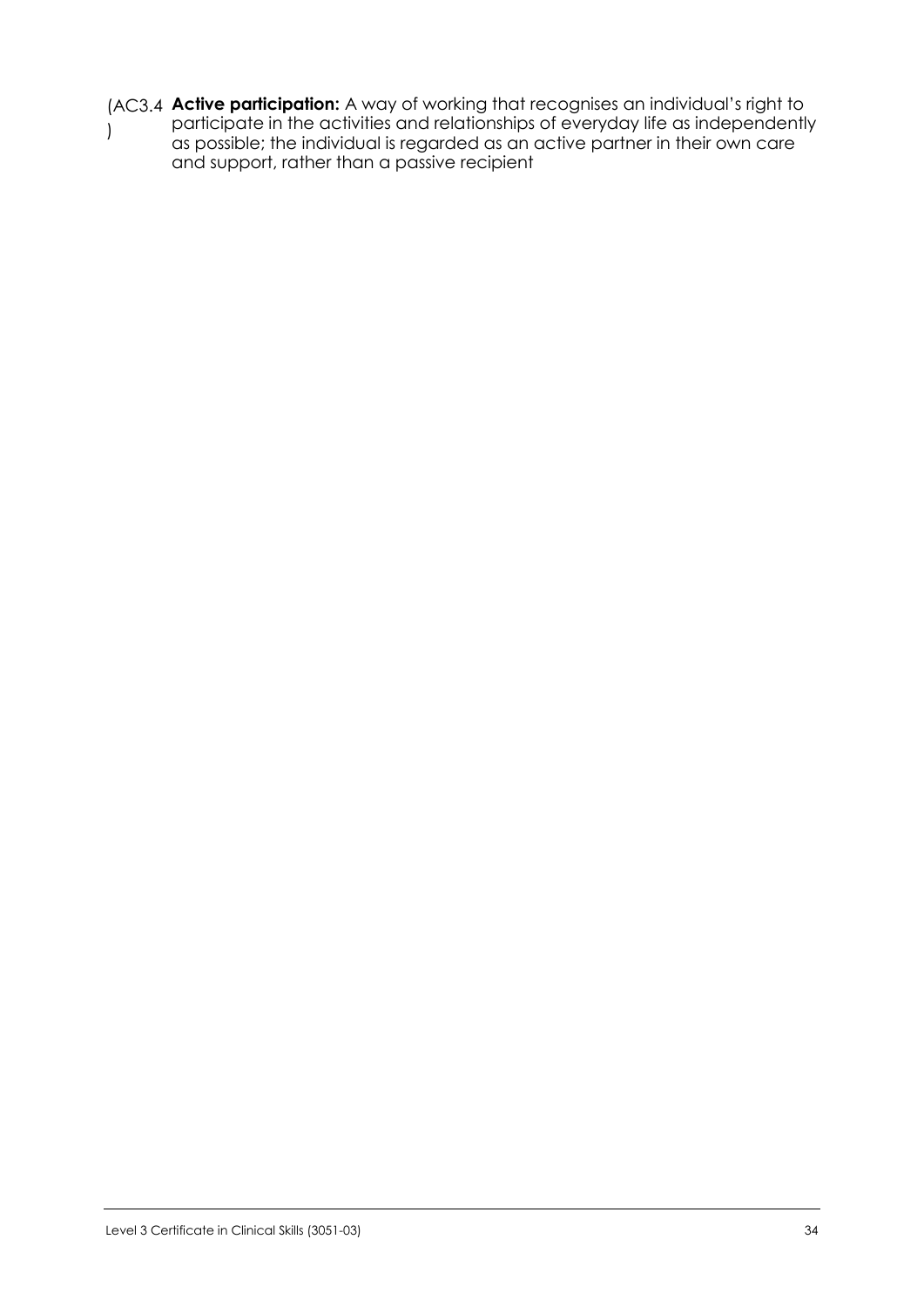(AC3.4) **Active participation:** A way of working that recognises an individual's right to participate in the activities and relationships of everyday life as independently as possible; the individual is regarded as an active partner in their own care and support, rather than a passive recipient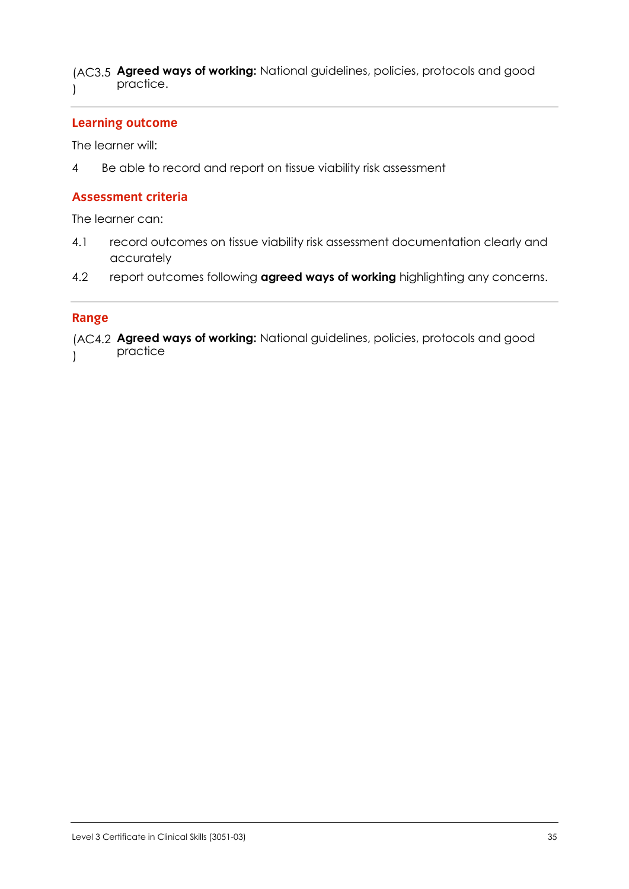(AC3.5) **Agreed ways of working:** National guidelines, policies, protocols and good practice.

---

## Learning outcome

The learner will:

4 Be able to record and report on tissue viability risk assessment

## Assessment criteria

The learner can:

4.1 record outcomes on tissue viability risk assessment documentation clearly and accurately

4.2 report outcomes following **agreed ways of working** highlighting any concerns.

---

## Range

(AC4.2) **Agreed ways of working:** National guidelines, policies, protocols and good practice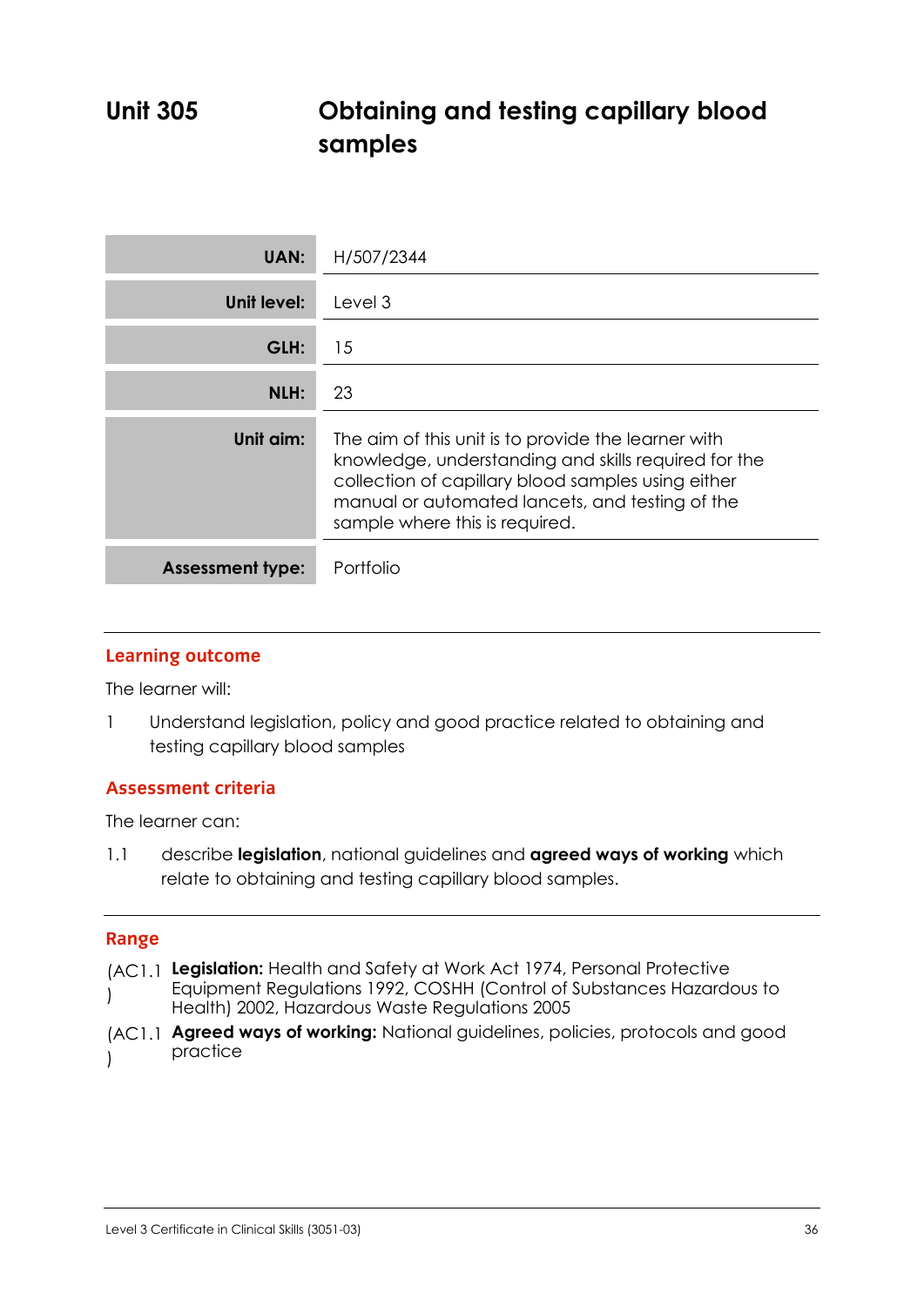# Unit 305 Obtaining and testing capillary blood samples

| | |
|---|---|
| **UAN:** | H/507/2344 |
| **Unit level:** | Level 3 |
| **GLH:** | 15 |
| **NLH:** | 23 |
| **Unit aim:** | The aim of this unit is to provide the learner with knowledge, understanding and skills required for the collection of capillary blood samples using either manual or automated lancets, and testing of the sample where this is required. |
| **Assessment type:** | Portfolio |

## Learning outcome

The learner will:

1 Understand legislation, policy and good practice related to obtaining and testing capillary blood samples

## Assessment criteria

The learner can:

1.1 describe **legislation**, national guidelines and **agreed ways of working** which relate to obtaining and testing capillary blood samples.

## Range

(AC1.1) **Legislation:** Health and Safety at Work Act 1974, Personal Protective Equipment Regulations 1992, COSHH (Control of Substances Hazardous to Health) 2002, Hazardous Waste Regulations 2005

(AC1.1) **Agreed ways of working:** National guidelines, policies, protocols and good practice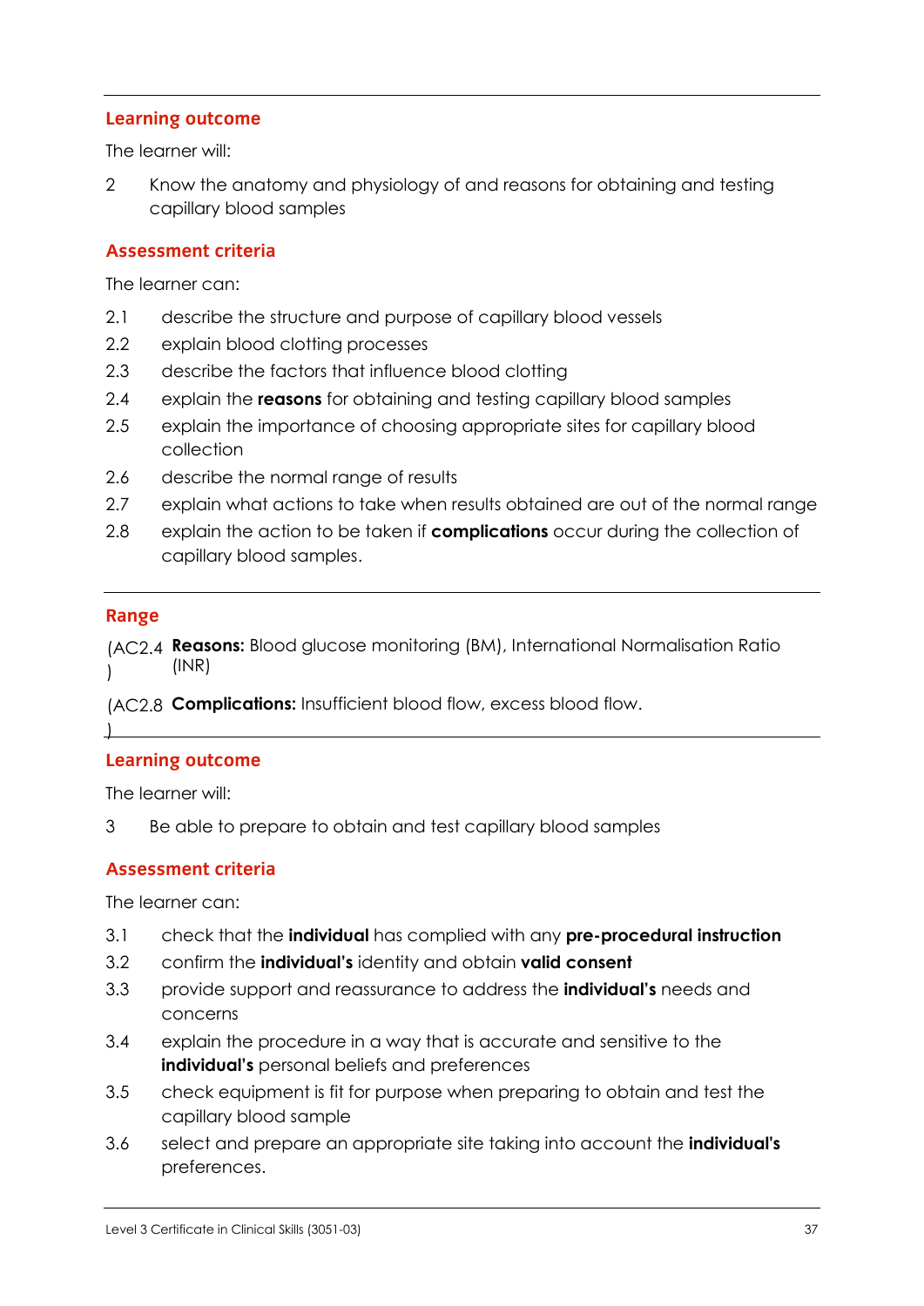## Learning outcome

The learner will:

2 Know the anatomy and physiology of and reasons for obtaining and testing capillary blood samples

## Assessment criteria

The learner can:

2.1 describe the structure and purpose of capillary blood vessels
2.2 explain blood clotting processes
2.3 describe the factors that influence blood clotting
2.4 explain the **reasons** for obtaining and testing capillary blood samples
2.5 explain the importance of choosing appropriate sites for capillary blood collection
2.6 describe the normal range of results
2.7 explain what actions to take when results obtained are out of the normal range
2.8 explain the action to be taken if **complications** occur during the collection of capillary blood samples.

## Range

(AC2.4) **Reasons:** Blood glucose monitoring (BM), International Normalisation Ratio (INR)

(AC2.8) **Complications:** Insufficient blood flow, excess blood flow.

## Learning outcome

The learner will:

3 Be able to prepare to obtain and test capillary blood samples

## Assessment criteria

The learner can:

3.1 check that the **individual** has complied with any **pre-procedural instruction**
3.2 confirm the **individual's** identity and obtain **valid consent**
3.3 provide support and reassurance to address the **individual's** needs and concerns
3.4 explain the procedure in a way that is accurate and sensitive to the **individual's** personal beliefs and preferences
3.5 check equipment is fit for purpose when preparing to obtain and test the capillary blood sample
3.6 select and prepare an appropriate site taking into account the **individual's** preferences.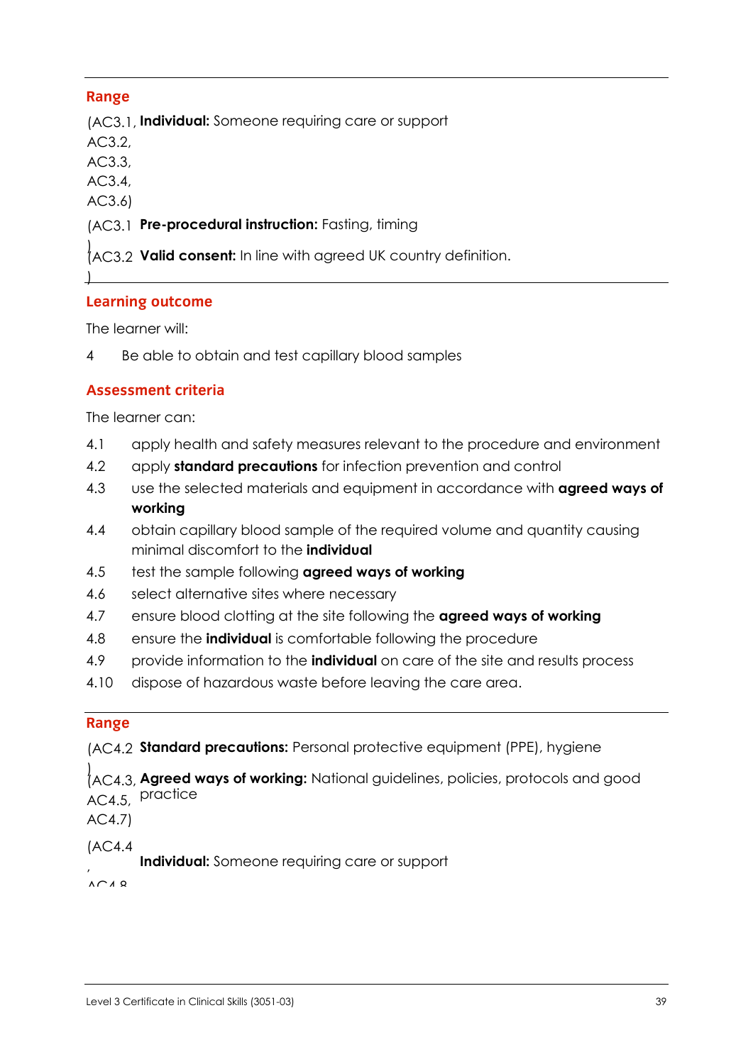## Range

| | |
|---|---|
| (AC3.1, AC3.2, AC3.3, AC3.4, AC3.6) | **Individual:** Someone requiring care or support |
| (AC3.1) | **Pre-procedural instruction:** Fasting, timing |
| (AC3.2) | **Valid consent:** In line with agreed UK country definition. |

## Learning outcome

The learner will:

4 Be able to obtain and test capillary blood samples

## Assessment criteria

The learner can:

4.1 apply health and safety measures relevant to the procedure and environment
4.2 apply **standard precautions** for infection prevention and control
4.3 use the selected materials and equipment in accordance with **agreed ways of working**
4.4 obtain capillary blood sample of the required volume and quantity causing minimal discomfort to the **individual**
4.5 test the sample following **agreed ways of working**
4.6 select alternative sites where necessary
4.7 ensure blood clotting at the site following the **agreed ways of working**
4.8 ensure the **individual** is comfortable following the procedure
4.9 provide information to the **individual** on care of the site and results process
4.10 dispose of hazardous waste before leaving the care area.

## Range

| | |
|---|---|
| (AC4.2) | **Standard precautions:** Personal protective equipment (PPE), hygiene |
| (AC4.3, AC4.5, AC4.7) | **Agreed ways of working:** National guidelines, policies, protocols and good practice |
| (AC4.4, AC4.8 | **Individual:** Someone requiring care or support |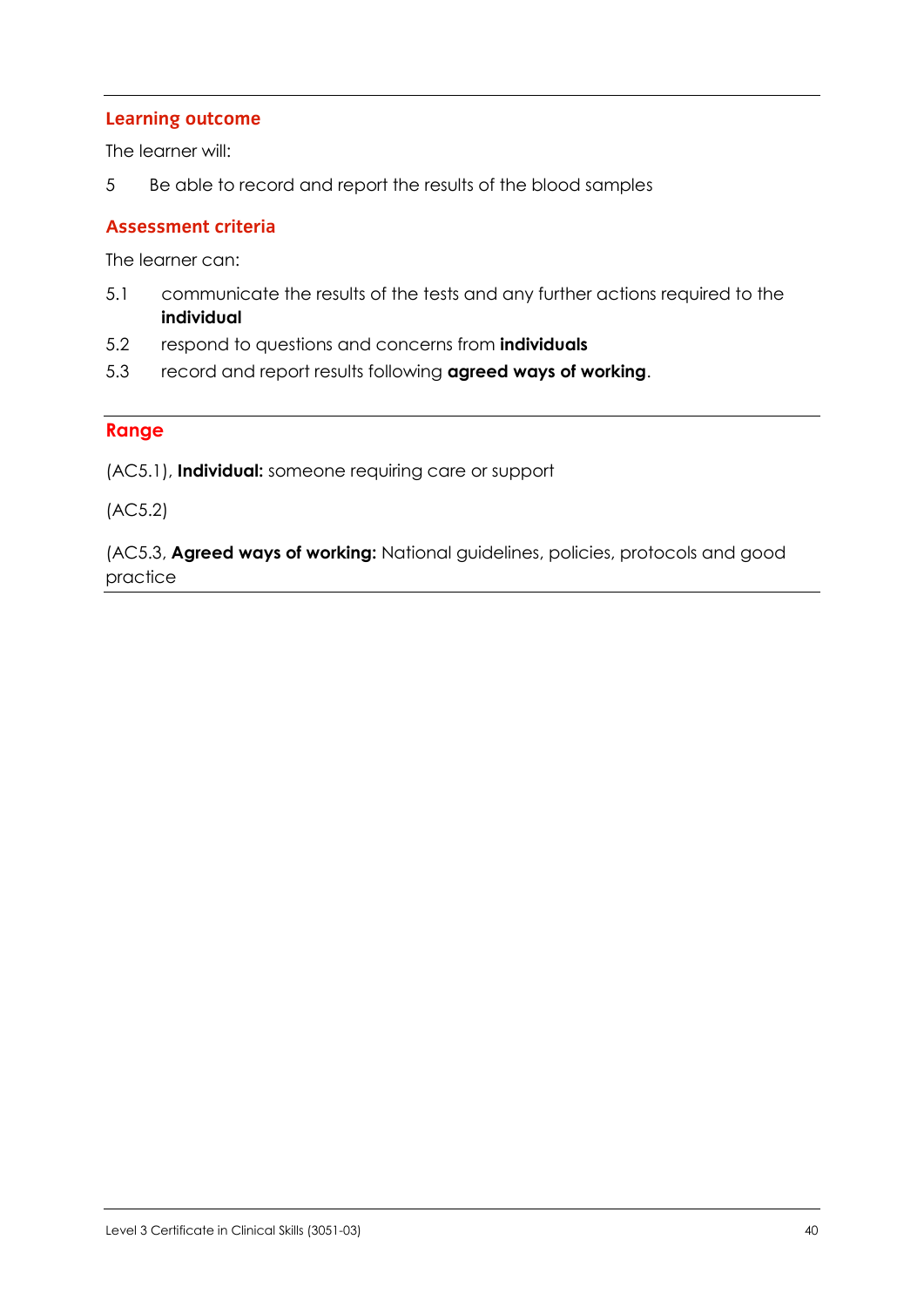## Learning outcome

The learner will:

5 Be able to record and report the results of the blood samples

## Assessment criteria

The learner can:

5.1 communicate the results of the tests and any further actions required to the **individual**

5.2 respond to questions and concerns from **individuals**

5.3 record and report results following **agreed ways of working**.

## Range

(AC5.1), **Individual:** someone requiring care or support

(AC5.2)

(AC5.3, **Agreed ways of working:** National guidelines, policies, protocols and good practice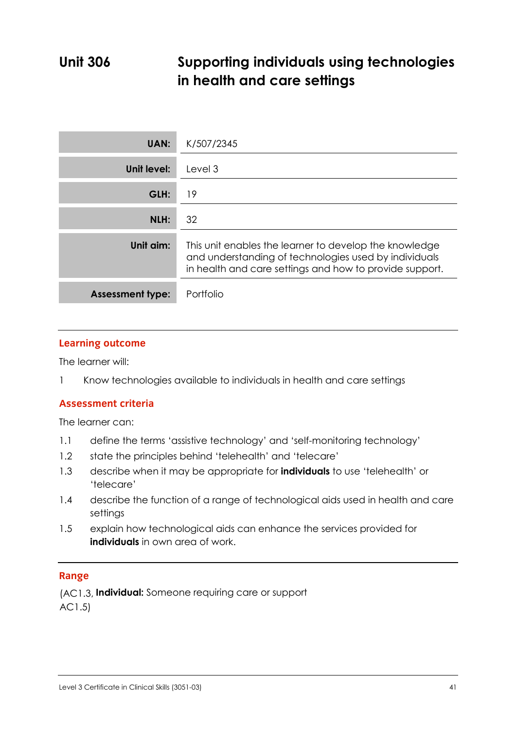# Unit 306 Supporting individuals using technologies in health and care settings

| | |
|---|---|
| **UAN:** | K/507/2345 |
| **Unit level:** | Level 3 |
| **GLH:** | 19 |
| **NLH:** | 32 |
| **Unit aim:** | This unit enables the learner to develop the knowledge and understanding of technologies used by individuals in health and care settings and how to provide support. |
| **Assessment type:** | Portfolio |

## Learning outcome

The learner will:

1 Know technologies available to individuals in health and care settings

## Assessment criteria

The learner can:

1.1 define the terms 'assistive technology' and 'self-monitoring technology'

1.2 state the principles behind 'telehealth' and 'telecare'

1.3 describe when it may be appropriate for **individuals** to use 'telehealth' or 'telecare'

1.4 describe the function of a range of technological aids used in health and care settings

1.5 explain how technological aids can enhance the services provided for **individuals** in own area of work.

## Range

(AC1.3, AC1.5) **Individual:** Someone requiring care or support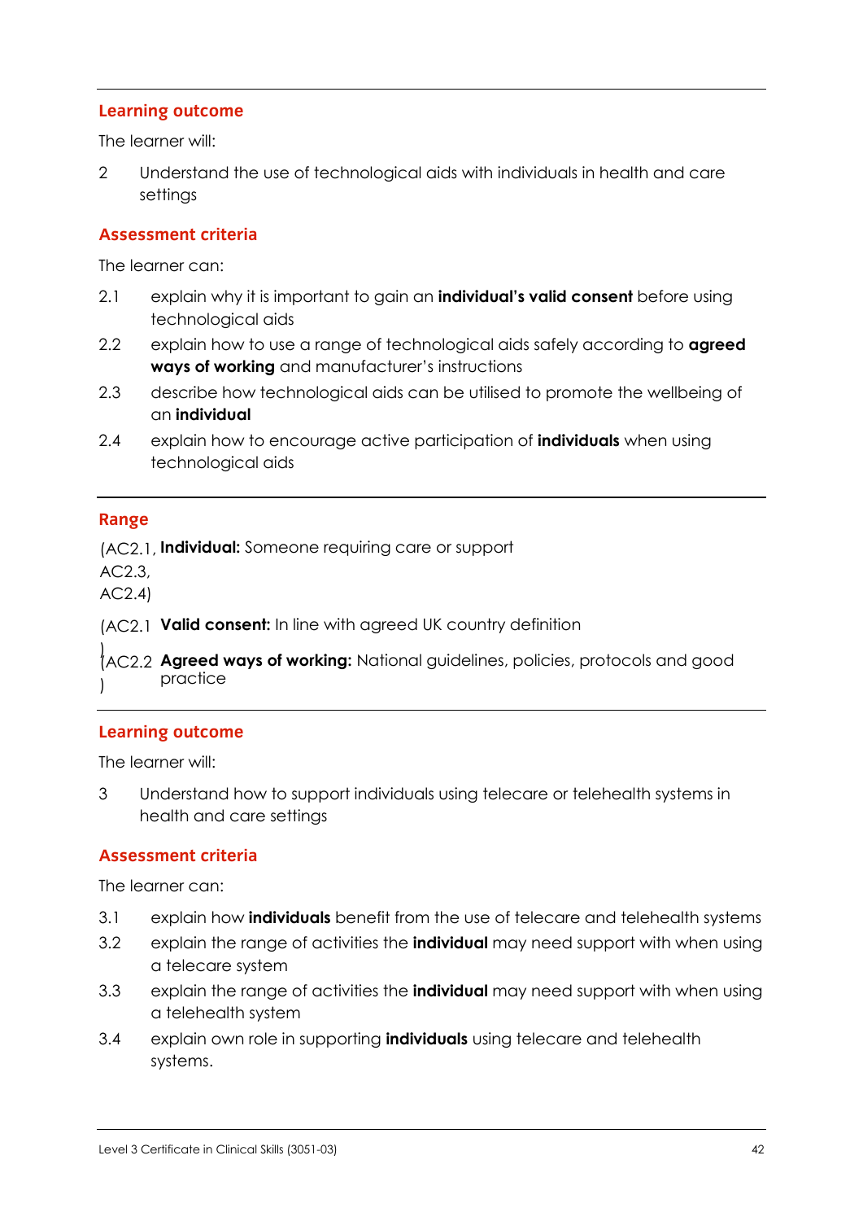## Learning outcome

The learner will:

2 Understand the use of technological aids with individuals in health and care settings

## Assessment criteria

The learner can:

2.1 explain why it is important to gain an **individual's valid consent** before using technological aids

2.2 explain how to use a range of technological aids safely according to **agreed ways of working** and manufacturer's instructions

2.3 describe how technological aids can be utilised to promote the wellbeing of an **individual**

2.4 explain how to encourage active participation of **individuals** when using technological aids

## Range

(AC2.1, AC2.3, AC2.4) **Individual:** Someone requiring care or support

(AC2.1) **Valid consent:** In line with agreed UK country definition

(AC2.2) **Agreed ways of working:** National guidelines, policies, protocols and good practice

## Learning outcome

The learner will:

3 Understand how to support individuals using telecare or telehealth systems in health and care settings

## Assessment criteria

The learner can:

3.1 explain how **individuals** benefit from the use of telecare and telehealth systems

3.2 explain the range of activities the **individual** may need support with when using a telecare system

3.3 explain the range of activities the **individual** may need support with when using a telehealth system

3.4 explain own role in supporting **individuals** using telecare and telehealth systems.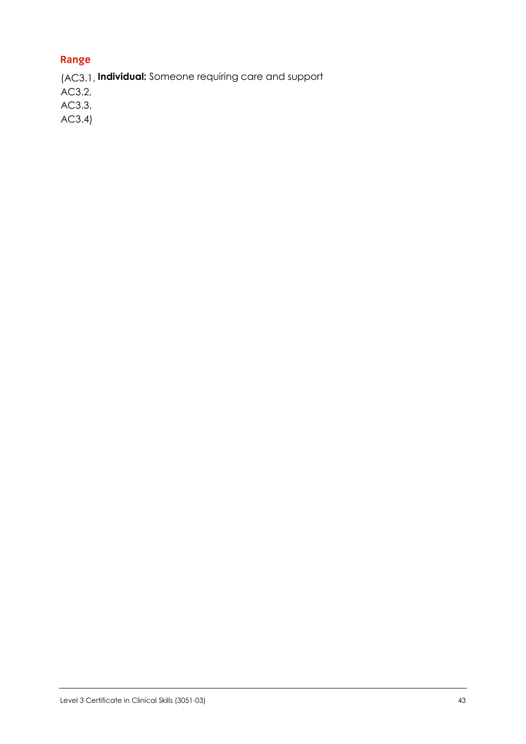## Range

| | |
|---|---|
| (AC3.1, AC3.2, AC3.3, AC3.4) | **Individual:** Someone requiring care and support |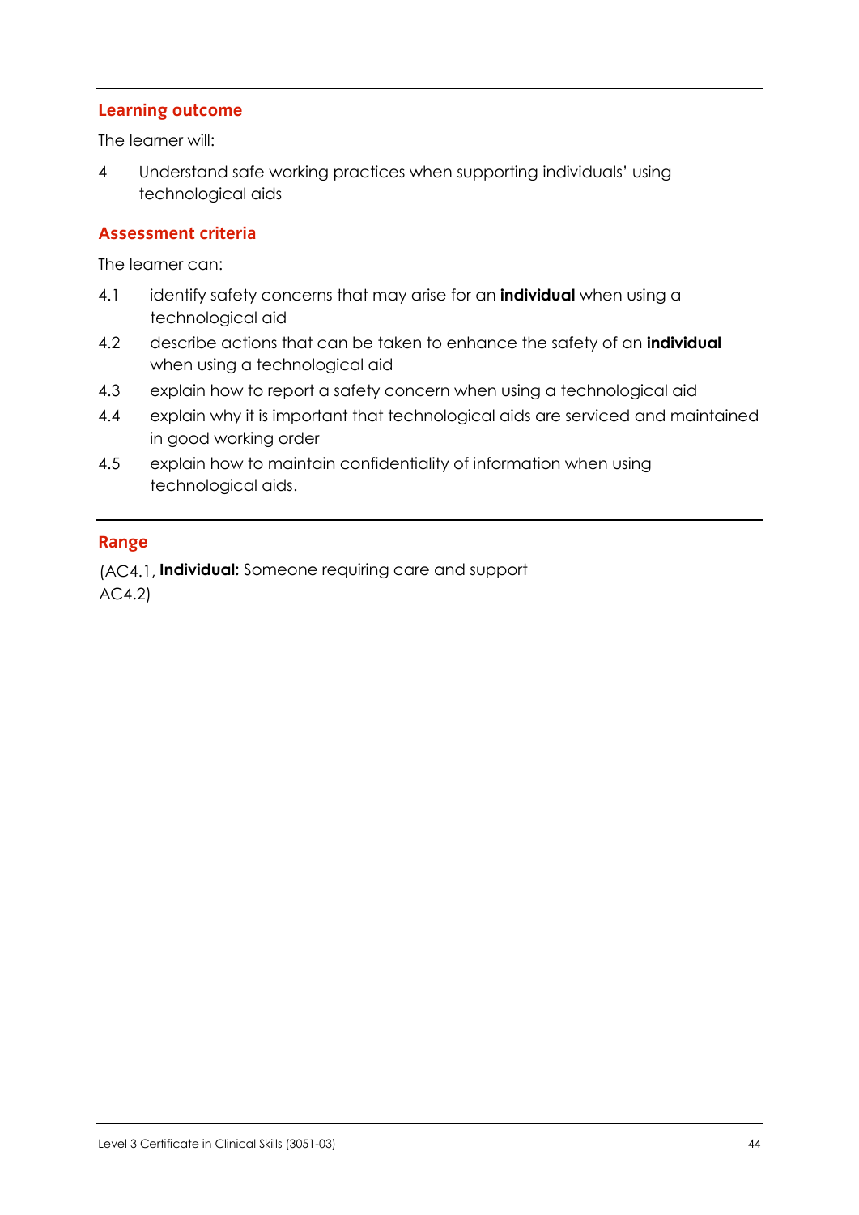## Learning outcome

The learner will:

4 Understand safe working practices when supporting individuals' using technological aids

## Assessment criteria

The learner can:

4.1 identify safety concerns that may arise for an **individual** when using a technological aid

4.2 describe actions that can be taken to enhance the safety of an **individual** when using a technological aid

4.3 explain how to report a safety concern when using a technological aid

4.4 explain why it is important that technological aids are serviced and maintained in good working order

4.5 explain how to maintain confidentiality of information when using technological aids.

## Range

(AC4.1, AC4.2) **Individual:** Someone requiring care and support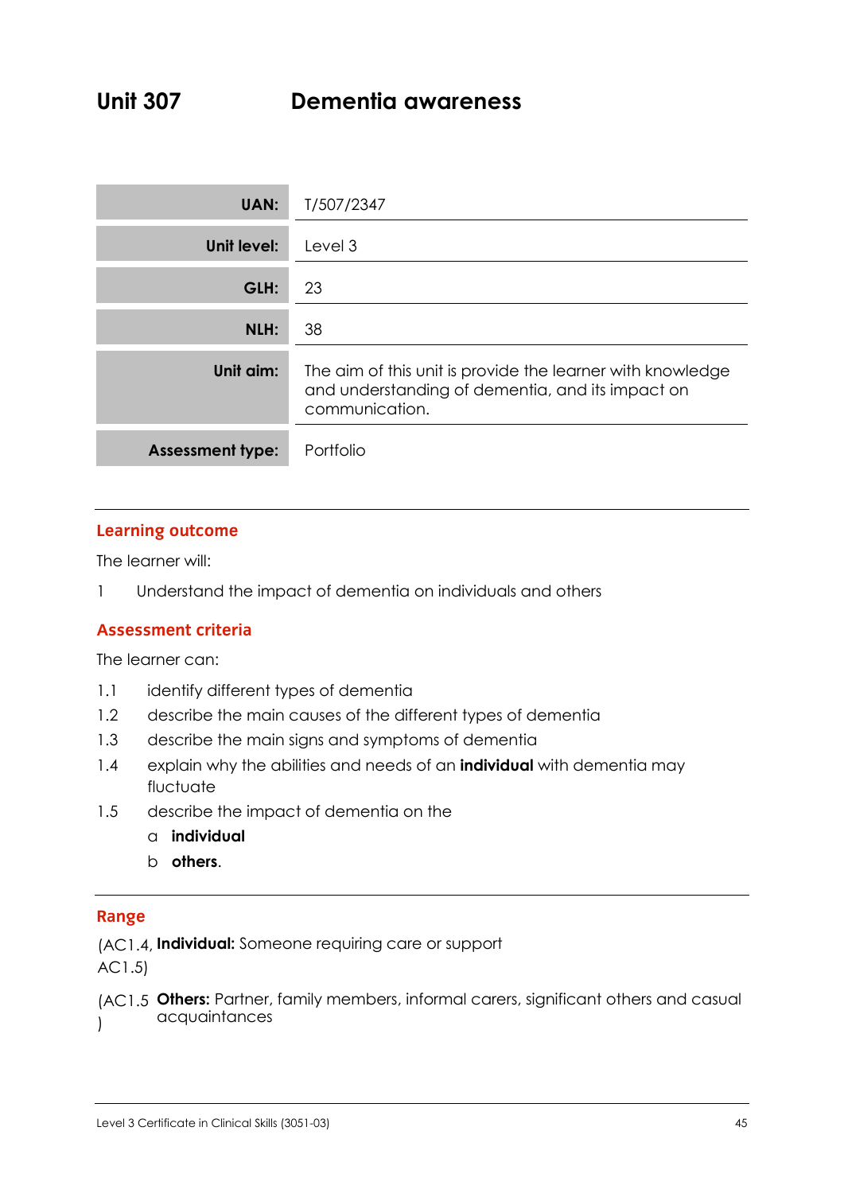# Unit 307 Dementia awareness

| | |
|---|---|
| **UAN:** | T/507/2347 |
| **Unit level:** | Level 3 |
| **GLH:** | 23 |
| **NLH:** | 38 |
| **Unit aim:** | The aim of this unit is provide the learner with knowledge and understanding of dementia, and its impact on communication. |
| **Assessment type:** | Portfolio |

## Learning outcome

The learner will:

1 Understand the impact of dementia on individuals and others

## Assessment criteria

The learner can:

1.1 identify different types of dementia

1.2 describe the main causes of the different types of dementia

1.3 describe the main signs and symptoms of dementia

1.4 explain why the abilities and needs of an **individual** with dementia may fluctuate

1.5 describe the impact of dementia on the
  a **individual**
  b **others**.

## Range

(AC1.4, AC1.5) **Individual:** Someone requiring care or support

(AC1.5) **Others:** Partner, family members, informal carers, significant others and casual acquaintances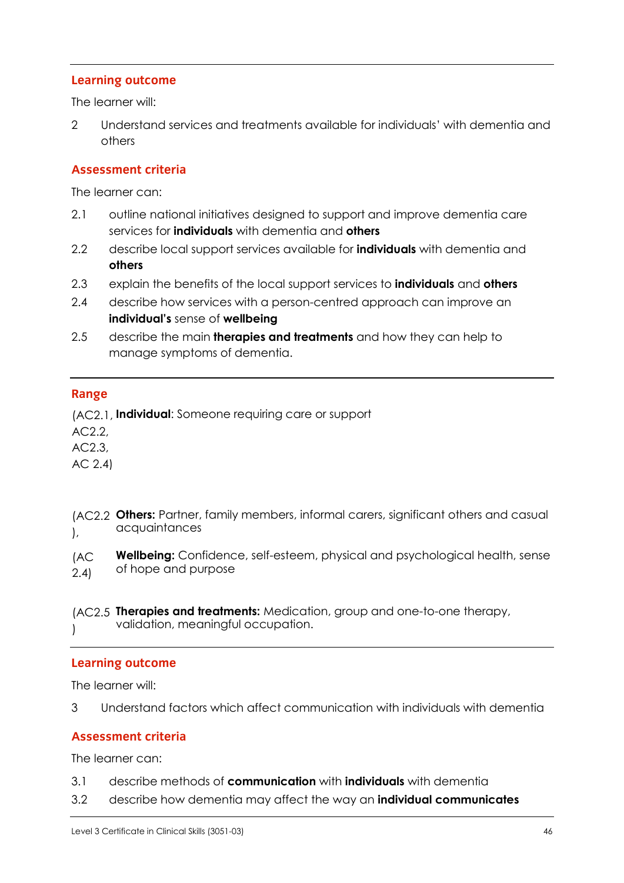### Learning outcome

The learner will:

2 Understand services and treatments available for individuals' with dementia and others

### Assessment criteria

The learner can:

2.1 outline national initiatives designed to support and improve dementia care services for **individuals** with dementia and **others**

2.2 describe local support services available for **individuals** with dementia and **others**

2.3 explain the benefits of the local support services to **individuals** and **others**

2.4 describe how services with a person-centred approach can improve an **individual's** sense of **wellbeing**

2.5 describe the main **therapies and treatments** and how they can help to manage symptoms of dementia.

### Range

(AC2.1, AC2.2, AC2.3, AC 2.4) **Individual**: Someone requiring care or support

(AC2.2), **Others:** Partner, family members, informal carers, significant others and casual acquaintances

(AC 2.4) **Wellbeing:** Confidence, self-esteem, physical and psychological health, sense of hope and purpose

(AC2.5) **Therapies and treatments:** Medication, group and one-to-one therapy, validation, meaningful occupation.

### Learning outcome

The learner will:

3 Understand factors which affect communication with individuals with dementia

### Assessment criteria

The learner can:

3.1 describe methods of **communication** with **individuals** with dementia

3.2 describe how dementia may affect the way an **individual communicates**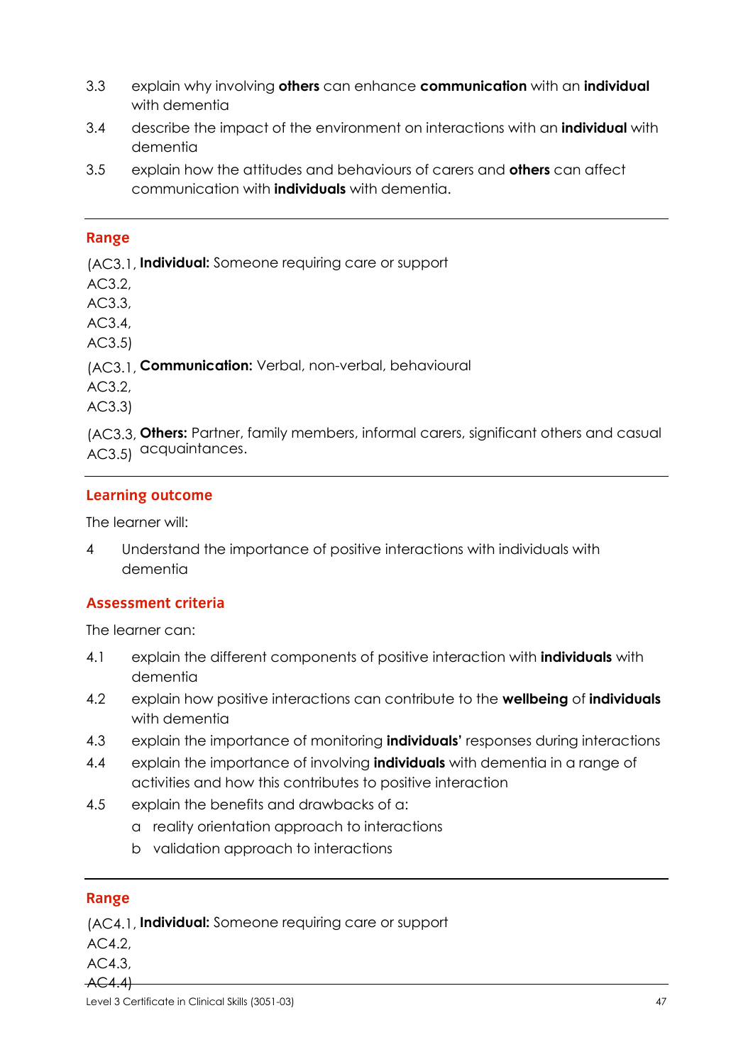3.3 explain why involving **others** can enhance **communication** with an **individual** with dementia

3.4 describe the impact of the environment on interactions with an **individual** with dementia

3.5 explain how the attitudes and behaviours of carers and **others** can affect communication with **individuals** with dementia.

---

## Range

(AC3.1, AC3.2, AC3.3, AC3.4, AC3.5) **Individual:** Someone requiring care or support

(AC3.1, AC3.2, AC3.3) **Communication:** Verbal, non-verbal, behavioural

(AC3.3, AC3.5) **Others:** Partner, family members, informal carers, significant others and casual acquaintances.

---

## Learning outcome

The learner will:

4 Understand the importance of positive interactions with individuals with dementia

## Assessment criteria

The learner can:

4.1 explain the different components of positive interaction with **individuals** with dementia

4.2 explain how positive interactions can contribute to the **wellbeing** of **individuals** with dementia

4.3 explain the importance of monitoring **individuals'** responses during interactions

4.4 explain the importance of involving **individuals** with dementia in a range of activities and how this contributes to positive interaction

4.5 explain the benefits and drawbacks of a:
   - a reality orientation approach to interactions
   - b validation approach to interactions

---

## Range

(AC4.1, AC4.2, AC4.3, AC4.4) **Individual:** Someone requiring care or support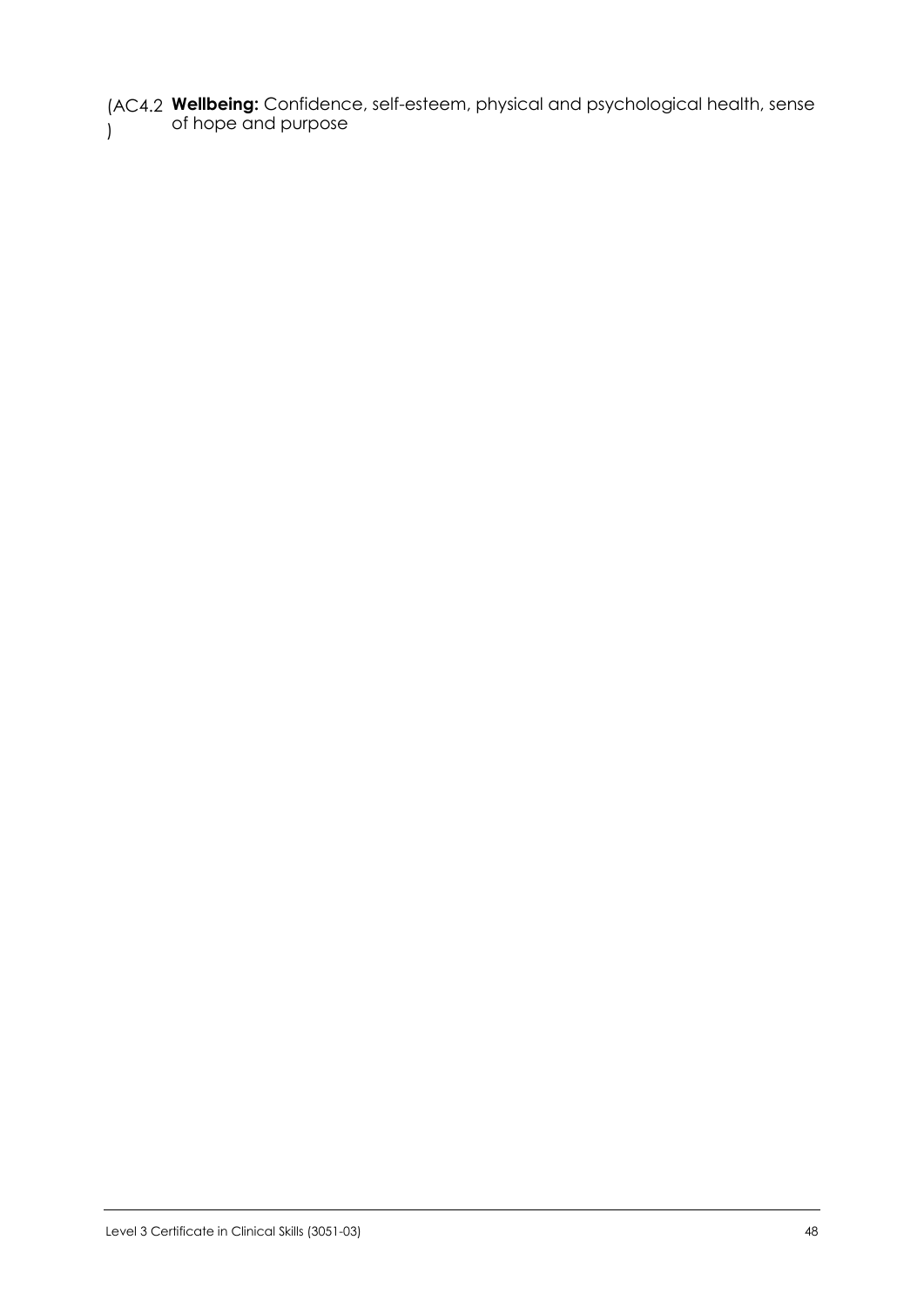(AC4.2) **Wellbeing:** Confidence, self-esteem, physical and psychological health, sense of hope and purpose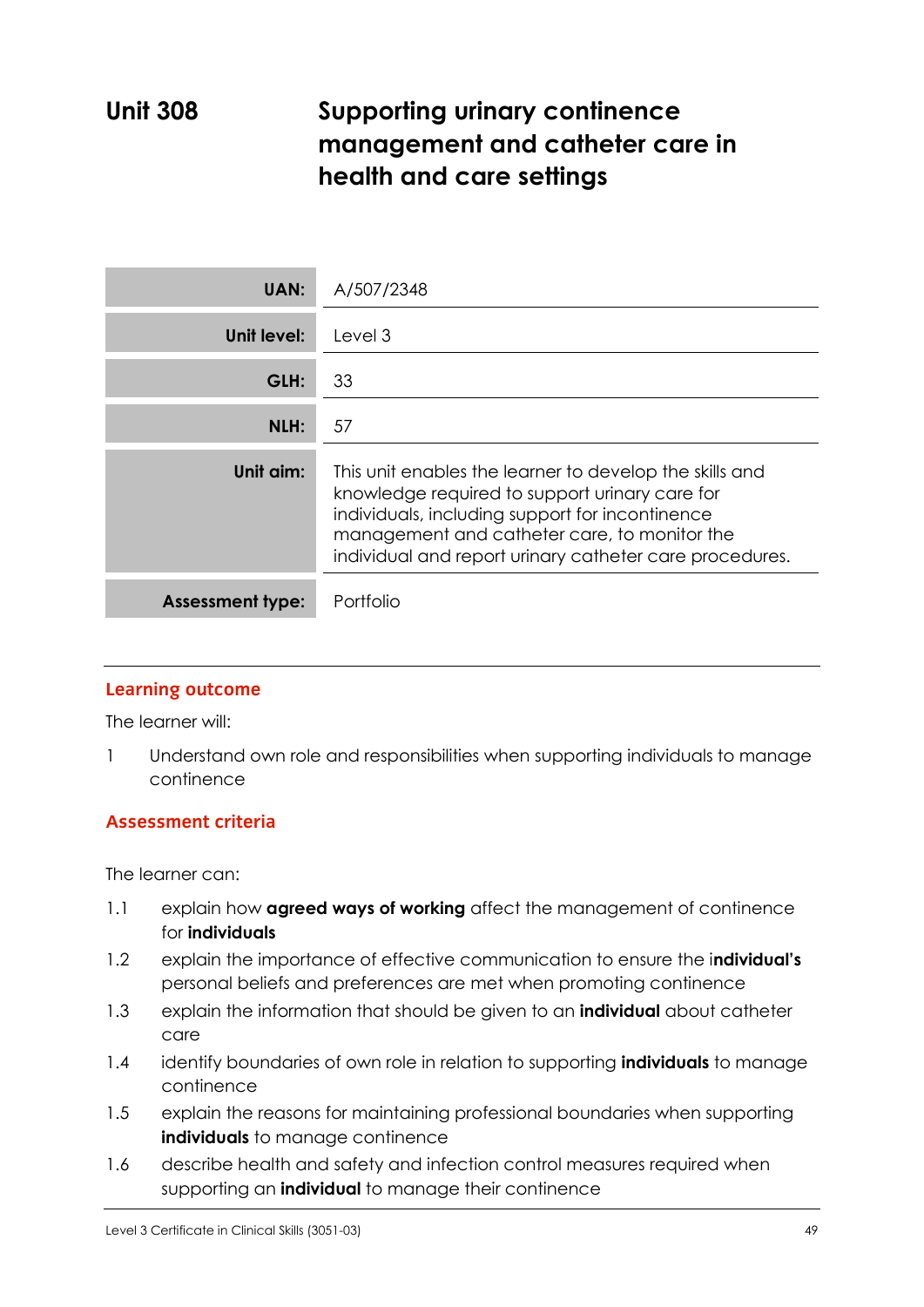# Unit 308 Supporting urinary continence management and catheter care in health and care settings

| | |
|---|---|
| **UAN:** | A/507/2348 |
| **Unit level:** | Level 3 |
| **GLH:** | 33 |
| **NLH:** | 57 |
| **Unit aim:** | This unit enables the learner to develop the skills and knowledge required to support urinary care for individuals, including support for incontinence management and catheter care, to monitor the individual and report urinary catheter care procedures. |
| **Assessment type:** | Portfolio |

## Learning outcome

The learner will:

1 Understand own role and responsibilities when supporting individuals to manage continence

## Assessment criteria

The learner can:

1.1 explain how **agreed ways of working** affect the management of continence for **individuals**

1.2 explain the importance of effective communication to ensure the i**ndividual's** personal beliefs and preferences are met when promoting continence

1.3 explain the information that should be given to an **individual** about catheter care

1.4 identify boundaries of own role in relation to supporting **individuals** to manage continence

1.5 explain the reasons for maintaining professional boundaries when supporting **individuals** to manage continence

1.6 describe health and safety and infection control measures required when supporting an **individual** to manage their continence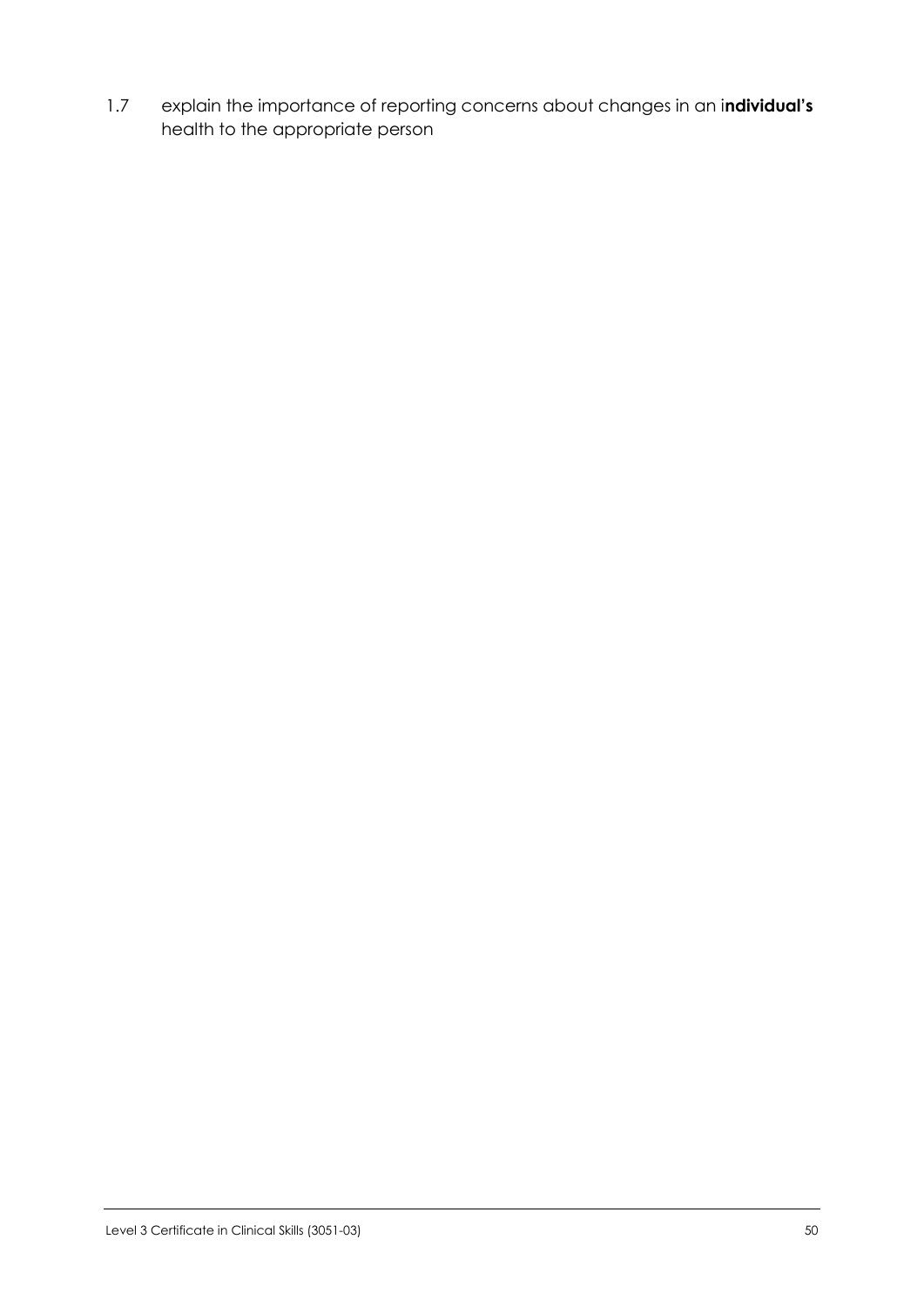1.7 explain the importance of reporting concerns about changes in an i**ndividual's** health to the appropriate person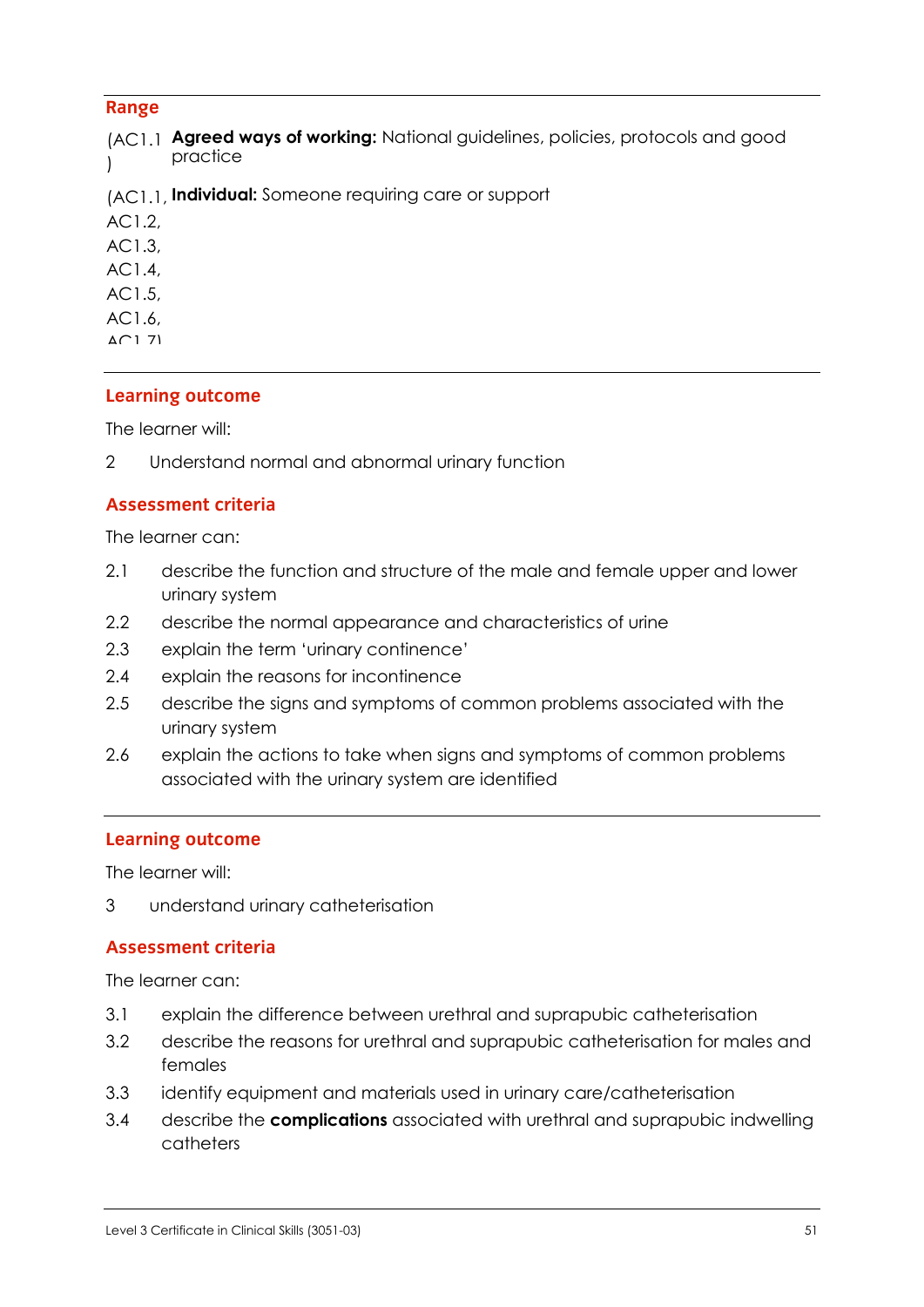## Range

**(AC1.1) Agreed ways of working:** National guidelines, policies, protocols and good practice

**(AC1.1, AC1.2, AC1.3, AC1.4, AC1.5, AC1.6, AC1.7) Individual:** Someone requiring care or support

## Learning outcome

The learner will:

2 Understand normal and abnormal urinary function

## Assessment criteria

The learner can:

2.1 describe the function and structure of the male and female upper and lower urinary system

2.2 describe the normal appearance and characteristics of urine

2.3 explain the term 'urinary continence'

2.4 explain the reasons for incontinence

2.5 describe the signs and symptoms of common problems associated with the urinary system

2.6 explain the actions to take when signs and symptoms of common problems associated with the urinary system are identified

## Learning outcome

The learner will:

3 understand urinary catheterisation

## Assessment criteria

The learner can:

3.1 explain the difference between urethral and suprapubic catheterisation

3.2 describe the reasons for urethral and suprapubic catheterisation for males and females

3.3 identify equipment and materials used in urinary care/catheterisation

3.4 describe the **complications** associated with urethral and suprapubic indwelling catheters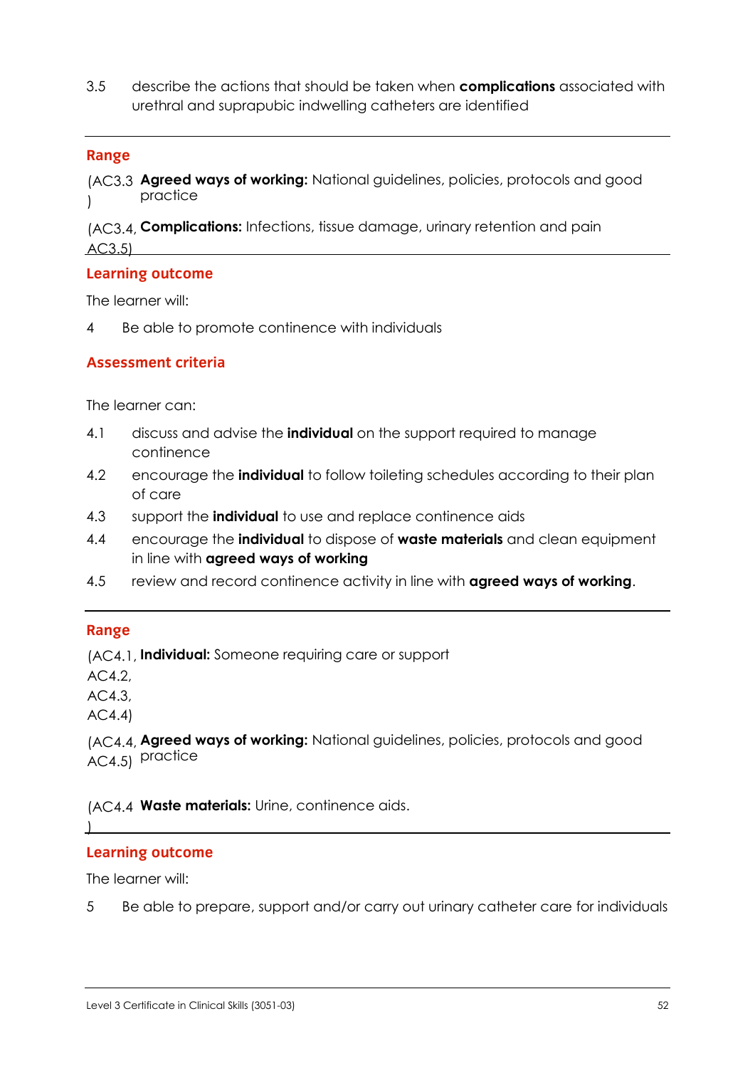3.5 describe the actions that should be taken when **complications** associated with urethral and suprapubic indwelling catheters are identified

## Range

(AC3.3) **Agreed ways of working:** National guidelines, policies, protocols and good practice

(AC3.4, AC3.5) **Complications:** Infections, tissue damage, urinary retention and pain

## Learning outcome

The learner will:

4 Be able to promote continence with individuals

## Assessment criteria

The learner can:

4.1 discuss and advise the **individual** on the support required to manage continence

4.2 encourage the **individual** to follow toileting schedules according to their plan of care

4.3 support the **individual** to use and replace continence aids

4.4 encourage the **individual** to dispose of **waste materials** and clean equipment in line with **agreed ways of working**

4.5 review and record continence activity in line with **agreed ways of working**.

## Range

(AC4.1, AC4.2, AC4.3, AC4.4) **Individual:** Someone requiring care or support

(AC4.4, AC4.5) **Agreed ways of working:** National guidelines, policies, protocols and good practice

(AC4.4) **Waste materials:** Urine, continence aids.

## Learning outcome

The learner will:

5 Be able to prepare, support and/or carry out urinary catheter care for individuals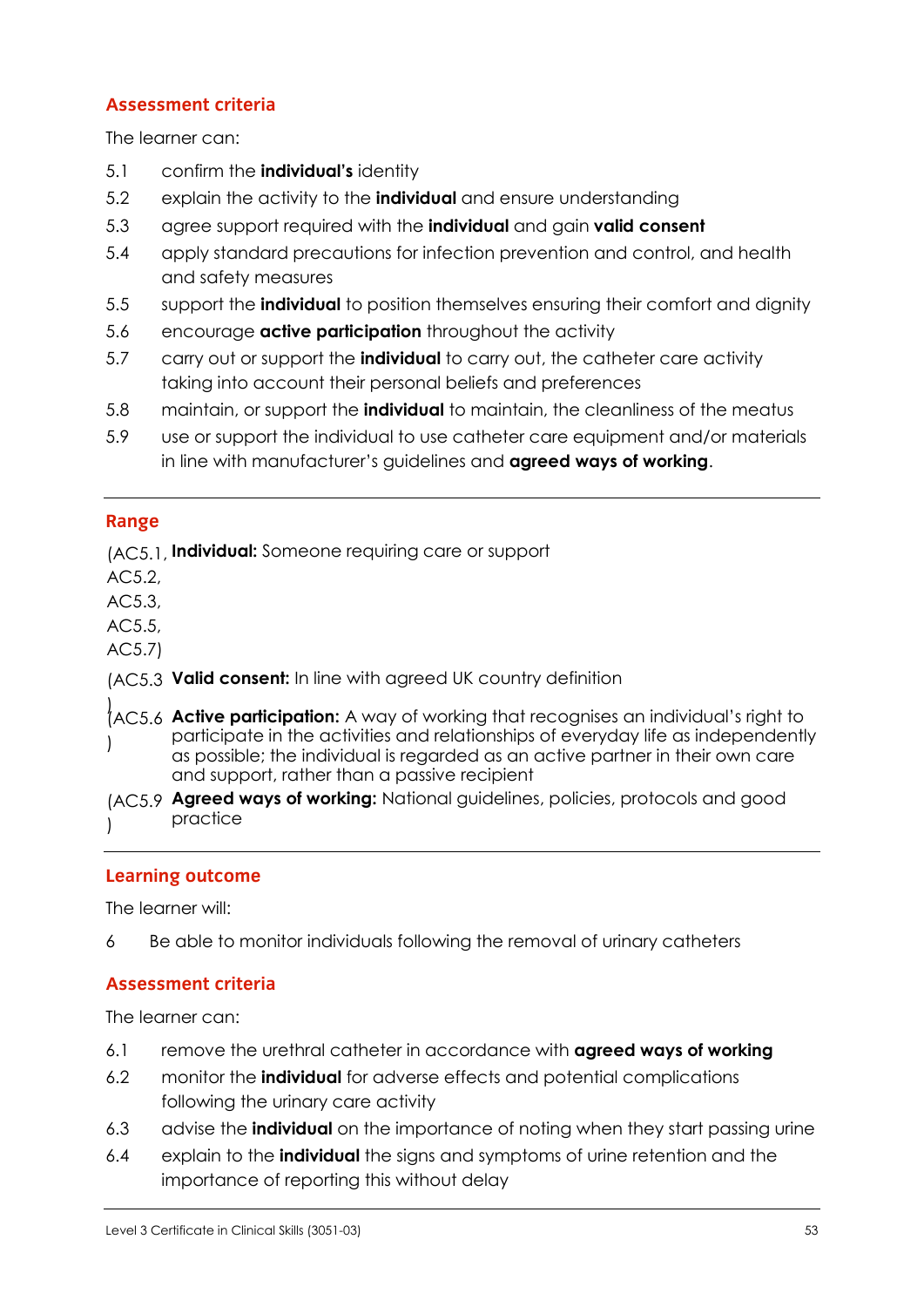## Assessment criteria

The learner can:

5.1 confirm the **individual's** identity

5.2 explain the activity to the **individual** and ensure understanding

5.3 agree support required with the **individual** and gain **valid consent**

5.4 apply standard precautions for infection prevention and control, and health and safety measures

5.5 support the **individual** to position themselves ensuring their comfort and dignity

5.6 encourage **active participation** throughout the activity

5.7 carry out or support the **individual** to carry out, the catheter care activity taking into account their personal beliefs and preferences

5.8 maintain, or support the **individual** to maintain, the cleanliness of the meatus

5.9 use or support the individual to use catheter care equipment and/or materials in line with manufacturer's guidelines and **agreed ways of working**.

## Range

(AC5.1, AC5.2, AC5.3, AC5.5, AC5.7) **Individual:** Someone requiring care or support

(AC5.3) **Valid consent:** In line with agreed UK country definition

(AC5.6) **Active participation:** A way of working that recognises an individual's right to participate in the activities and relationships of everyday life as independently as possible; the individual is regarded as an active partner in their own care and support, rather than a passive recipient

(AC5.9) **Agreed ways of working:** National guidelines, policies, protocols and good practice

## Learning outcome

The learner will:

6 Be able to monitor individuals following the removal of urinary catheters

## Assessment criteria

The learner can:

6.1 remove the urethral catheter in accordance with **agreed ways of working**

6.2 monitor the **individual** for adverse effects and potential complications following the urinary care activity

6.3 advise the **individual** on the importance of noting when they start passing urine

6.4 explain to the **individual** the signs and symptoms of urine retention and the importance of reporting this without delay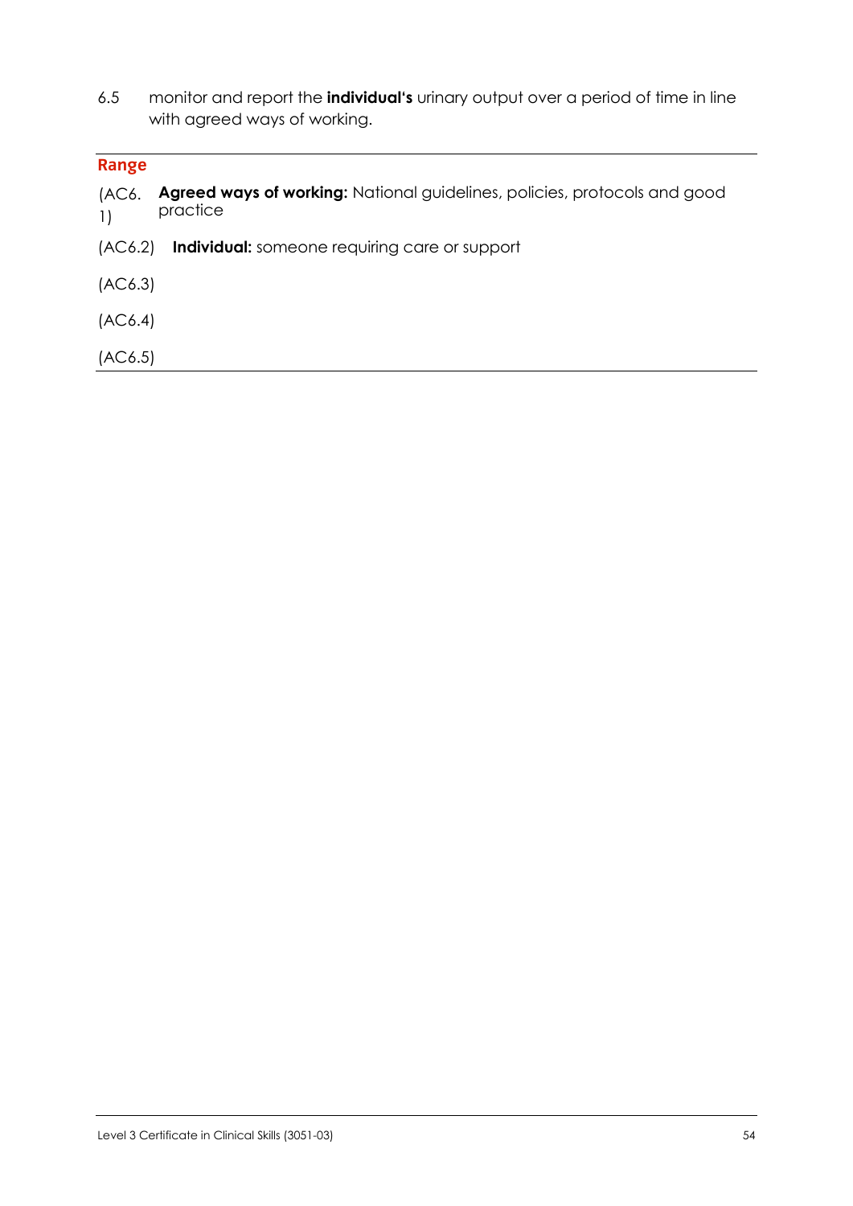6.5 monitor and report the **individual's** urinary output over a period of time in line with agreed ways of working.

**Range**

| | |
|---|---|
| (AC6.1) | **Agreed ways of working:** National guidelines, policies, protocols and good practice |
| (AC6.2) | **Individual:** someone requiring care or support |
| (AC6.3) | |
| (AC6.4) | |
| (AC6.5) | |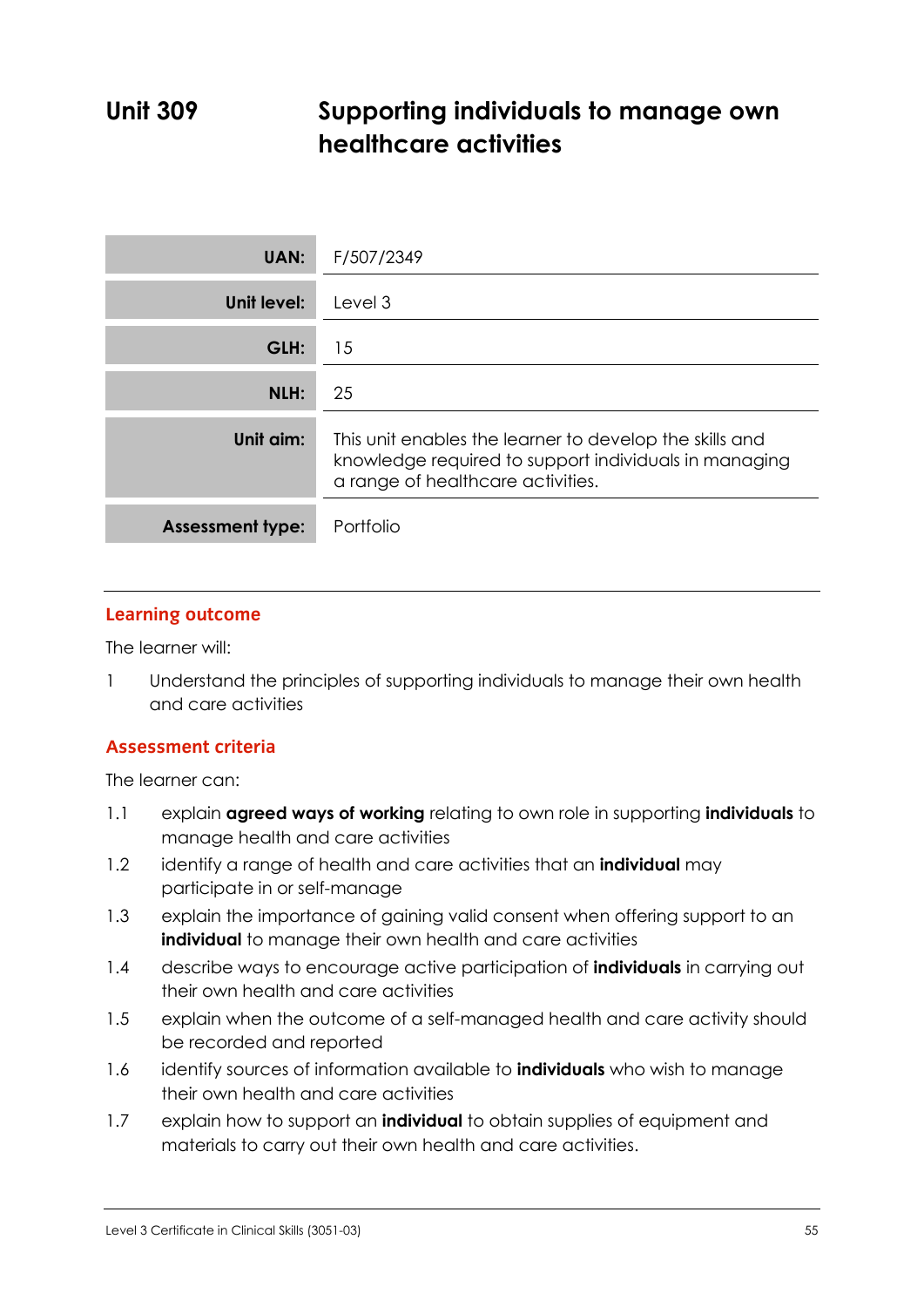# Unit 309 Supporting individuals to manage own healthcare activities

| | |
|---|---|
| **UAN:** | F/507/2349 |
| **Unit level:** | Level 3 |
| **GLH:** | 15 |
| **NLH:** | 25 |
| **Unit aim:** | This unit enables the learner to develop the skills and knowledge required to support individuals in managing a range of healthcare activities. |
| **Assessment type:** | Portfolio |

## Learning outcome

The learner will:

1 Understand the principles of supporting individuals to manage their own health and care activities

## Assessment criteria

The learner can:

1.1 explain **agreed ways of working** relating to own role in supporting **individuals** to manage health and care activities

1.2 identify a range of health and care activities that an **individual** may participate in or self-manage

1.3 explain the importance of gaining valid consent when offering support to an **individual** to manage their own health and care activities

1.4 describe ways to encourage active participation of **individuals** in carrying out their own health and care activities

1.5 explain when the outcome of a self-managed health and care activity should be recorded and reported

1.6 identify sources of information available to **individuals** who wish to manage their own health and care activities

1.7 explain how to support an **individual** to obtain supplies of equipment and materials to carry out their own health and care activities.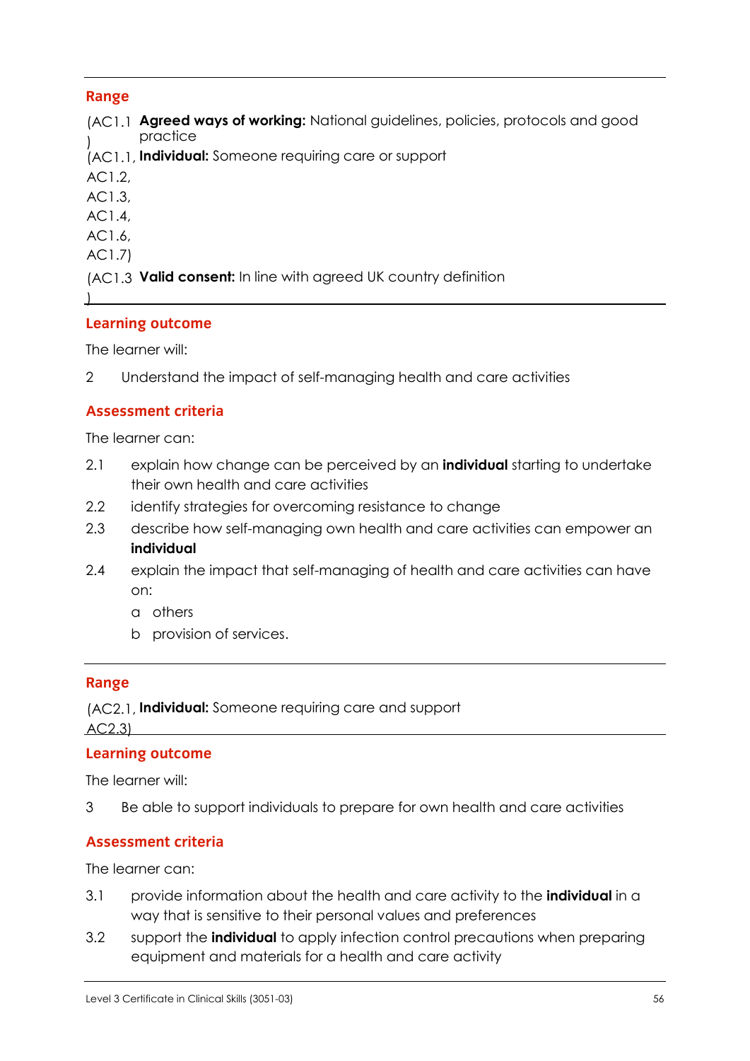## Range

| | |
|---|---|
| (AC1.1) | **Agreed ways of working:** National guidelines, policies, protocols and good practice |
| (AC1.1, AC1.2, AC1.3, AC1.4, AC1.6, AC1.7) | **Individual:** Someone requiring care or support |
| (AC1.3) | **Valid consent:** In line with agreed UK country definition |

## Learning outcome

The learner will:

2 Understand the impact of self-managing health and care activities

## Assessment criteria

The learner can:

2.1 explain how change can be perceived by an **individual** starting to undertake their own health and care activities

2.2 identify strategies for overcoming resistance to change

2.3 describe how self-managing own health and care activities can empower an **individual**

2.4 explain the impact that self-managing of health and care activities can have on:

- a others
- b provision of services.

## Range

| | |
|---|---|
| (AC2.1, AC2.3) | **Individual:** Someone requiring care and support |

## Learning outcome

The learner will:

3 Be able to support individuals to prepare for own health and care activities

## Assessment criteria

The learner can:

3.1 provide information about the health and care activity to the **individual** in a way that is sensitive to their personal values and preferences

3.2 support the **individual** to apply infection control precautions when preparing equipment and materials for a health and care activity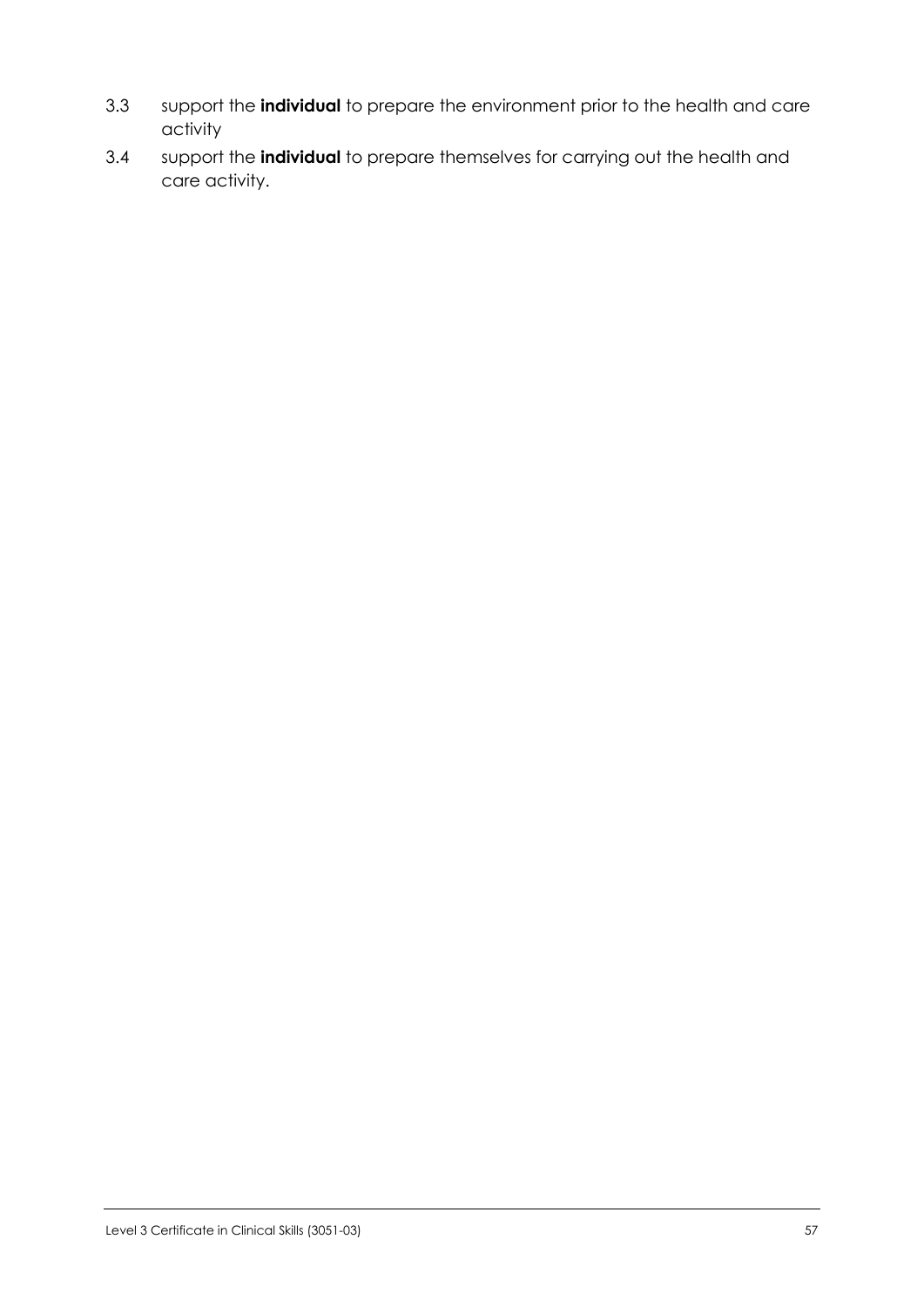3.3 support the **individual** to prepare the environment prior to the health and care activity

3.4 support the **individual** to prepare themselves for carrying out the health and care activity.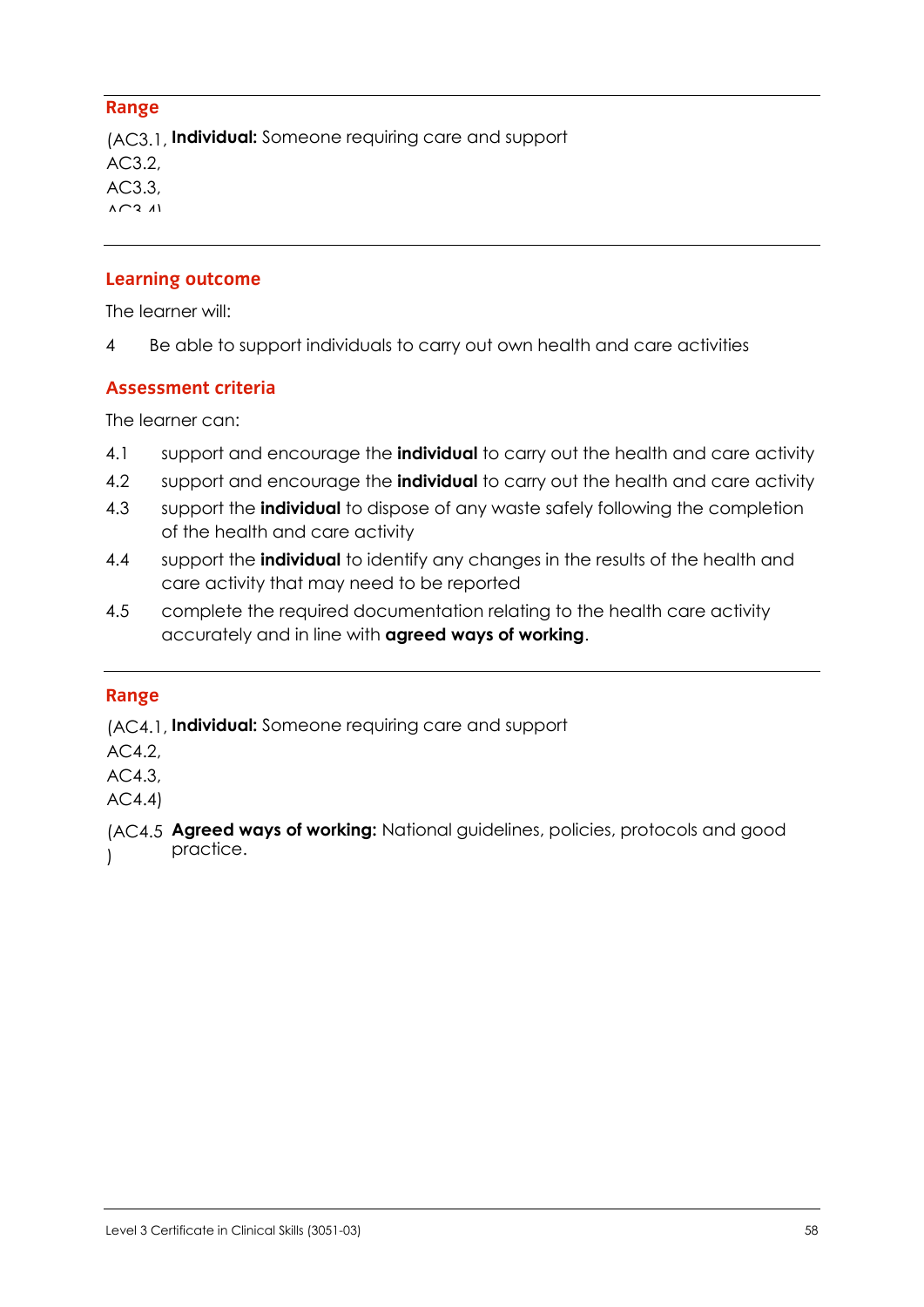**Range**

| | |
|---|---|
| (AC3.1, AC3.2, AC3.3, AC3.4) | **Individual:** Someone requiring care and support |

**Learning outcome**

The learner will:

4 Be able to support individuals to carry out own health and care activities

**Assessment criteria**

The learner can:

4.1 support and encourage the **individual** to carry out the health and care activity

4.2 support and encourage the **individual** to carry out the health and care activity

4.3 support the **individual** to dispose of any waste safely following the completion of the health and care activity

4.4 support the **individual** to identify any changes in the results of the health and care activity that may need to be reported

4.5 complete the required documentation relating to the health care activity accurately and in line with **agreed ways of working**.

**Range**

| | |
|---|---|
| (AC4.1, AC4.2, AC4.3, AC4.4) | **Individual:** Someone requiring care and support |
| (AC4.5) | **Agreed ways of working:** National guidelines, policies, protocols and good practice. |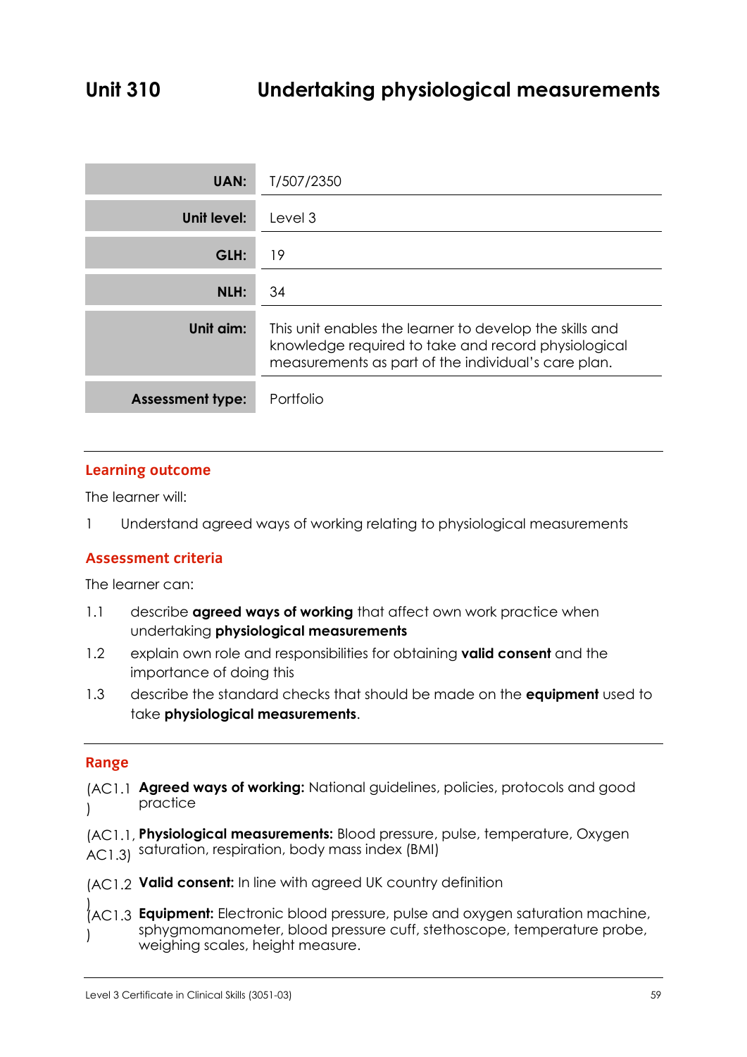# Unit 310 Undertaking physiological measurements

| | |
|---|---|
| **UAN:** | T/507/2350 |
| **Unit level:** | Level 3 |
| **GLH:** | 19 |
| **NLH:** | 34 |
| **Unit aim:** | This unit enables the learner to develop the skills and knowledge required to take and record physiological measurements as part of the individual's care plan. |
| **Assessment type:** | Portfolio |

## Learning outcome

The learner will:

1 Understand agreed ways of working relating to physiological measurements

## Assessment criteria

The learner can:

1.1 describe **agreed ways of working** that affect own work practice when undertaking **physiological measurements**

1.2 explain own role and responsibilities for obtaining **valid consent** and the importance of doing this

1.3 describe the standard checks that should be made on the **equipment** used to take **physiological measurements**.

## Range

(AC1.1) **Agreed ways of working:** National guidelines, policies, protocols and good practice

(AC1.1, AC1.3) **Physiological measurements:** Blood pressure, pulse, temperature, Oxygen saturation, respiration, body mass index (BMI)

(AC1.2) **Valid consent:** In line with agreed UK country definition

(AC1.3) **Equipment:** Electronic blood pressure, pulse and oxygen saturation machine, sphygmomanometer, blood pressure cuff, stethoscope, temperature probe, weighing scales, height measure.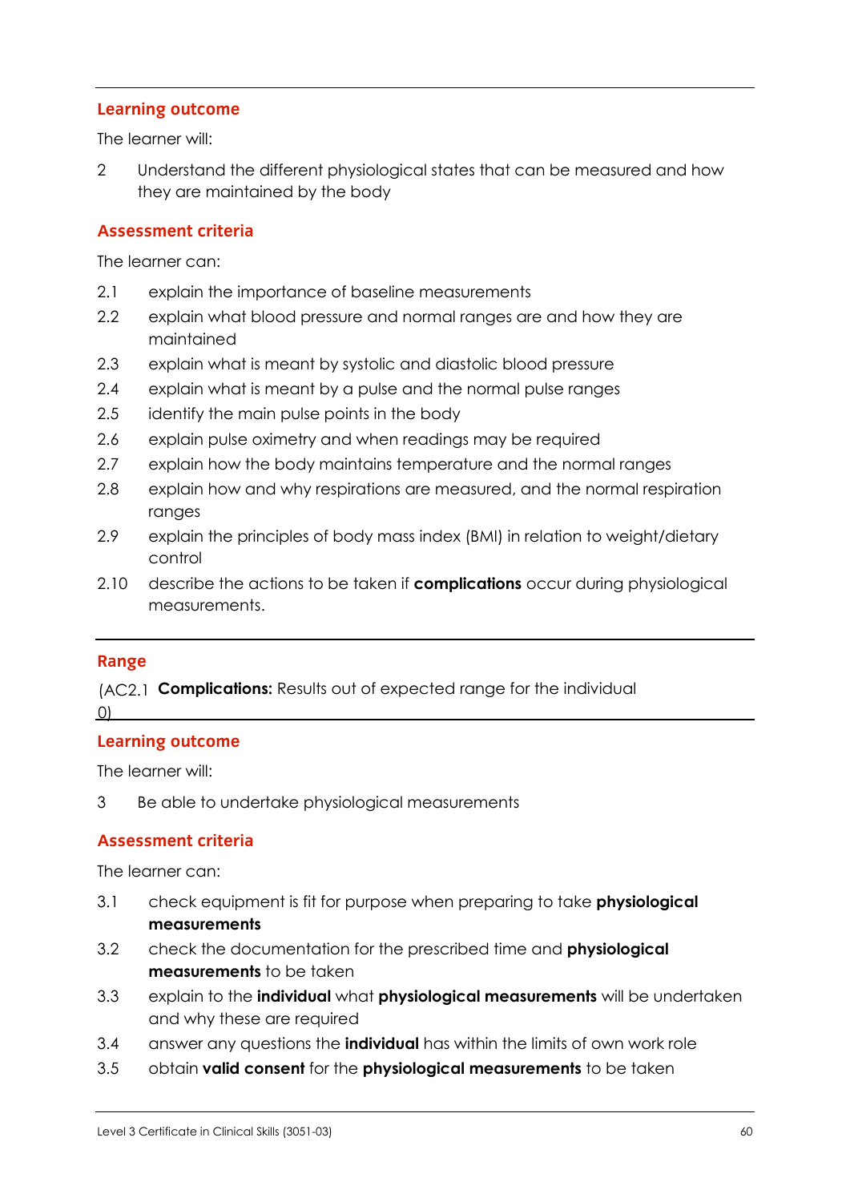## Learning outcome

The learner will:

2 Understand the different physiological states that can be measured and how they are maintained by the body

## Assessment criteria

The learner can:

2.1 explain the importance of baseline measurements

2.2 explain what blood pressure and normal ranges are and how they are maintained

2.3 explain what is meant by systolic and diastolic blood pressure

2.4 explain what is meant by a pulse and the normal pulse ranges

2.5 identify the main pulse points in the body

2.6 explain pulse oximetry and when readings may be required

2.7 explain how the body maintains temperature and the normal ranges

2.8 explain how and why respirations are measured, and the normal respiration ranges

2.9 explain the principles of body mass index (BMI) in relation to weight/dietary control

2.10 describe the actions to be taken if **complications** occur during physiological measurements.

## Range

(AC2.10) **Complications:** Results out of expected range for the individual

## Learning outcome

The learner will:

3 Be able to undertake physiological measurements

## Assessment criteria

The learner can:

3.1 check equipment is fit for purpose when preparing to take **physiological measurements**

3.2 check the documentation for the prescribed time and **physiological measurements** to be taken

3.3 explain to the **individual** what **physiological measurements** will be undertaken and why these are required

3.4 answer any questions the **individual** has within the limits of own work role

3.5 obtain **valid consent** for the **physiological measurements** to be taken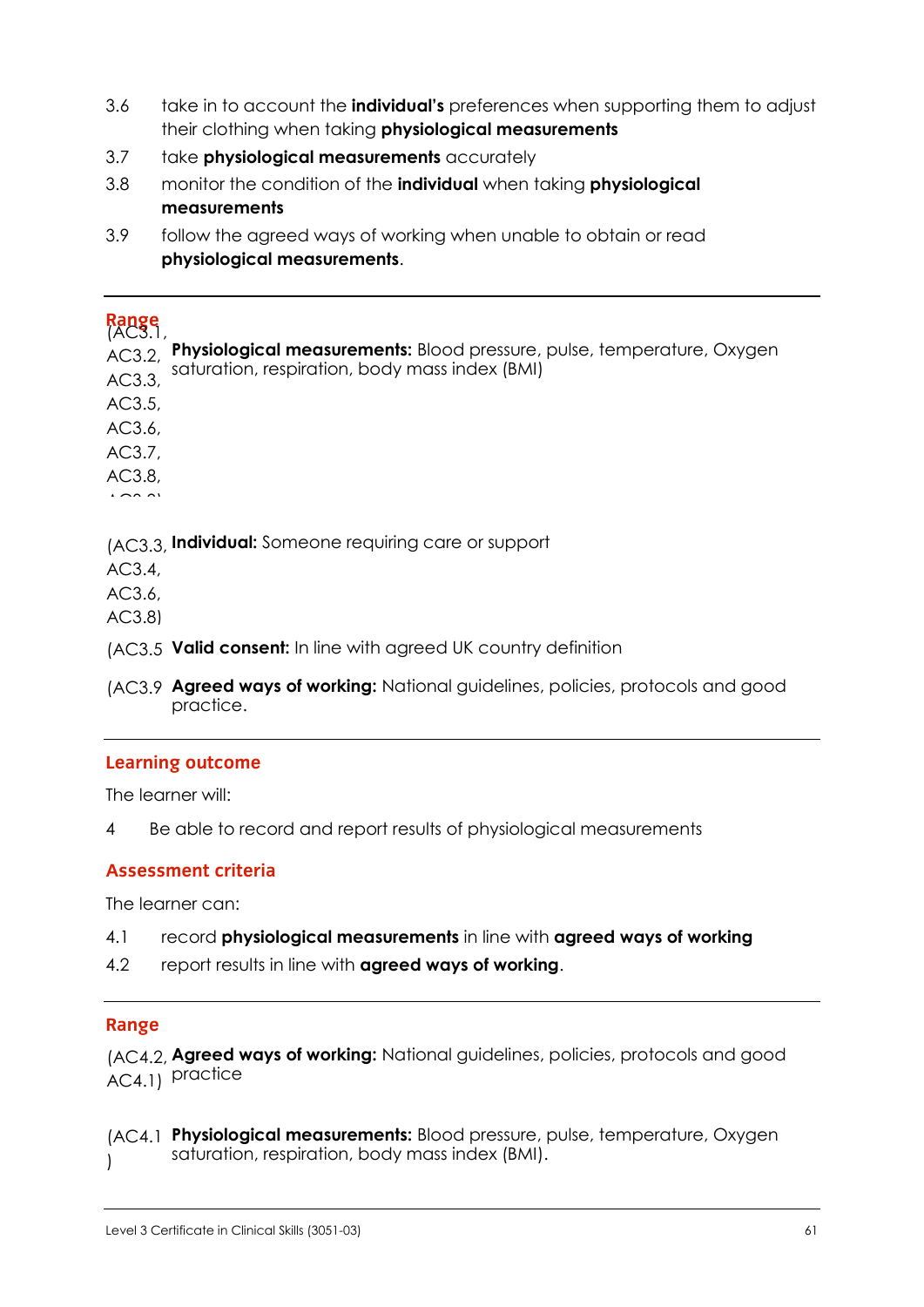3.6 take in to account the **individual's** preferences when supporting them to adjust their clothing when taking **physiological measurements**

3.7 take **physiological measurements** accurately

3.8 monitor the condition of the **individual** when taking **physiological measurements**

3.9 follow the agreed ways of working when unable to obtain or read **physiological measurements**.

## Range

(AC3.1, AC3.2, AC3.3, AC3.5, AC3.6, AC3.7, AC3.8, AC3.9) **Physiological measurements:** Blood pressure, pulse, temperature, Oxygen saturation, respiration, body mass index (BMI)

(AC3.3, AC3.4, AC3.6, AC3.8) **Individual:** Someone requiring care or support

(AC3.5 **Valid consent:** In line with agreed UK country definition

(AC3.9 **Agreed ways of working:** National guidelines, policies, protocols and good practice.

## Learning outcome

The learner will:

4 Be able to record and report results of physiological measurements

## Assessment criteria

The learner can:

4.1 record **physiological measurements** in line with **agreed ways of working**

4.2 report results in line with **agreed ways of working**.

## Range

(AC4.2, AC4.1) **Agreed ways of working:** National guidelines, policies, protocols and good practice

(AC4.1 ) **Physiological measurements:** Blood pressure, pulse, temperature, Oxygen saturation, respiration, body mass index (BMI).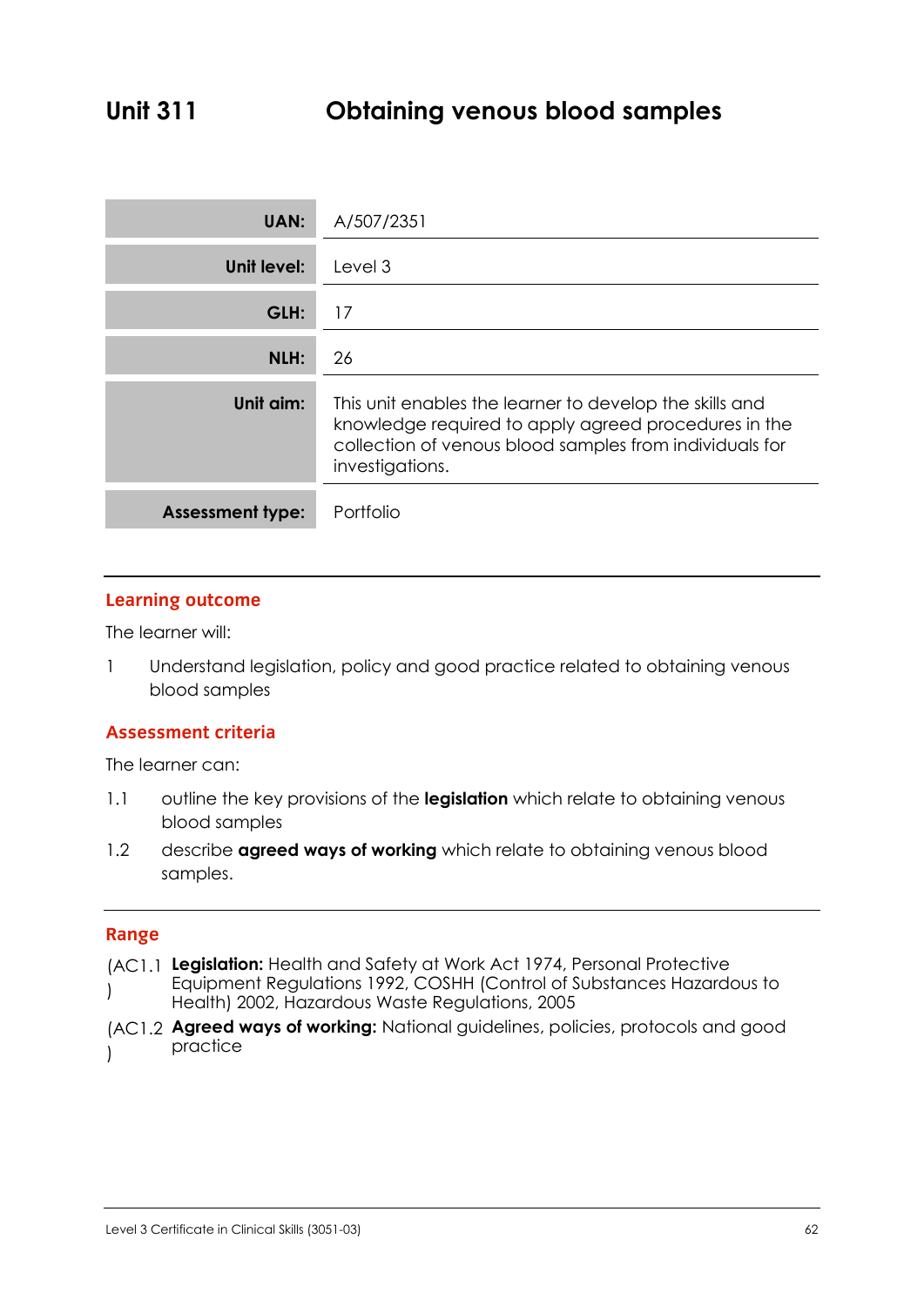# Unit 311 Obtaining venous blood samples

| | |
|---|---|
| **UAN:** | A/507/2351 |
| **Unit level:** | Level 3 |
| **GLH:** | 17 |
| **NLH:** | 26 |
| **Unit aim:** | This unit enables the learner to develop the skills and knowledge required to apply agreed procedures in the collection of venous blood samples from individuals for investigations. |
| **Assessment type:** | Portfolio |

## Learning outcome

The learner will:

1 Understand legislation, policy and good practice related to obtaining venous blood samples

## Assessment criteria

The learner can:

1.1 outline the key provisions of the **legislation** which relate to obtaining venous blood samples

1.2 describe **agreed ways of working** which relate to obtaining venous blood samples.

## Range

(AC1.1) **Legislation:** Health and Safety at Work Act 1974, Personal Protective Equipment Regulations 1992, COSHH (Control of Substances Hazardous to Health) 2002, Hazardous Waste Regulations, 2005

(AC1.2) **Agreed ways of working:** National guidelines, policies, protocols and good practice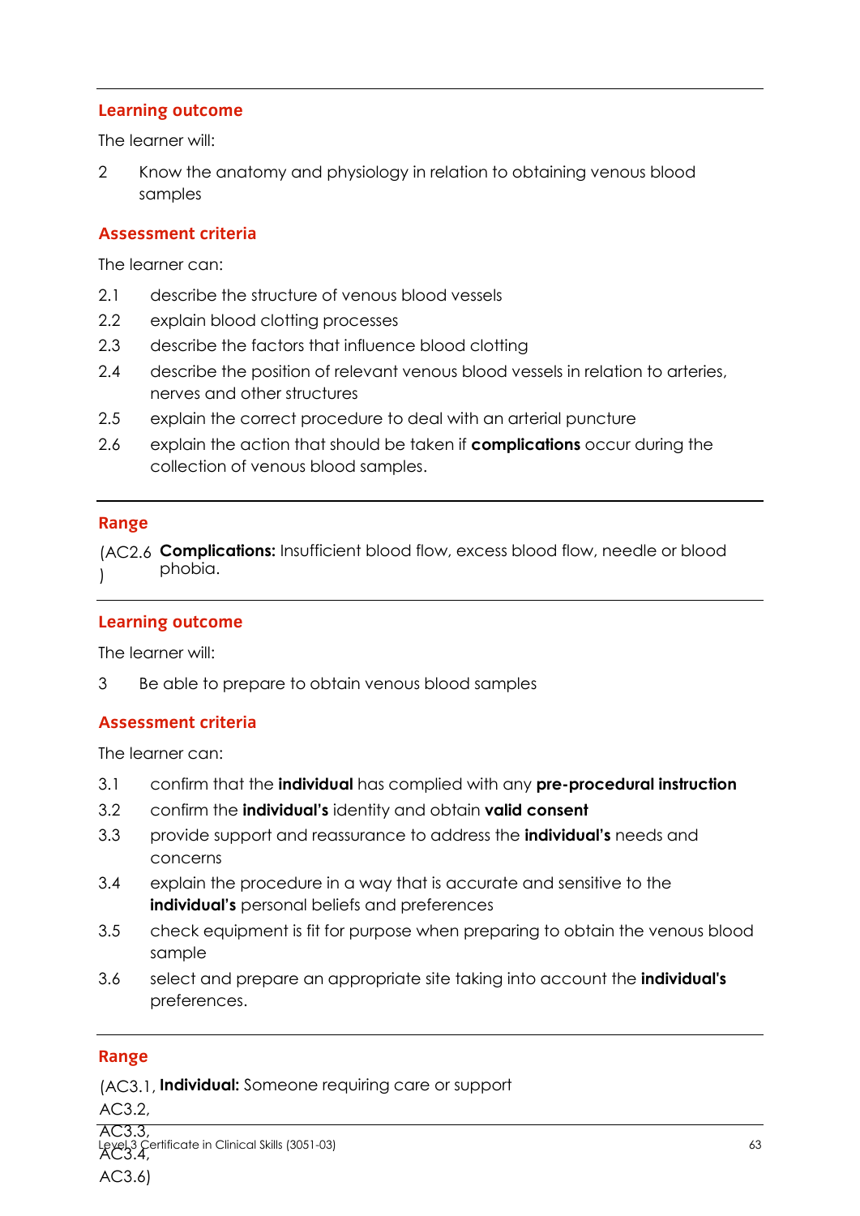## Learning outcome

The learner will:

2 Know the anatomy and physiology in relation to obtaining venous blood samples

## Assessment criteria

The learner can:

2.1 describe the structure of venous blood vessels

2.2 explain blood clotting processes

2.3 describe the factors that influence blood clotting

2.4 describe the position of relevant venous blood vessels in relation to arteries, nerves and other structures

2.5 explain the correct procedure to deal with an arterial puncture

2.6 explain the action that should be taken if **complications** occur during the collection of venous blood samples.

## Range

(AC2.6) **Complications:** Insufficient blood flow, excess blood flow, needle or blood phobia.

## Learning outcome

The learner will:

3 Be able to prepare to obtain venous blood samples

## Assessment criteria

The learner can:

3.1 confirm that the **individual** has complied with any **pre-procedural instruction**

3.2 confirm the **individual's** identity and obtain **valid consent**

3.3 provide support and reassurance to address the **individual's** needs and concerns

3.4 explain the procedure in a way that is accurate and sensitive to the **individual's** personal beliefs and preferences

3.5 check equipment is fit for purpose when preparing to obtain the venous blood sample

3.6 select and prepare an appropriate site taking into account the **individual's** preferences.

## Range

(AC3.1, AC3.2, AC3.3, AC3.4, AC3.6) **Individual:** Someone requiring care or support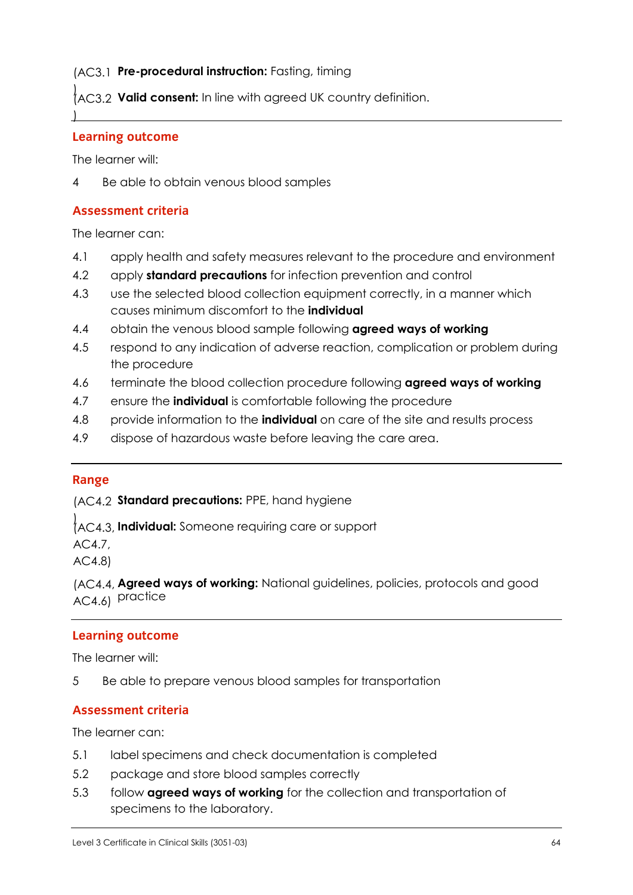(AC3.1) **Pre-procedural instruction:** Fasting, timing

(AC3.2) **Valid consent:** In line with agreed UK country definition.

## Learning outcome

The learner will:

4 Be able to obtain venous blood samples

## Assessment criteria

The learner can:

4.1 apply health and safety measures relevant to the procedure and environment

4.2 apply **standard precautions** for infection prevention and control

4.3 use the selected blood collection equipment correctly, in a manner which causes minimum discomfort to the **individual**

4.4 obtain the venous blood sample following **agreed ways of working**

4.5 respond to any indication of adverse reaction, complication or problem during the procedure

4.6 terminate the blood collection procedure following **agreed ways of working**

4.7 ensure the **individual** is comfortable following the procedure

4.8 provide information to the **individual** on care of the site and results process

4.9 dispose of hazardous waste before leaving the care area.

## Range

(AC4.2) **Standard precautions:** PPE, hand hygiene

(AC4.3, AC4.7, AC4.8) **Individual:** Someone requiring care or support

(AC4.4, AC4.6) **Agreed ways of working:** National guidelines, policies, protocols and good practice

## Learning outcome

The learner will:

5 Be able to prepare venous blood samples for transportation

## Assessment criteria

The learner can:

5.1 label specimens and check documentation is completed

5.2 package and store blood samples correctly

5.3 follow **agreed ways of working** for the collection and transportation of specimens to the laboratory.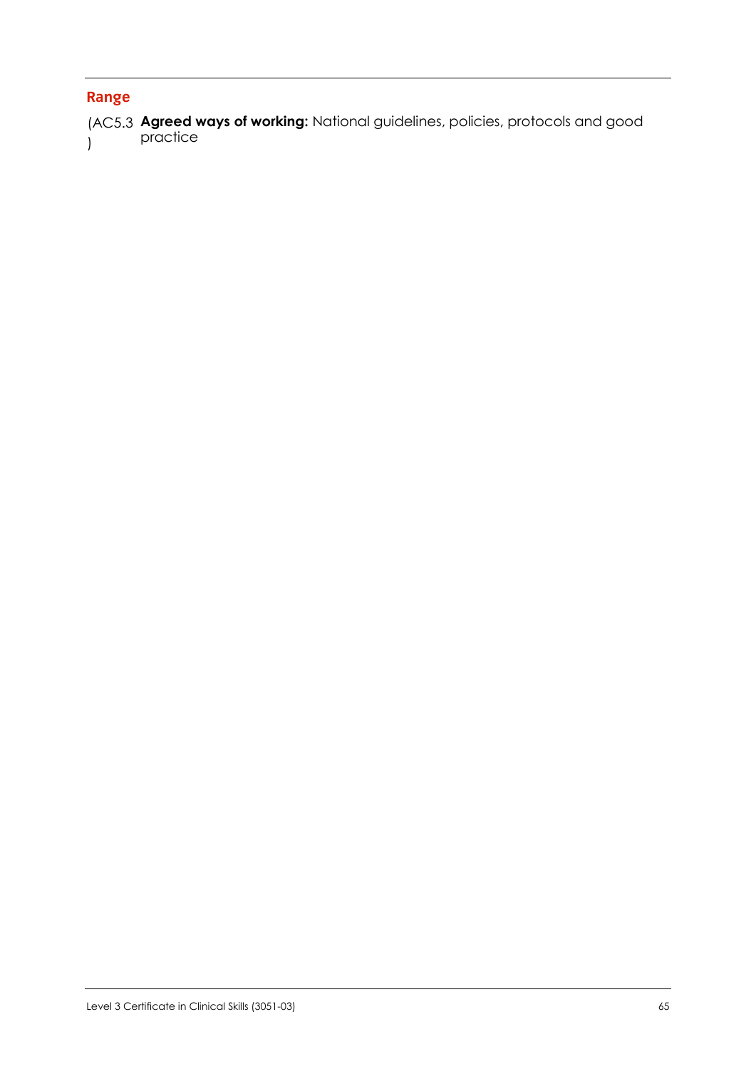## Range

(AC5.3) **Agreed ways of working:** National guidelines, policies, protocols and good practice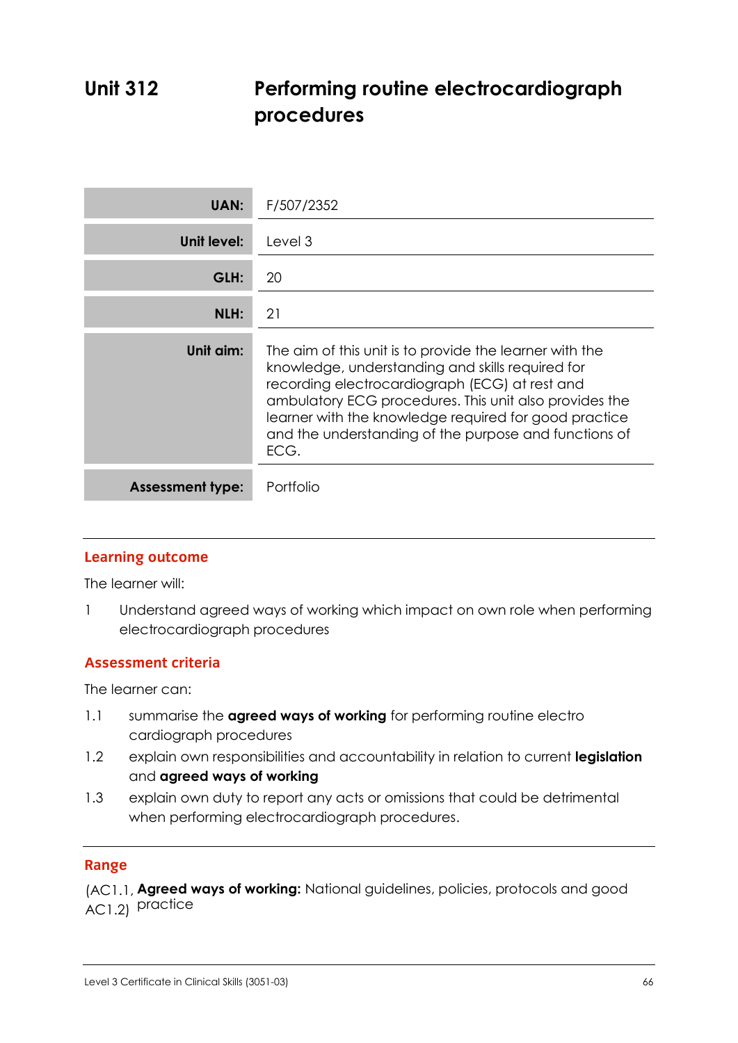# Unit 312 Performing routine electrocardiograph procedures

| | |
|---|---|
| **UAN:** | F/507/2352 |
| **Unit level:** | Level 3 |
| **GLH:** | 20 |
| **NLH:** | 21 |
| **Unit aim:** | The aim of this unit is to provide the learner with the knowledge, understanding and skills required for recording electrocardiograph (ECG) at rest and ambulatory ECG procedures. This unit also provides the learner with the knowledge required for good practice and the understanding of the purpose and functions of ECG. |
| **Assessment type:** | Portfolio |

## Learning outcome

The learner will:

1 Understand agreed ways of working which impact on own role when performing electrocardiograph procedures

## Assessment criteria

The learner can:

1.1 summarise the **agreed ways of working** for performing routine electro cardiograph procedures

1.2 explain own responsibilities and accountability in relation to current **legislation** and **agreed ways of working**

1.3 explain own duty to report any acts or omissions that could be detrimental when performing electrocardiograph procedures.

## Range

(AC1.1, AC1.2) **Agreed ways of working:** National guidelines, policies, protocols and good practice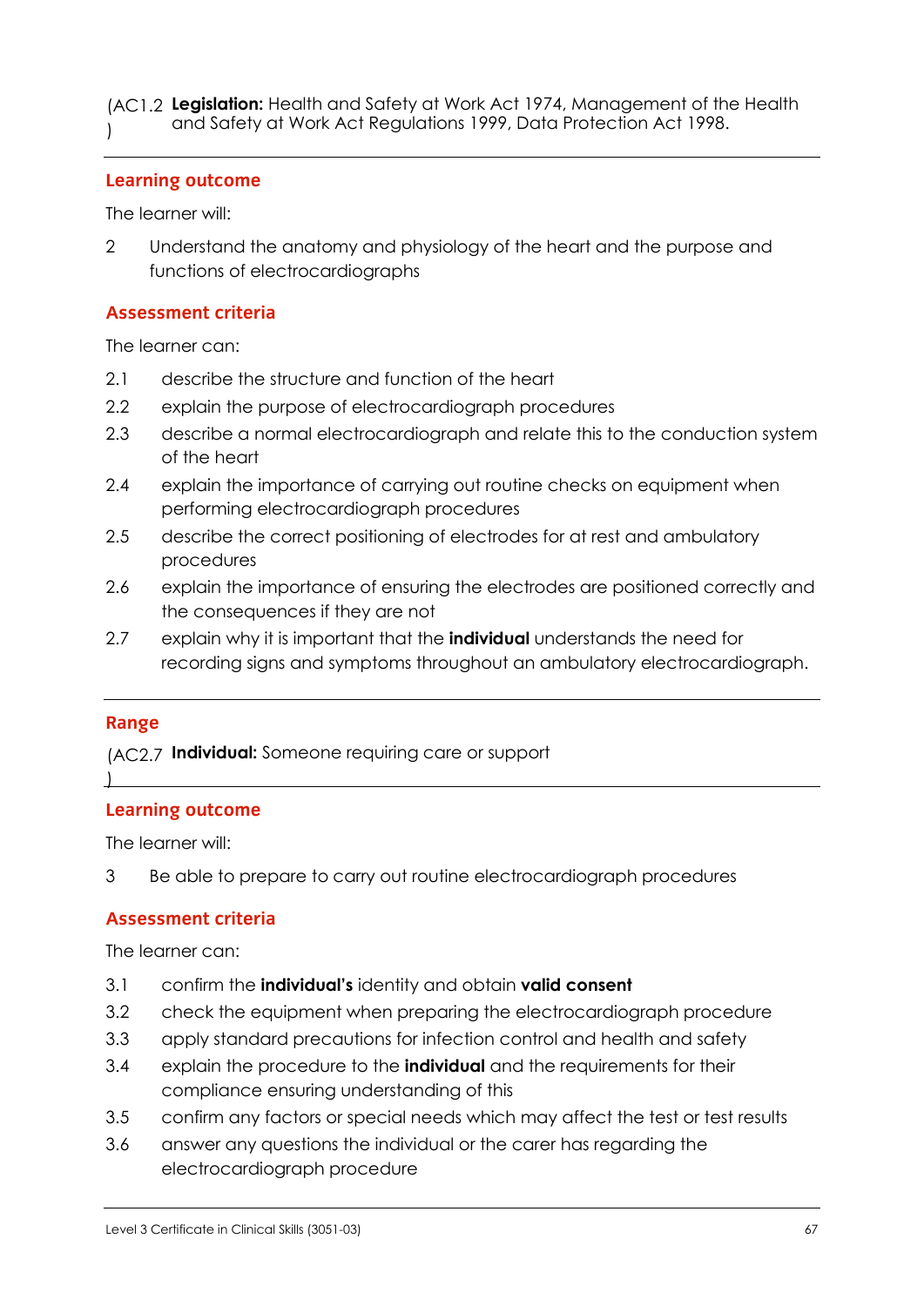(AC1.2) **Legislation:** Health and Safety at Work Act 1974, Management of the Health and Safety at Work Act Regulations 1999, Data Protection Act 1998.

## Learning outcome

The learner will:

2 Understand the anatomy and physiology of the heart and the purpose and functions of electrocardiographs

## Assessment criteria

The learner can:

2.1 describe the structure and function of the heart

2.2 explain the purpose of electrocardiograph procedures

2.3 describe a normal electrocardiograph and relate this to the conduction system of the heart

2.4 explain the importance of carrying out routine checks on equipment when performing electrocardiograph procedures

2.5 describe the correct positioning of electrodes for at rest and ambulatory procedures

2.6 explain the importance of ensuring the electrodes are positioned correctly and the consequences if they are not

2.7 explain why it is important that the **individual** understands the need for recording signs and symptoms throughout an ambulatory electrocardiograph.

## Range

(AC2.7) **Individual:** Someone requiring care or support

## Learning outcome

The learner will:

3 Be able to prepare to carry out routine electrocardiograph procedures

## Assessment criteria

The learner can:

3.1 confirm the **individual's** identity and obtain **valid consent**

3.2 check the equipment when preparing the electrocardiograph procedure

3.3 apply standard precautions for infection control and health and safety

3.4 explain the procedure to the **individual** and the requirements for their compliance ensuring understanding of this

3.5 confirm any factors or special needs which may affect the test or test results

3.6 answer any questions the individual or the carer has regarding the electrocardiograph procedure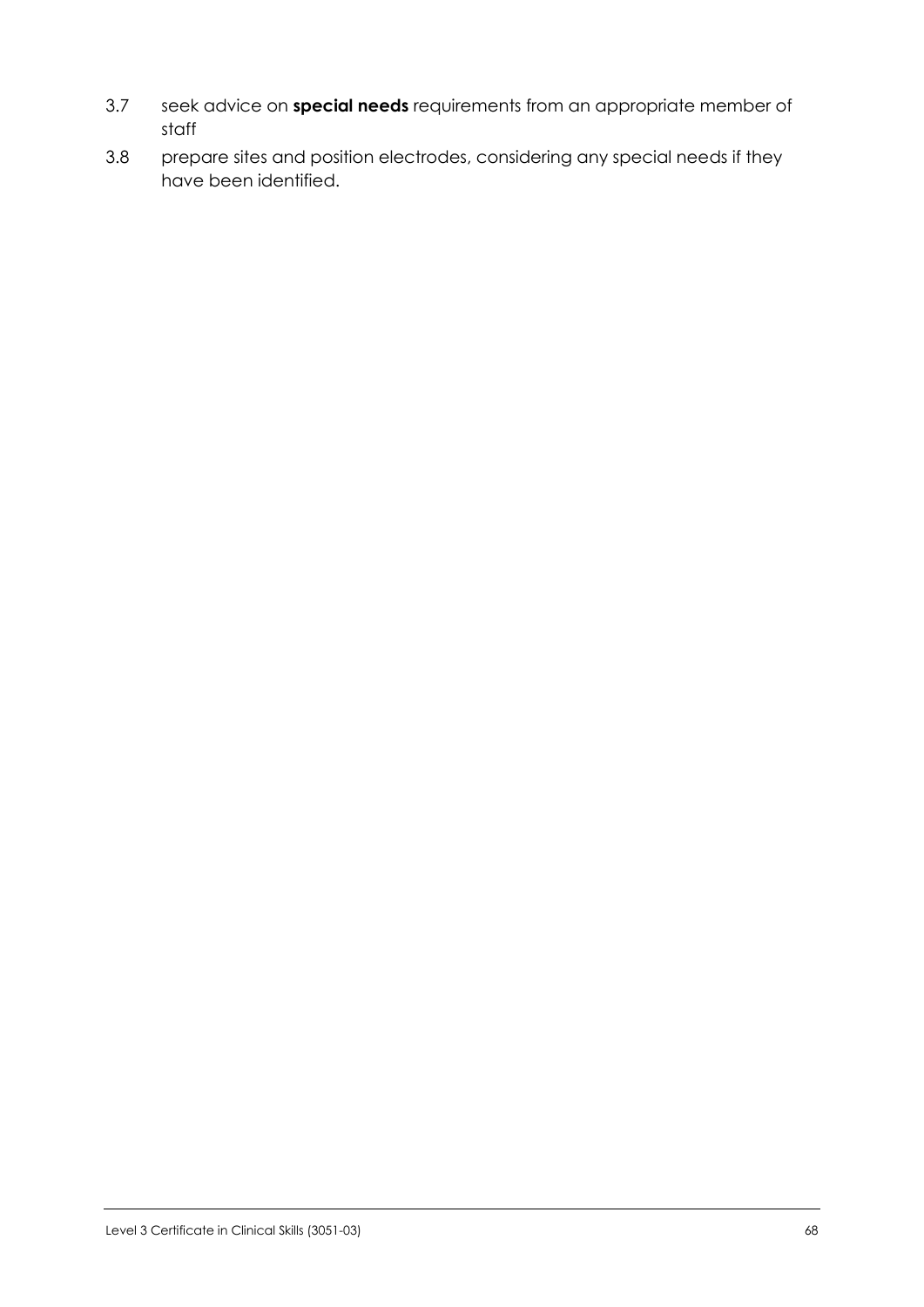3.7 seek advice on **special needs** requirements from an appropriate member of staff

3.8 prepare sites and position electrodes, considering any special needs if they have been identified.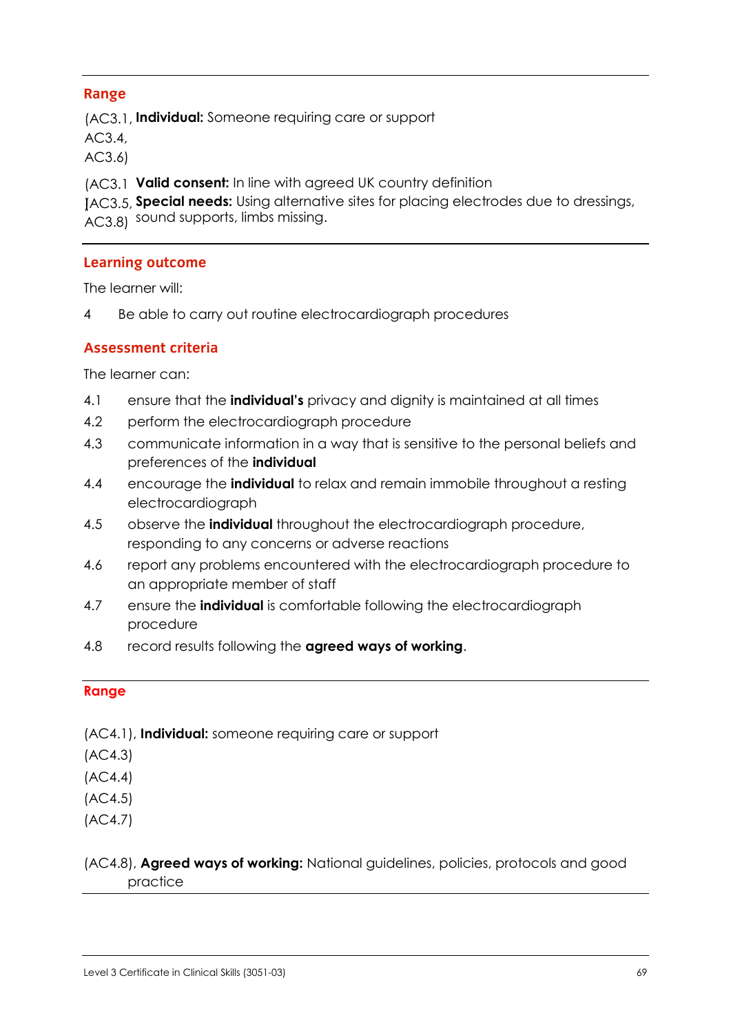**Range**

(AC3.1, AC3.4, AC3.6) **Individual:** Someone requiring care or support

(AC3.1 **Valid consent:** In line with agreed UK country definition

(AC3.5, AC3.8) **Special needs:** Using alternative sites for placing electrodes due to dressings, sound supports, limbs missing.

---

**Learning outcome**

The learner will:

4 Be able to carry out routine electrocardiograph procedures

**Assessment criteria**

The learner can:

4.1 ensure that the **individual's** privacy and dignity is maintained at all times

4.2 perform the electrocardiograph procedure

4.3 communicate information in a way that is sensitive to the personal beliefs and preferences of the **individual**

4.4 encourage the **individual** to relax and remain immobile throughout a resting electrocardiograph

4.5 observe the **individual** throughout the electrocardiograph procedure, responding to any concerns or adverse reactions

4.6 report any problems encountered with the electrocardiograph procedure to an appropriate member of staff

4.7 ensure the **individual** is comfortable following the electrocardiograph procedure

4.8 record results following the **agreed ways of working**.

---

**Range**

(AC4.1), (AC4.3) (AC4.4) (AC4.5) (AC4.7) **Individual:** someone requiring care or support

(AC4.8), **Agreed ways of working:** National guidelines, policies, protocols and good practice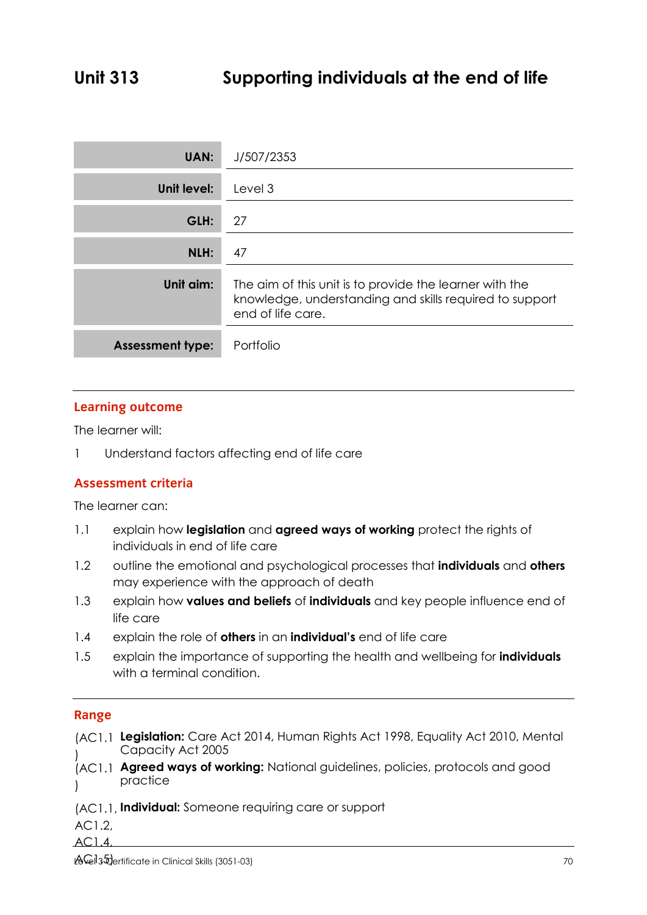# Unit 313 Supporting individuals at the end of life

| | |
|---|---|
| **UAN:** | J/507/2353 |
| **Unit level:** | Level 3 |
| **GLH:** | 27 |
| **NLH:** | 47 |
| **Unit aim:** | The aim of this unit is to provide the learner with the knowledge, understanding and skills required to support end of life care. |
| **Assessment type:** | Portfolio |

## Learning outcome

The learner will:

1 Understand factors affecting end of life care

## Assessment criteria

The learner can:

1.1 explain how **legislation** and **agreed ways of working** protect the rights of individuals in end of life care

1.2 outline the emotional and psychological processes that **individuals** and **others** may experience with the approach of death

1.3 explain how **values and beliefs** of **individuals** and key people influence end of life care

1.4 explain the role of **others** in an **individual's** end of life care

1.5 explain the importance of supporting the health and wellbeing for **individuals** with a terminal condition.

## Range

(AC1.1) **Legislation:** Care Act 2014, Human Rights Act 1998, Equality Act 2010, Mental Capacity Act 2005

(AC1.1) **Agreed ways of working:** National guidelines, policies, protocols and good practice

(AC1.1, AC1.2, AC1.4, AC1.5) **Individual:** Someone requiring care or support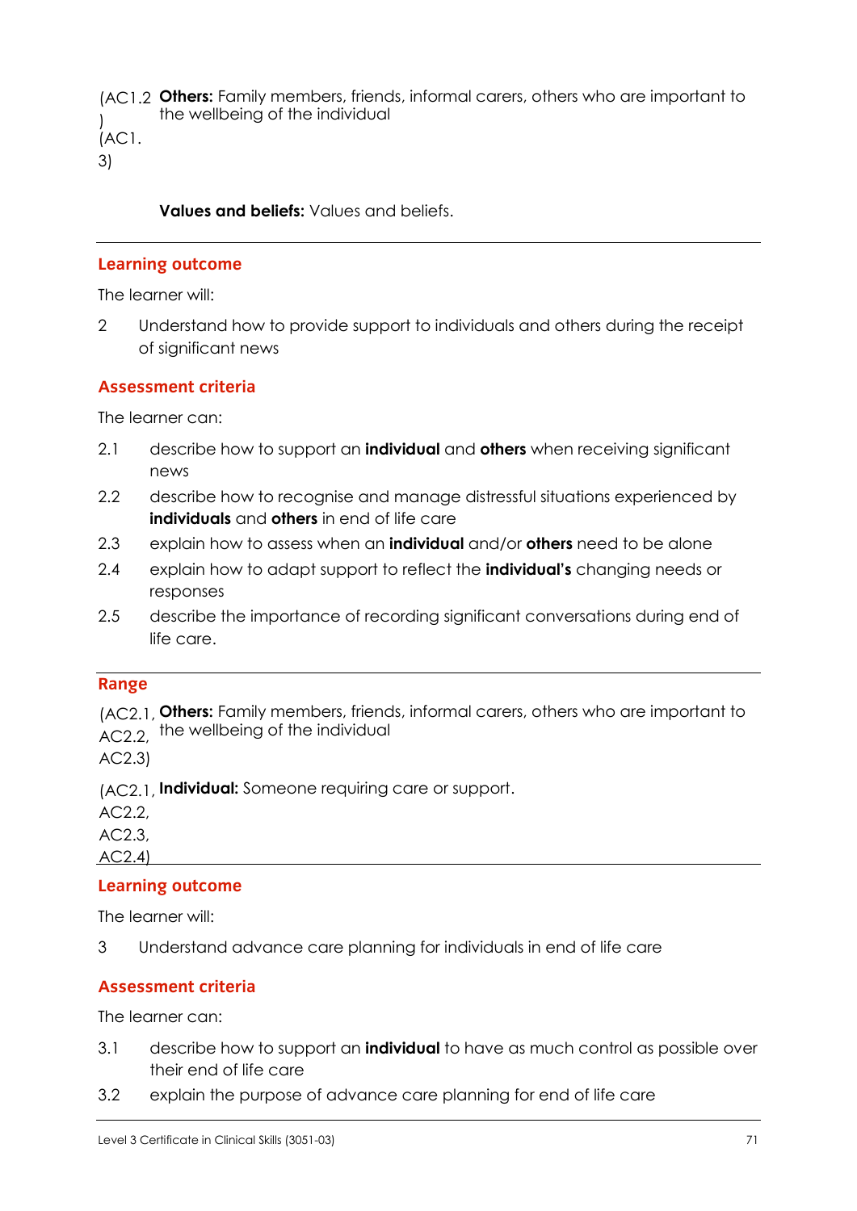(AC1.2) (AC1.3) **Others:** Family members, friends, informal carers, others who are important to the wellbeing of the individual

**Values and beliefs:** Values and beliefs.

---

## Learning outcome

The learner will:

2 Understand how to provide support to individuals and others during the receipt of significant news

## Assessment criteria

The learner can:

2.1 describe how to support an **individual** and **others** when receiving significant news

2.2 describe how to recognise and manage distressful situations experienced by **individuals** and **others** in end of life care

2.3 explain how to assess when an **individual** and/or **others** need to be alone

2.4 explain how to adapt support to reflect the **individual's** changing needs or responses

2.5 describe the importance of recording significant conversations during end of life care.

---

## Range

(AC2.1, AC2.2, AC2.3) **Others:** Family members, friends, informal carers, others who are important to the wellbeing of the individual

(AC2.1, AC2.2, AC2.3, AC2.4) **Individual:** Someone requiring care or support.

---

## Learning outcome

The learner will:

3 Understand advance care planning for individuals in end of life care

## Assessment criteria

The learner can:

3.1 describe how to support an **individual** to have as much control as possible over their end of life care

3.2 explain the purpose of advance care planning for end of life care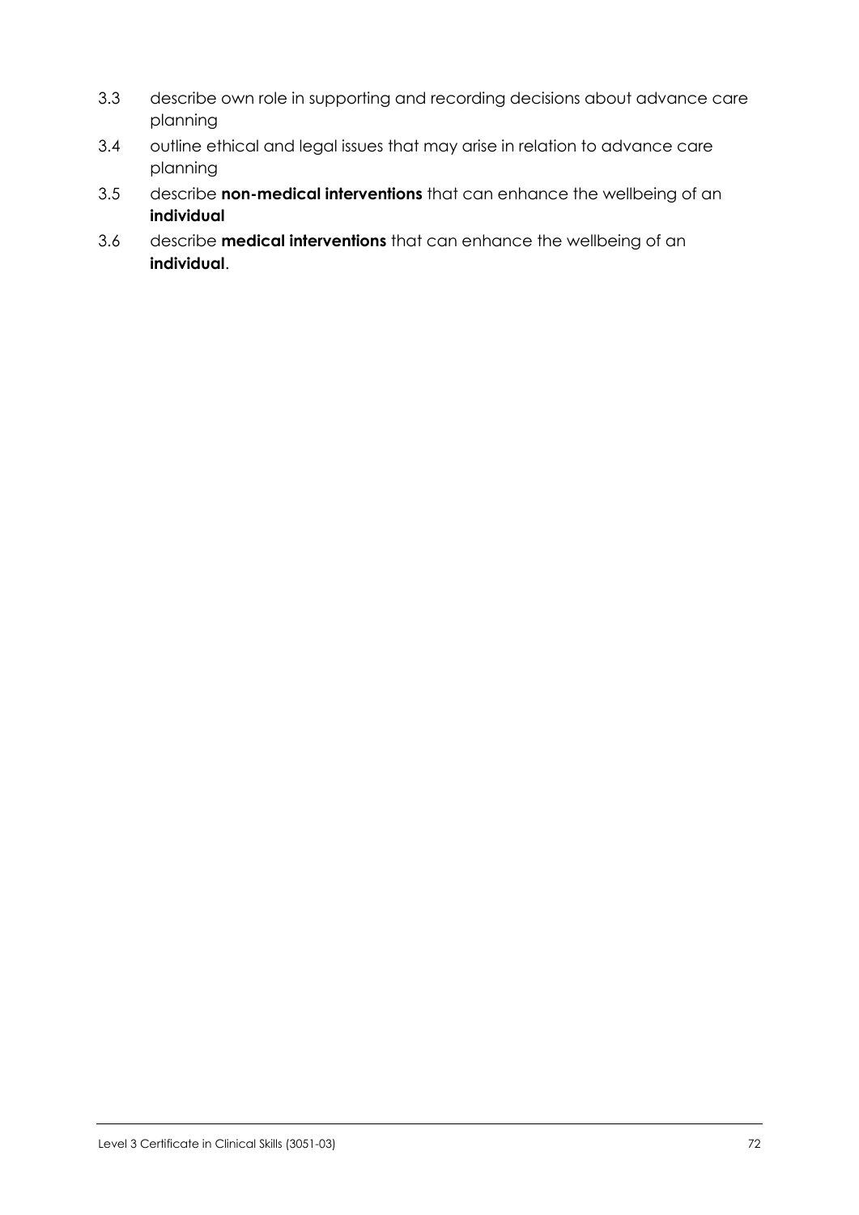3.3 describe own role in supporting and recording decisions about advance care planning

3.4 outline ethical and legal issues that may arise in relation to advance care planning

3.5 describe **non-medical interventions** that can enhance the wellbeing of an **individual**

3.6 describe **medical interventions** that can enhance the wellbeing of an **individual**.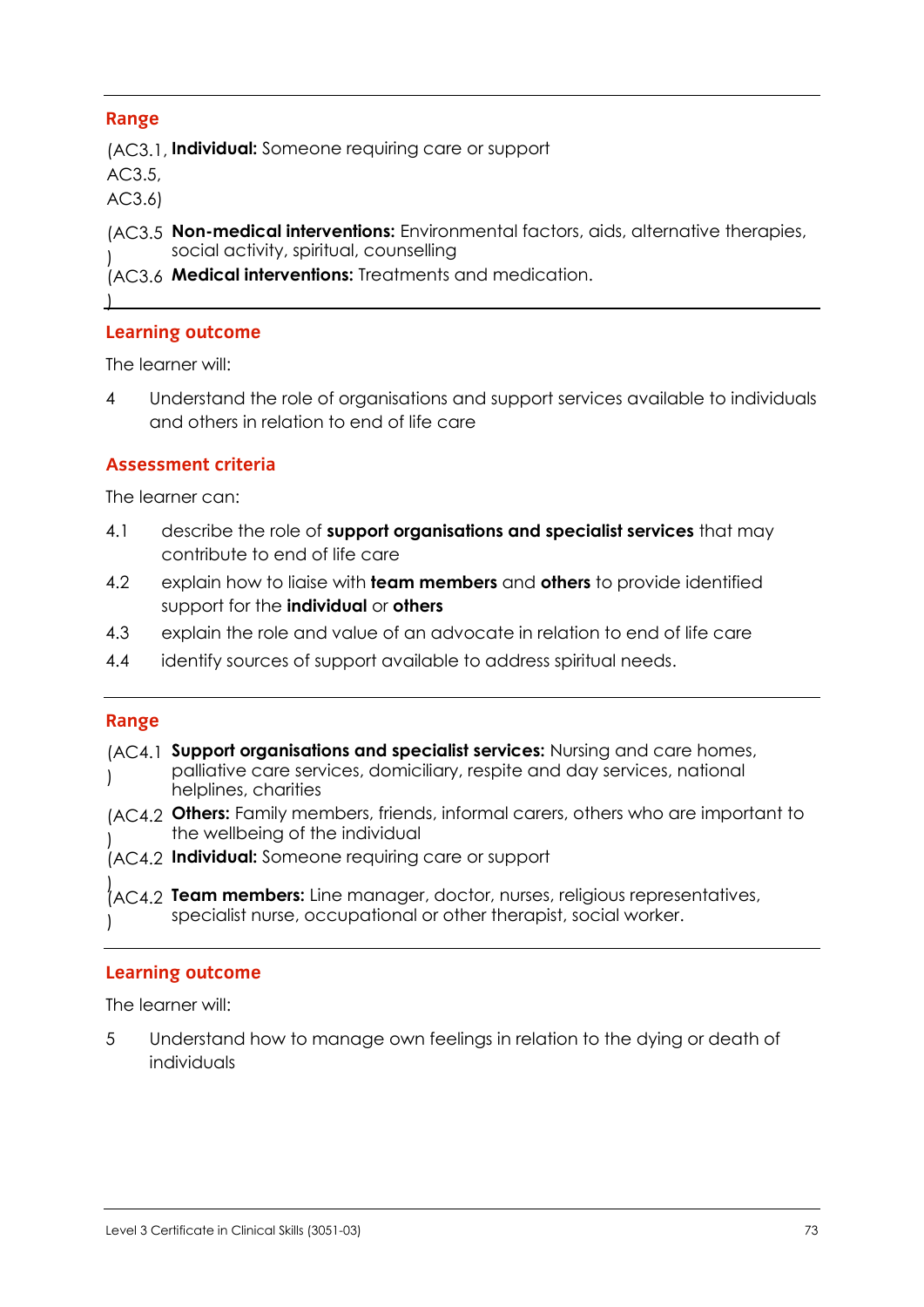## Range

| | |
|---|---|
| (AC3.1, AC3.5, AC3.6) | **Individual:** Someone requiring care or support |
| (AC3.5) | **Non-medical interventions:** Environmental factors, aids, alternative therapies, social activity, spiritual, counselling |
| (AC3.6) | **Medical interventions:** Treatments and medication. |

## Learning outcome

The learner will:

4 Understand the role of organisations and support services available to individuals and others in relation to end of life care

## Assessment criteria

The learner can:

4.1 describe the role of **support organisations and specialist services** that may contribute to end of life care

4.2 explain how to liaise with **team members** and **others** to provide identified support for the **individual** or **others**

4.3 explain the role and value of an advocate in relation to end of life care

4.4 identify sources of support available to address spiritual needs.

## Range

| | |
|---|---|
| (AC4.1) | **Support organisations and specialist services:** Nursing and care homes, palliative care services, domiciliary, respite and day services, national helplines, charities |
| (AC4.2) | **Others:** Family members, friends, informal carers, others who are important to the wellbeing of the individual |
| (AC4.2) | **Individual:** Someone requiring care or support |
| (AC4.2) | **Team members:** Line manager, doctor, nurses, religious representatives, specialist nurse, occupational or other therapist, social worker. |

## Learning outcome

The learner will:

5 Understand how to manage own feelings in relation to the dying or death of individuals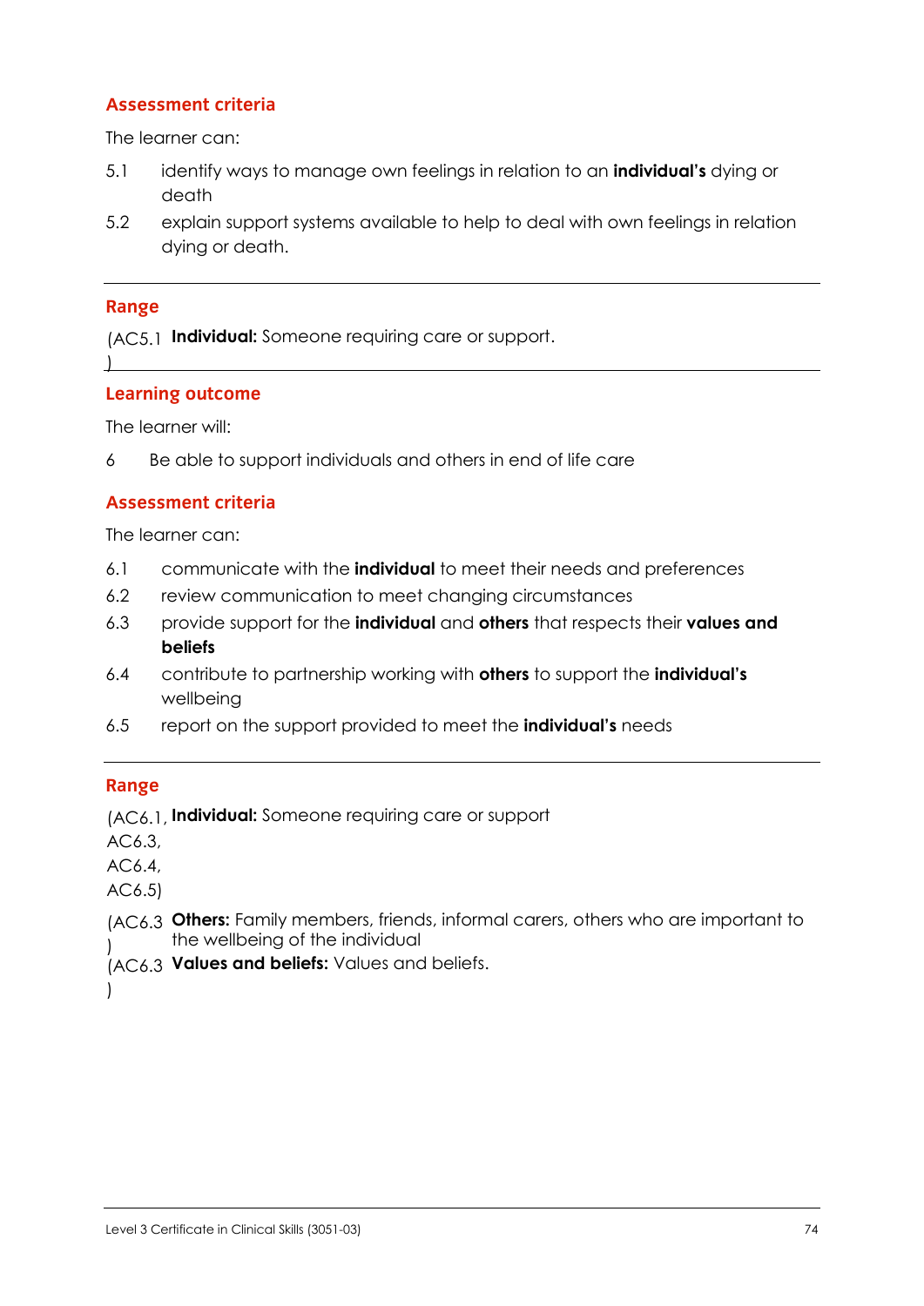## Assessment criteria

The learner can:

5.1 identify ways to manage own feelings in relation to an **individual's** dying or death

5.2 explain support systems available to help to deal with own feelings in relation dying or death.

---

## Range

(AC5.1) **Individual:** Someone requiring care or support.

---

## Learning outcome

The learner will:

6 Be able to support individuals and others in end of life care

## Assessment criteria

The learner can:

6.1 communicate with the **individual** to meet their needs and preferences

6.2 review communication to meet changing circumstances

6.3 provide support for the **individual** and **others** that respects their **values and beliefs**

6.4 contribute to partnership working with **others** to support the **individual's** wellbeing

6.5 report on the support provided to meet the **individual's** needs

---

## Range

(AC6.1, AC6.3, AC6.4, AC6.5) **Individual:** Someone requiring care or support

(AC6.3) **Others:** Family members, friends, informal carers, others who are important to the wellbeing of the individual

(AC6.3) **Values and beliefs:** Values and beliefs.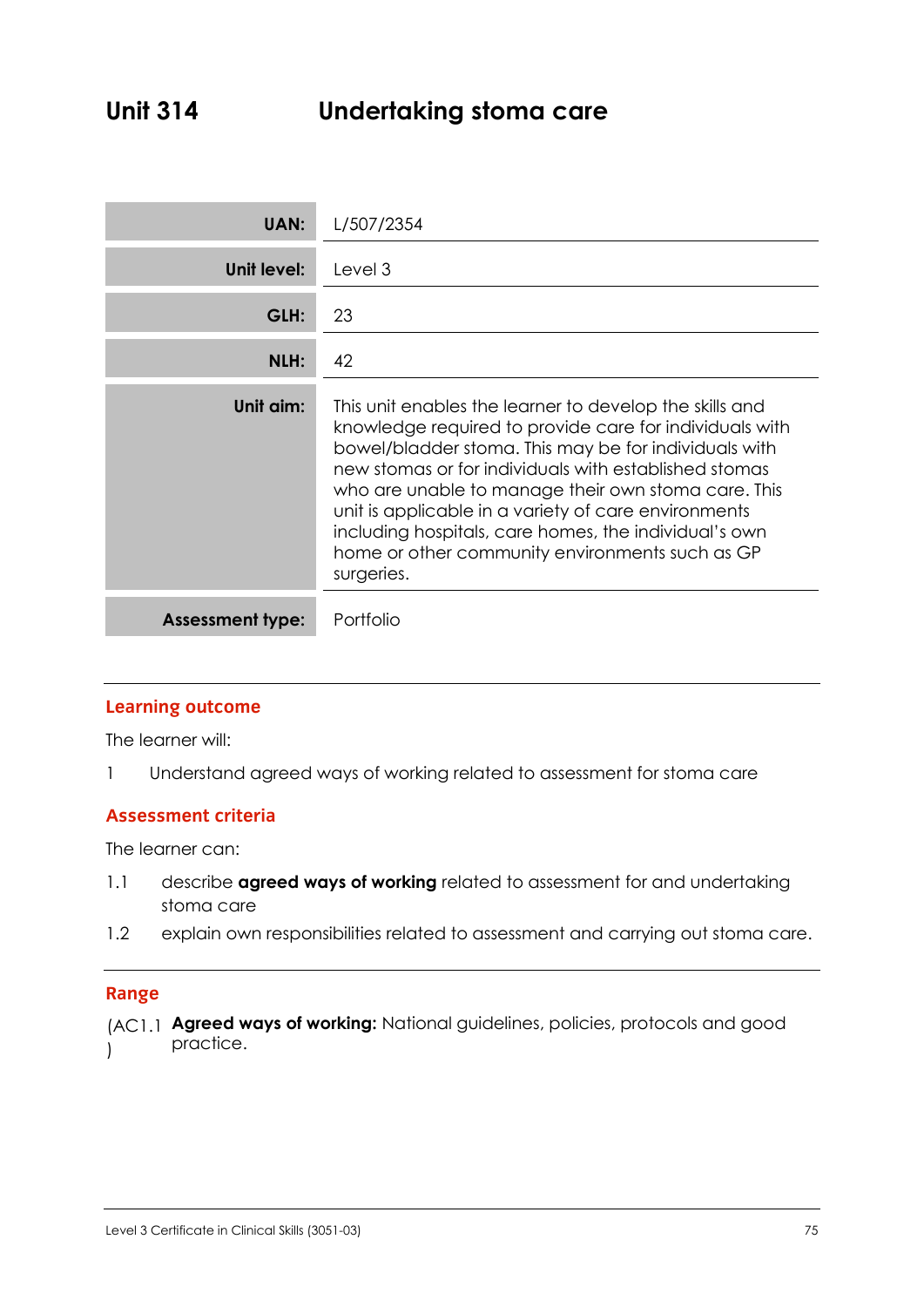# Unit 314 Undertaking stoma care

| | |
|---|---|
| **UAN:** | L/507/2354 |
| **Unit level:** | Level 3 |
| **GLH:** | 23 |
| **NLH:** | 42 |
| **Unit aim:** | This unit enables the learner to develop the skills and knowledge required to provide care for individuals with bowel/bladder stoma. This may be for individuals with new stomas or for individuals with established stomas who are unable to manage their own stoma care. This unit is applicable in a variety of care environments including hospitals, care homes, the individual's own home or other community environments such as GP surgeries. |
| **Assessment type:** | Portfolio |

## Learning outcome

The learner will:

1 Understand agreed ways of working related to assessment for stoma care

## Assessment criteria

The learner can:

1.1 describe **agreed ways of working** related to assessment for and undertaking stoma care

1.2 explain own responsibilities related to assessment and carrying out stoma care.

## Range

(AC1.1) **Agreed ways of working:** National guidelines, policies, protocols and good practice.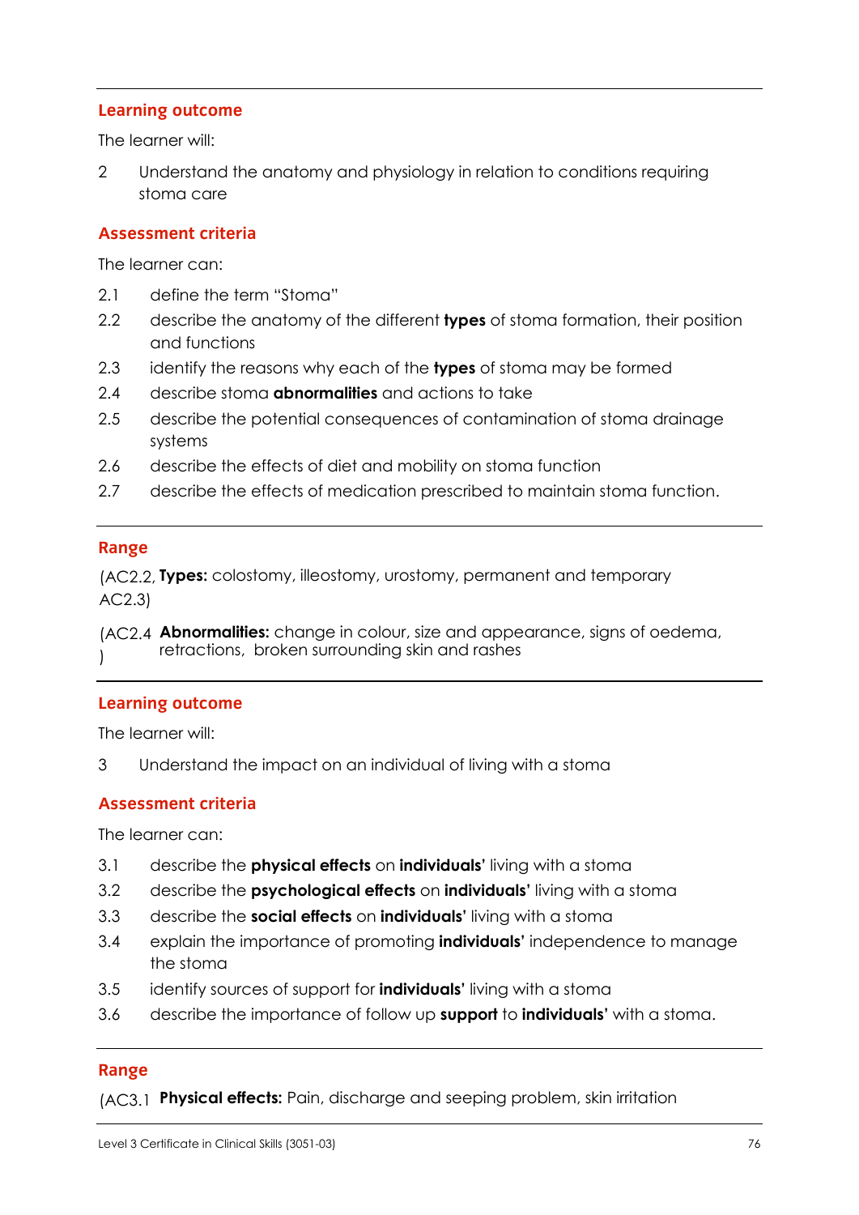## Learning outcome

The learner will:

2 Understand the anatomy and physiology in relation to conditions requiring stoma care

## Assessment criteria

The learner can:

2.1 define the term "Stoma"

2.2 describe the anatomy of the different **types** of stoma formation, their position and functions

2.3 identify the reasons why each of the **types** of stoma may be formed

2.4 describe stoma **abnormalities** and actions to take

2.5 describe the potential consequences of contamination of stoma drainage systems

2.6 describe the effects of diet and mobility on stoma function

2.7 describe the effects of medication prescribed to maintain stoma function.

## Range

(AC2.2, AC2.3) **Types:** colostomy, illeostomy, urostomy, permanent and temporary

(AC2.4) **Abnormalities:** change in colour, size and appearance, signs of oedema, retractions, broken surrounding skin and rashes

## Learning outcome

The learner will:

3 Understand the impact on an individual of living with a stoma

## Assessment criteria

The learner can:

3.1 describe the **physical effects** on **individuals'** living with a stoma

3.2 describe the **psychological effects** on **individuals'** living with a stoma

3.3 describe the **social effects** on **individuals'** living with a stoma

3.4 explain the importance of promoting **individuals'** independence to manage the stoma

3.5 identify sources of support for **individuals'** living with a stoma

3.6 describe the importance of follow up **support** to **individuals'** with a stoma.

## Range

(AC3.1 **Physical effects:** Pain, discharge and seeping problem, skin irritation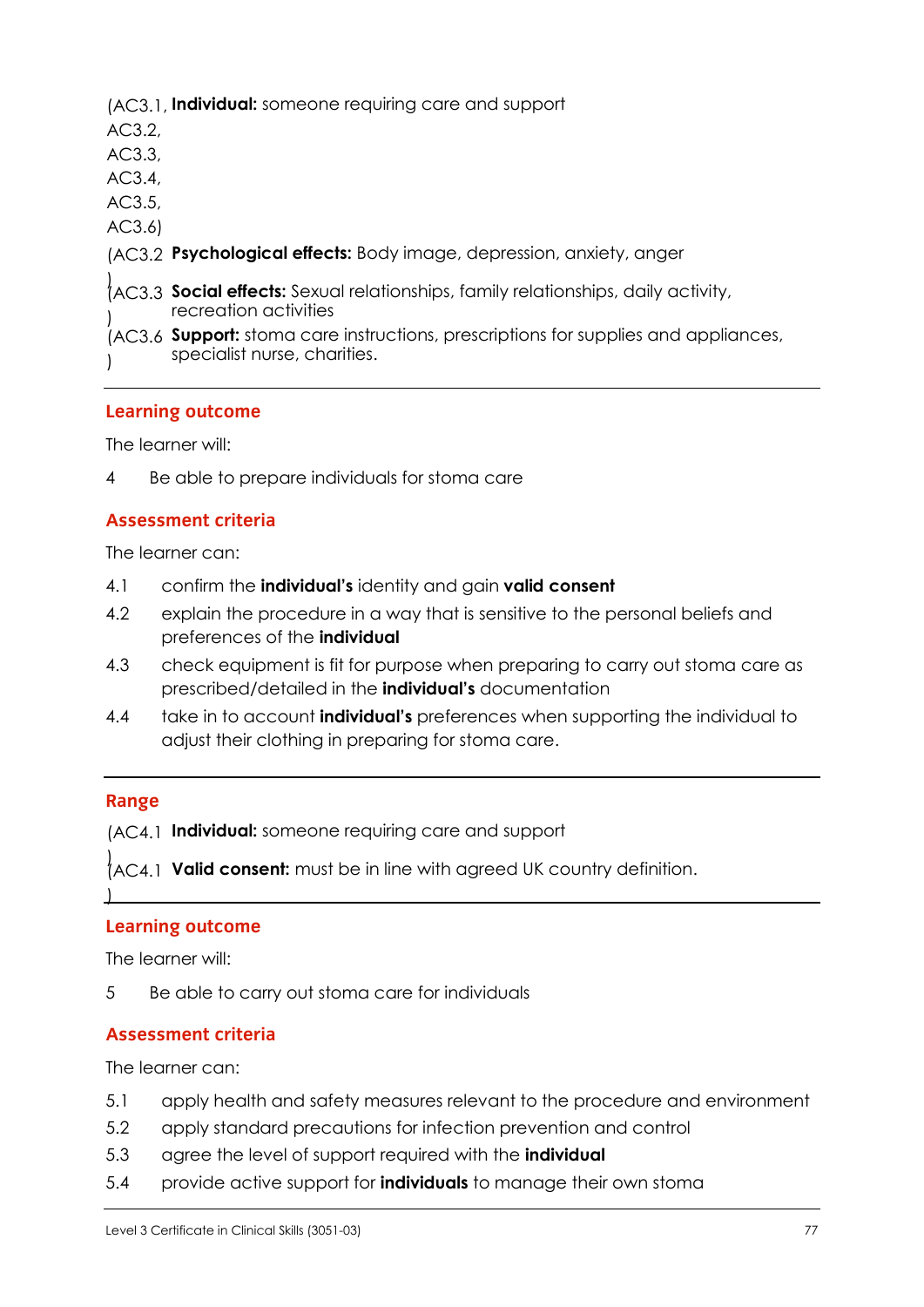(AC3.1, AC3.2, AC3.3, AC3.4, AC3.5, AC3.6) **Individual:** someone requiring care and support

(AC3.2) **Psychological effects:** Body image, depression, anxiety, anger

(AC3.3) **Social effects:** Sexual relationships, family relationships, daily activity, recreation activities

(AC3.6) **Support:** stoma care instructions, prescriptions for supplies and appliances, specialist nurse, charities.

---

## Learning outcome

The learner will:

4 Be able to prepare individuals for stoma care

## Assessment criteria

The learner can:

4.1 confirm the **individual's** identity and gain **valid consent**

4.2 explain the procedure in a way that is sensitive to the personal beliefs and preferences of the **individual**

4.3 check equipment is fit for purpose when preparing to carry out stoma care as prescribed/detailed in the **individual's** documentation

4.4 take in to account **individual's** preferences when supporting the individual to adjust their clothing in preparing for stoma care.

---

## Range

(AC4.1) **Individual:** someone requiring care and support

(AC4.1) **Valid consent:** must be in line with agreed UK country definition.

---

## Learning outcome

The learner will:

5 Be able to carry out stoma care for individuals

## Assessment criteria

The learner can:

5.1 apply health and safety measures relevant to the procedure and environment

5.2 apply standard precautions for infection prevention and control

5.3 agree the level of support required with the **individual**

5.4 provide active support for **individuals** to manage their own stoma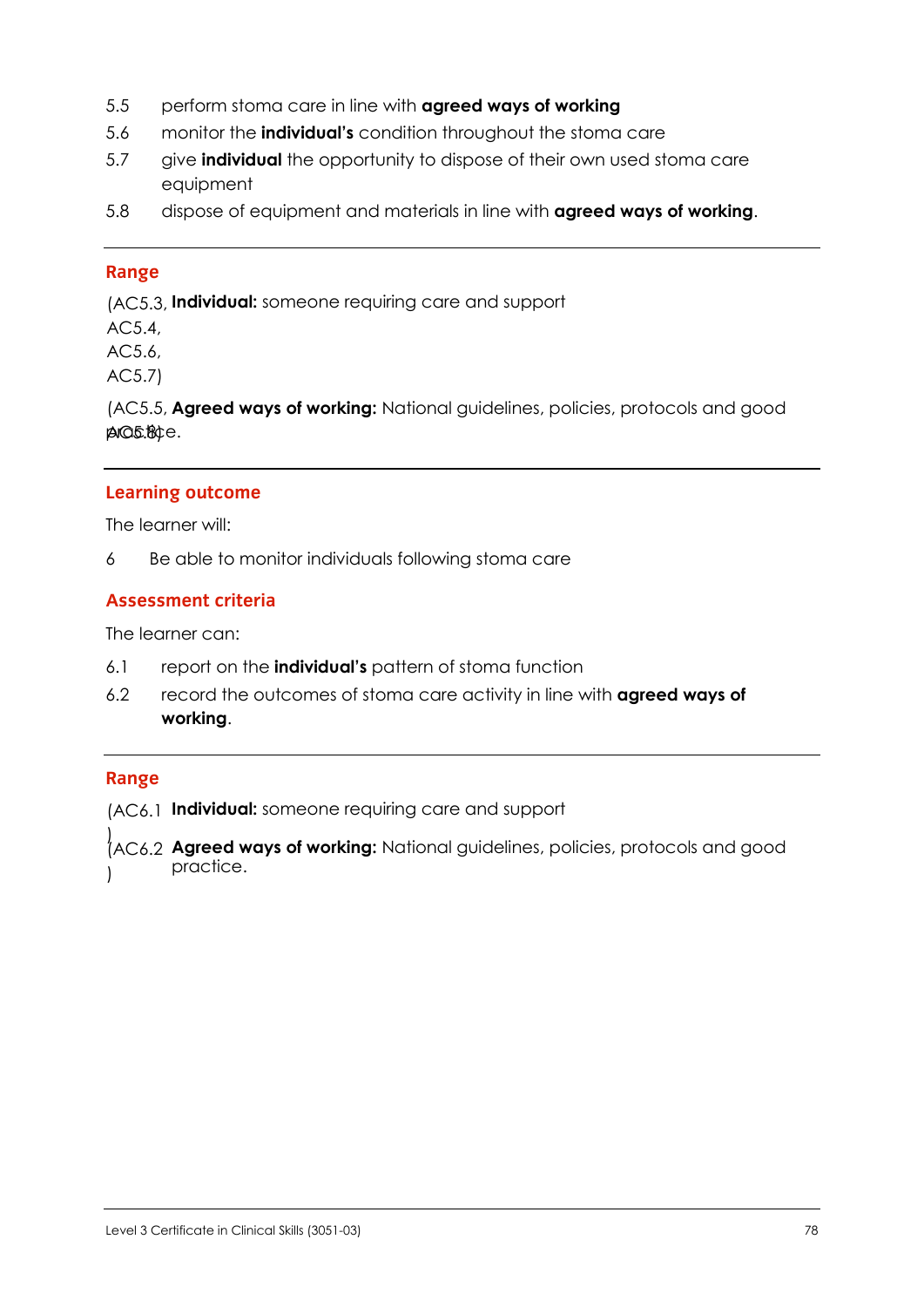5.5 perform stoma care in line with **agreed ways of working**

5.6 monitor the **individual's** condition throughout the stoma care

5.7 give **individual** the opportunity to dispose of their own used stoma care equipment

5.8 dispose of equipment and materials in line with **agreed ways of working**.

## Range

(AC5.3, AC5.4, AC5.6, AC5.7) **Individual:** someone requiring care and support

(AC5.5, AC5.8) **Agreed ways of working:** National guidelines, policies, protocols and good practice.

## Learning outcome

The learner will:

6 Be able to monitor individuals following stoma care

## Assessment criteria

The learner can:

6.1 report on the **individual's** pattern of stoma function

6.2 record the outcomes of stoma care activity in line with **agreed ways of working**.

## Range

(AC6.1) **Individual:** someone requiring care and support

(AC6.2) **Agreed ways of working:** National guidelines, policies, protocols and good practice.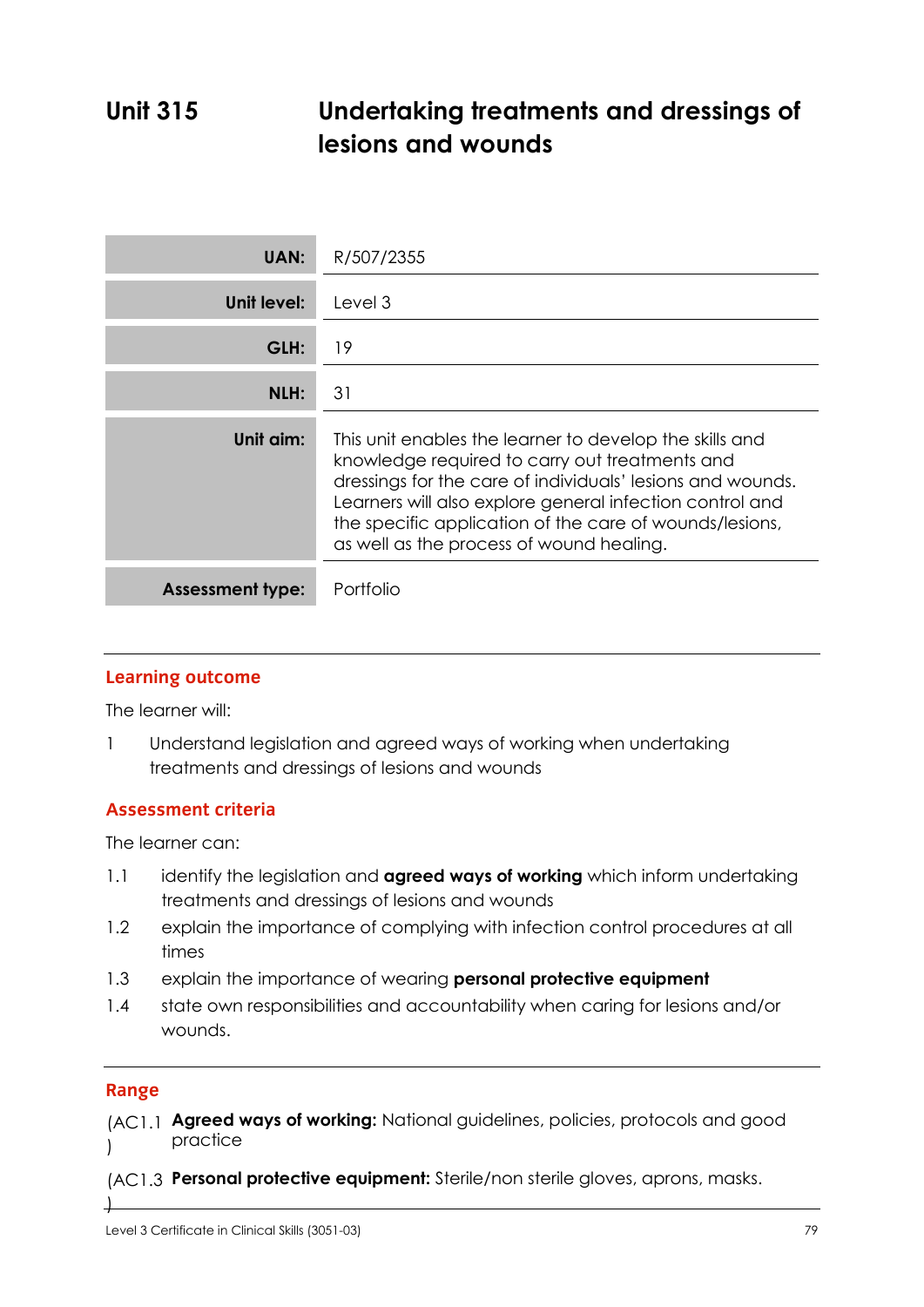# Unit 315 Undertaking treatments and dressings of lesions and wounds

| | |
|---|---|
| **UAN:** | R/507/2355 |
| **Unit level:** | Level 3 |
| **GLH:** | 19 |
| **NLH:** | 31 |
| **Unit aim:** | This unit enables the learner to develop the skills and knowledge required to carry out treatments and dressings for the care of individuals' lesions and wounds. Learners will also explore general infection control and the specific application of the care of wounds/lesions, as well as the process of wound healing. |
| **Assessment type:** | Portfolio |

## Learning outcome

The learner will:

1 Understand legislation and agreed ways of working when undertaking treatments and dressings of lesions and wounds

## Assessment criteria

The learner can:

1.1 identify the legislation and **agreed ways of working** which inform undertaking treatments and dressings of lesions and wounds

1.2 explain the importance of complying with infection control procedures at all times

1.3 explain the importance of wearing **personal protective equipment**

1.4 state own responsibilities and accountability when caring for lesions and/or wounds.

## Range

(AC1.1) **Agreed ways of working:** National guidelines, policies, protocols and good practice

(AC1.3) **Personal protective equipment:** Sterile/non sterile gloves, aprons, masks.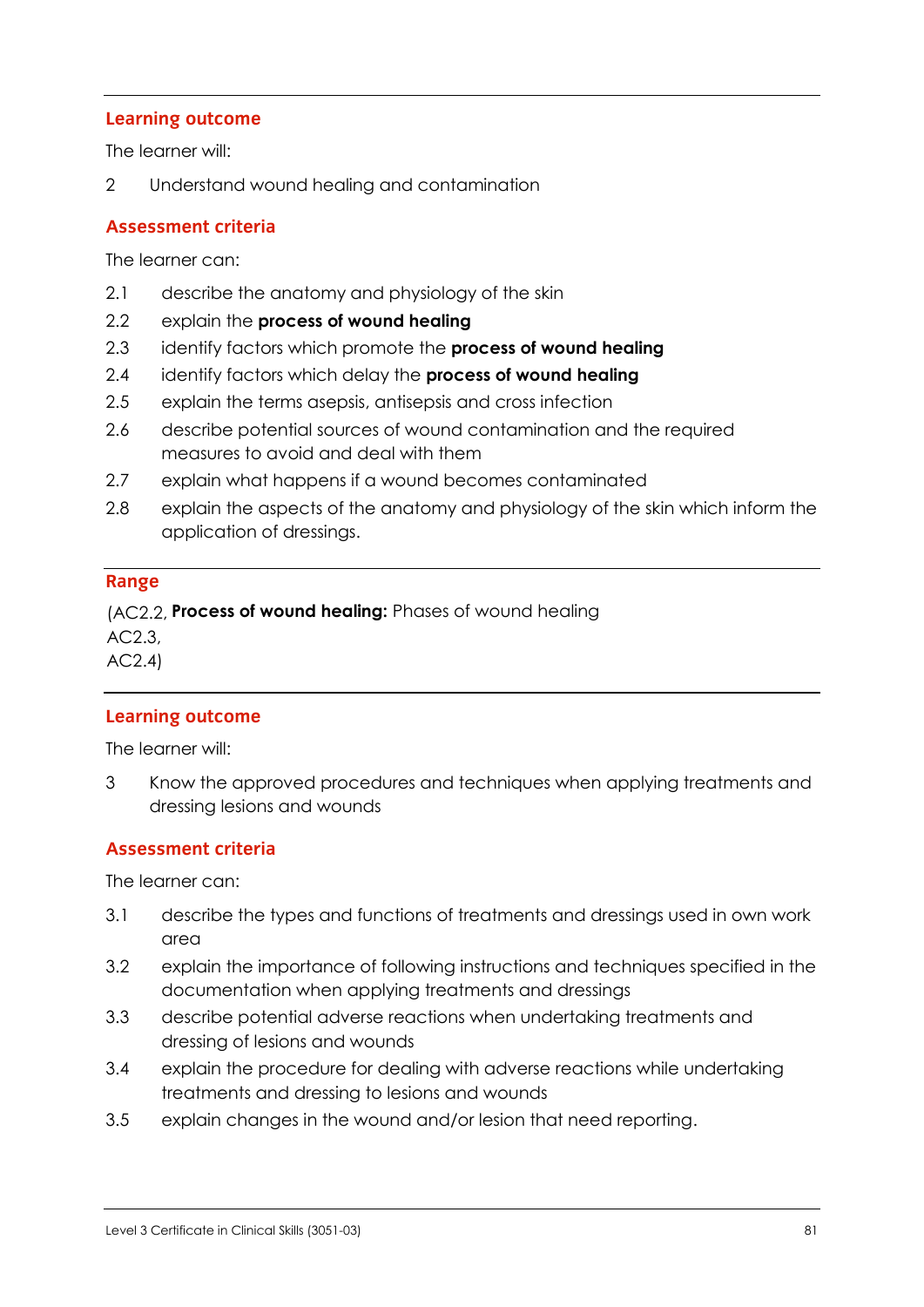## Learning outcome

The learner will:

2 Understand wound healing and contamination

## Assessment criteria

The learner can:

2.1 describe the anatomy and physiology of the skin

2.2 explain the **process of wound healing**

2.3 identify factors which promote the **process of wound healing**

2.4 identify factors which delay the **process of wound healing**

2.5 explain the terms asepsis, antisepsis and cross infection

2.6 describe potential sources of wound contamination and the required measures to avoid and deal with them

2.7 explain what happens if a wound becomes contaminated

2.8 explain the aspects of the anatomy and physiology of the skin which inform the application of dressings.

## Range

(AC2.2, AC2.3, AC2.4) **Process of wound healing:** Phases of wound healing

## Learning outcome

The learner will:

3 Know the approved procedures and techniques when applying treatments and dressing lesions and wounds

## Assessment criteria

The learner can:

3.1 describe the types and functions of treatments and dressings used in own work area

3.2 explain the importance of following instructions and techniques specified in the documentation when applying treatments and dressings

3.3 describe potential adverse reactions when undertaking treatments and dressing of lesions and wounds

3.4 explain the procedure for dealing with adverse reactions while undertaking treatments and dressing to lesions and wounds

3.5 explain changes in the wound and/or lesion that need reporting.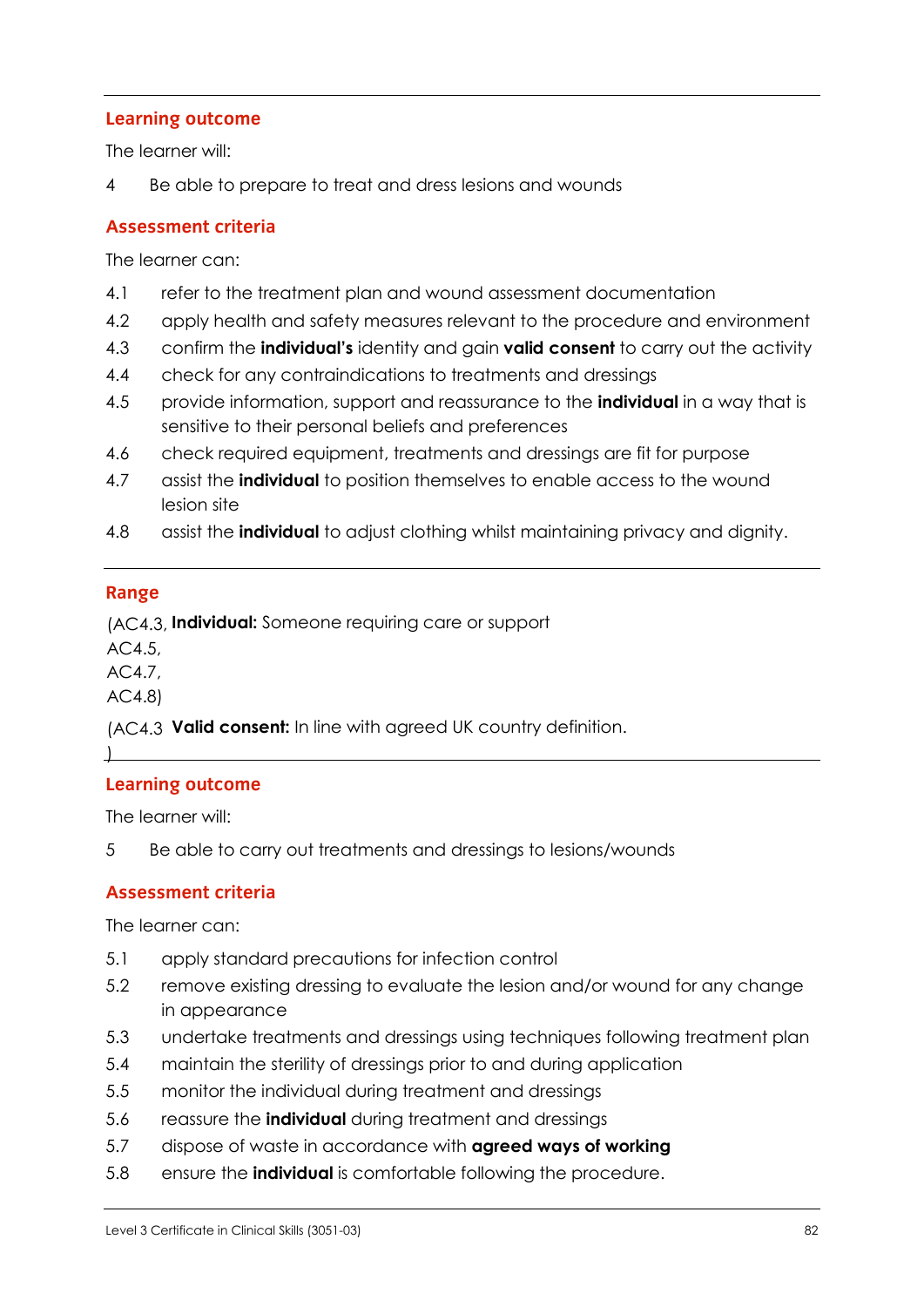## Learning outcome

The learner will:

4 Be able to prepare to treat and dress lesions and wounds

## Assessment criteria

The learner can:

4.1 refer to the treatment plan and wound assessment documentation
4.2 apply health and safety measures relevant to the procedure and environment
4.3 confirm the **individual's** identity and gain **valid consent** to carry out the activity
4.4 check for any contraindications to treatments and dressings
4.5 provide information, support and reassurance to the **individual** in a way that is sensitive to their personal beliefs and preferences
4.6 check required equipment, treatments and dressings are fit for purpose
4.7 assist the **individual** to position themselves to enable access to the wound lesion site
4.8 assist the **individual** to adjust clothing whilst maintaining privacy and dignity.

## Range

(AC4.3, AC4.5, AC4.7, AC4.8) **Individual:** Someone requiring care or support

(AC4.3) **Valid consent:** In line with agreed UK country definition.

## Learning outcome

The learner will:

5 Be able to carry out treatments and dressings to lesions/wounds

## Assessment criteria

The learner can:

5.1 apply standard precautions for infection control
5.2 remove existing dressing to evaluate the lesion and/or wound for any change in appearance
5.3 undertake treatments and dressings using techniques following treatment plan
5.4 maintain the sterility of dressings prior to and during application
5.5 monitor the individual during treatment and dressings
5.6 reassure the **individual** during treatment and dressings
5.7 dispose of waste in accordance with **agreed ways of working**
5.8 ensure the **individual** is comfortable following the procedure.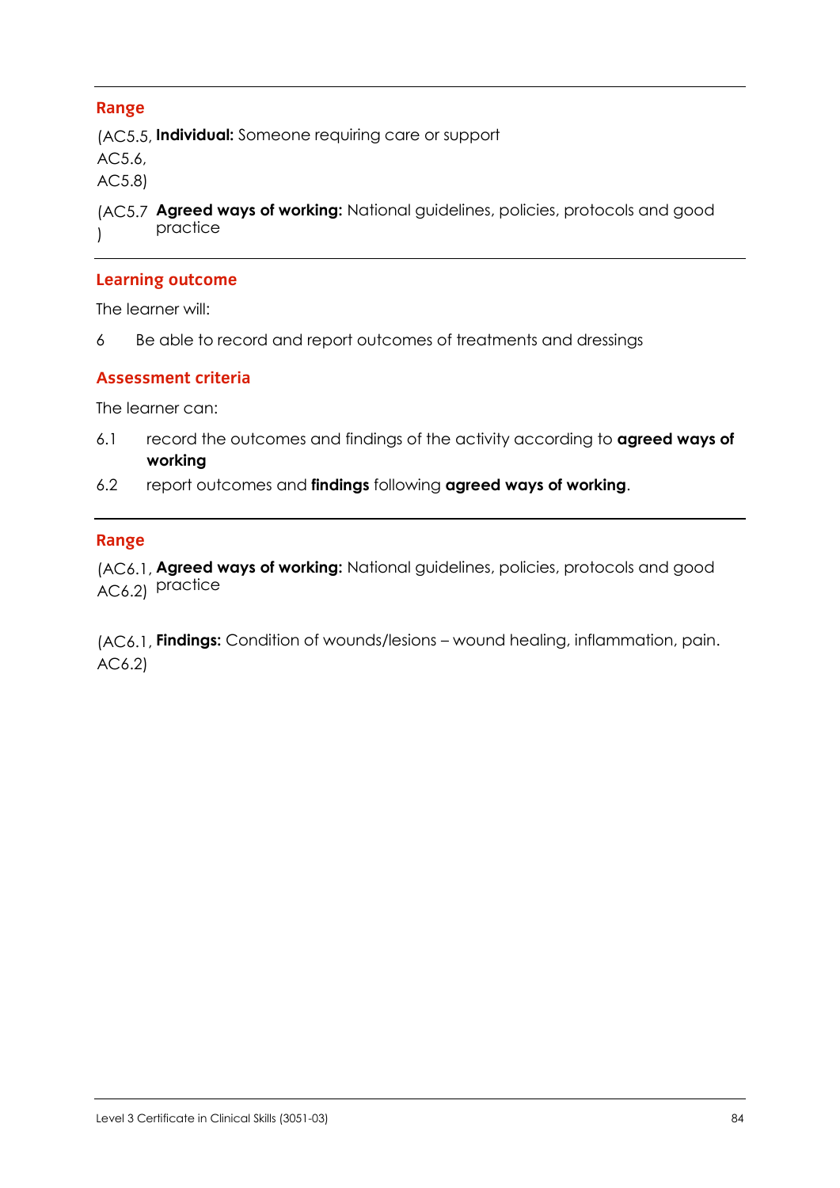## Range

(AC5.5, AC5.6, AC5.8) **Individual:** Someone requiring care or support

(AC5.7) **Agreed ways of working:** National guidelines, policies, protocols and good practice

## Learning outcome

The learner will:

6 Be able to record and report outcomes of treatments and dressings

## Assessment criteria

The learner can:

6.1 record the outcomes and findings of the activity according to **agreed ways of working**

6.2 report outcomes and **findings** following **agreed ways of working**.

## Range

(AC6.1, AC6.2) **Agreed ways of working:** National guidelines, policies, protocols and good practice

(AC6.1, AC6.2) **Findings:** Condition of wounds/lesions – wound healing, inflammation, pain.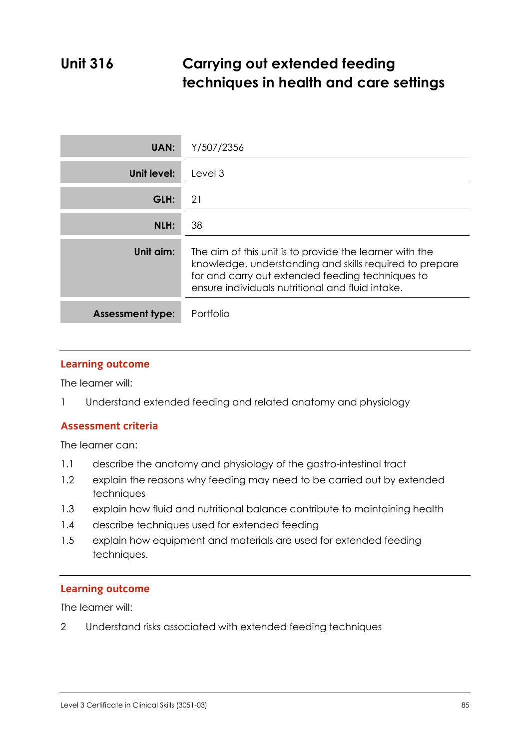# Unit 316 Carrying out extended feeding techniques in health and care settings

| | |
|---|---|
| **UAN:** | Y/507/2356 |
| **Unit level:** | Level 3 |
| **GLH:** | 21 |
| **NLH:** | 38 |
| **Unit aim:** | The aim of this unit is to provide the learner with the knowledge, understanding and skills required to prepare for and carry out extended feeding techniques to ensure individuals nutritional and fluid intake. |
| **Assessment type:** | Portfolio |

## Learning outcome

The learner will:

1 Understand extended feeding and related anatomy and physiology

## Assessment criteria

The learner can:

1.1 describe the anatomy and physiology of the gastro-intestinal tract
1.2 explain the reasons why feeding may need to be carried out by extended techniques
1.3 explain how fluid and nutritional balance contribute to maintaining health
1.4 describe techniques used for extended feeding
1.5 explain how equipment and materials are used for extended feeding techniques.

## Learning outcome

The learner will:

2 Understand risks associated with extended feeding techniques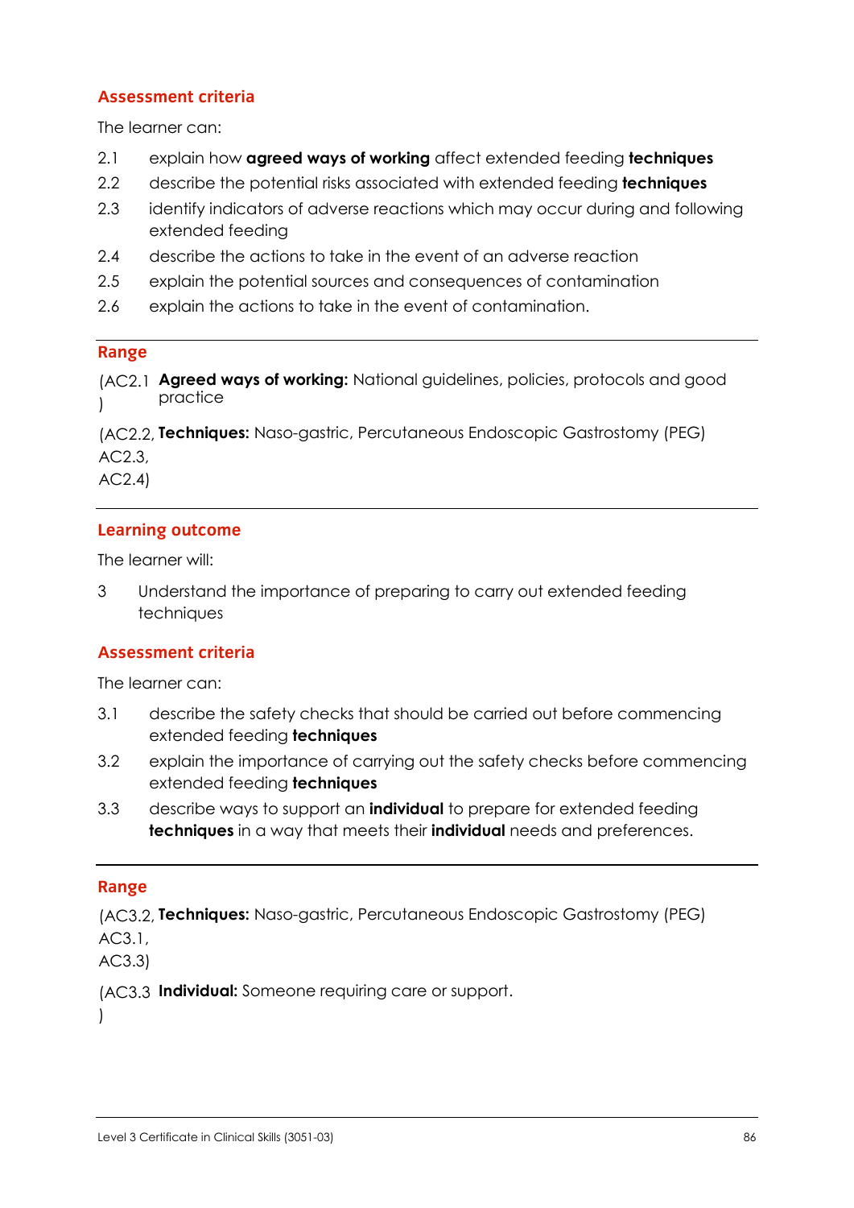### Assessment criteria

The learner can:

2.1 explain how **agreed ways of working** affect extended feeding **techniques**

2.2 describe the potential risks associated with extended feeding **techniques**

2.3 identify indicators of adverse reactions which may occur during and following extended feeding

2.4 describe the actions to take in the event of an adverse reaction

2.5 explain the potential sources and consequences of contamination

2.6 explain the actions to take in the event of contamination.

### Range

(AC2.1) **Agreed ways of working:** National guidelines, policies, protocols and good practice

(AC2.2, AC2.3, AC2.4) **Techniques:** Naso-gastric, Percutaneous Endoscopic Gastrostomy (PEG)

### Learning outcome

The learner will:

3 Understand the importance of preparing to carry out extended feeding techniques

### Assessment criteria

The learner can:

3.1 describe the safety checks that should be carried out before commencing extended feeding **techniques**

3.2 explain the importance of carrying out the safety checks before commencing extended feeding **techniques**

3.3 describe ways to support an **individual** to prepare for extended feeding **techniques** in a way that meets their **individual** needs and preferences.

### Range

(AC3.2, AC3.1, AC3.3) **Techniques:** Naso-gastric, Percutaneous Endoscopic Gastrostomy (PEG)

(AC3.3) **Individual:** Someone requiring care or support.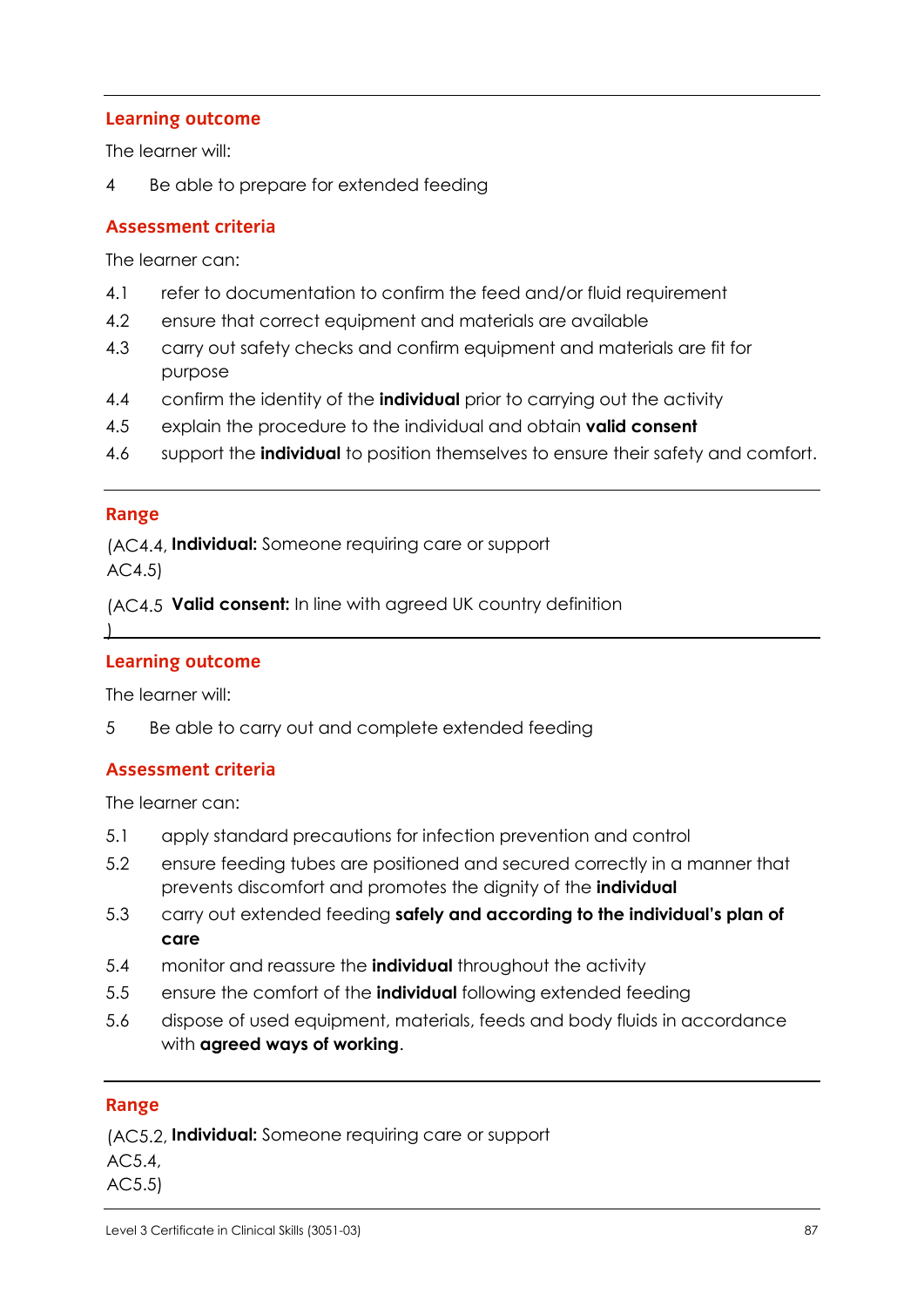## Learning outcome

The learner will:

4 Be able to prepare for extended feeding

## Assessment criteria

The learner can:

4.1 refer to documentation to confirm the feed and/or fluid requirement

4.2 ensure that correct equipment and materials are available

4.3 carry out safety checks and confirm equipment and materials are fit for purpose

4.4 confirm the identity of the **individual** prior to carrying out the activity

4.5 explain the procedure to the individual and obtain **valid consent**

4.6 support the **individual** to position themselves to ensure their safety and comfort.

## Range

(AC4.4, AC4.5) **Individual:** Someone requiring care or support

(AC4.5) **Valid consent:** In line with agreed UK country definition

## Learning outcome

The learner will:

5 Be able to carry out and complete extended feeding

## Assessment criteria

The learner can:

5.1 apply standard precautions for infection prevention and control

5.2 ensure feeding tubes are positioned and secured correctly in a manner that prevents discomfort and promotes the dignity of the **individual**

5.3 carry out extended feeding **safely and according to the individual's plan of care**

5.4 monitor and reassure the **individual** throughout the activity

5.5 ensure the comfort of the **individual** following extended feeding

5.6 dispose of used equipment, materials, feeds and body fluids in accordance with **agreed ways of working**.

## Range

(AC5.2, AC5.4, AC5.5) **Individual:** Someone requiring care or support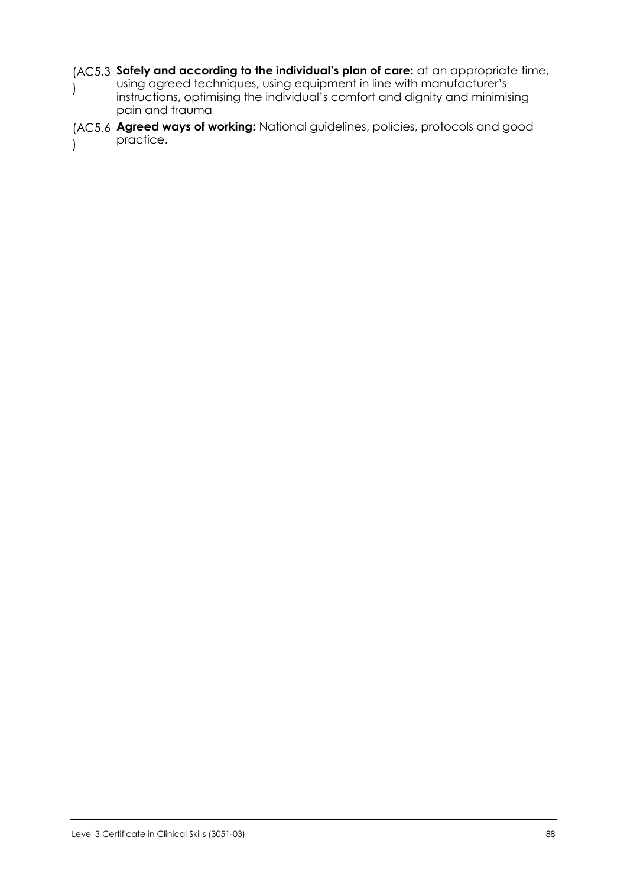(AC5.3) **Safely and according to the individual's plan of care:** at an appropriate time, using agreed techniques, using equipment in line with manufacturer's instructions, optimising the individual's comfort and dignity and minimising pain and trauma

(AC5.6) **Agreed ways of working:** National guidelines, policies, protocols and good practice.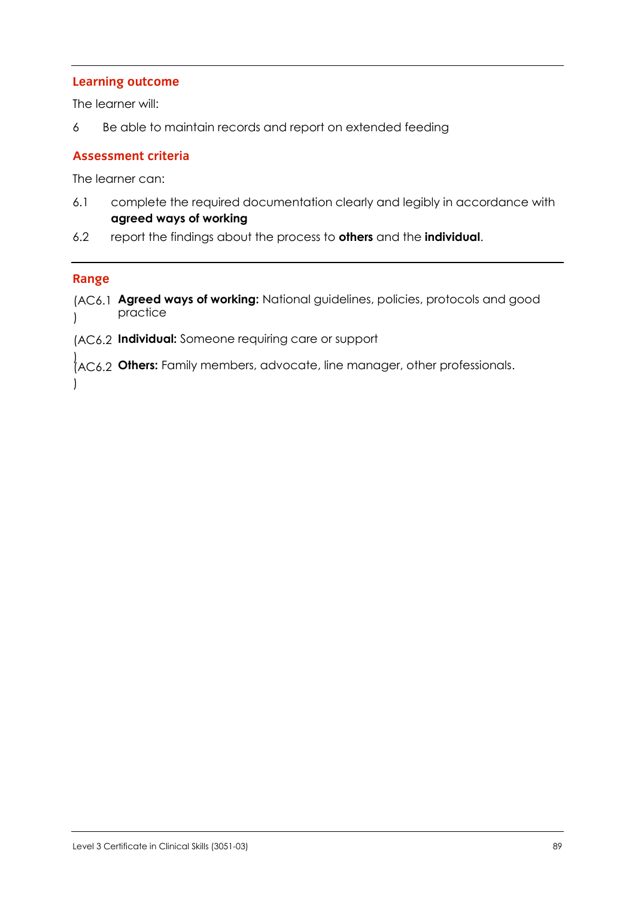## Learning outcome

The learner will:

6 Be able to maintain records and report on extended feeding

## Assessment criteria

The learner can:

6.1 complete the required documentation clearly and legibly in accordance with **agreed ways of working**

6.2 report the findings about the process to **others** and the **individual**.

## Range

(AC6.1) **Agreed ways of working:** National guidelines, policies, protocols and good practice

(AC6.2) **Individual:** Someone requiring care or support

(AC6.2) **Others:** Family members, advocate, line manager, other professionals.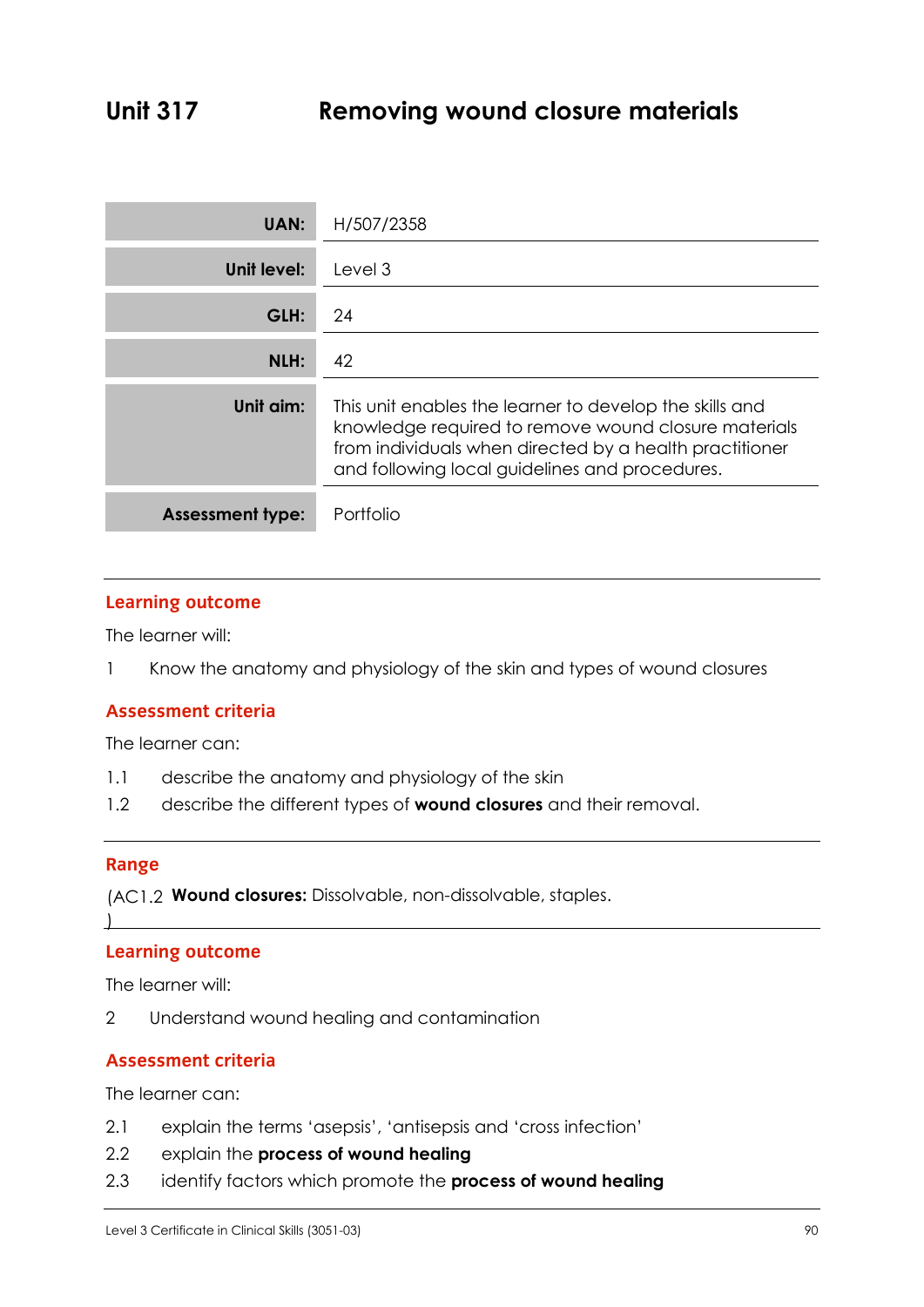# Unit 317 Removing wound closure materials

| | |
|---|---|
| **UAN:** | H/507/2358 |
| **Unit level:** | Level 3 |
| **GLH:** | 24 |
| **NLH:** | 42 |
| **Unit aim:** | This unit enables the learner to develop the skills and knowledge required to remove wound closure materials from individuals when directed by a health practitioner and following local guidelines and procedures. |
| **Assessment type:** | Portfolio |

## Learning outcome

The learner will:

1 Know the anatomy and physiology of the skin and types of wound closures

## Assessment criteria

The learner can:

1.1 describe the anatomy and physiology of the skin

1.2 describe the different types of **wound closures** and their removal.

## Range

(AC1.2) **Wound closures:** Dissolvable, non-dissolvable, staples.

## Learning outcome

The learner will:

2 Understand wound healing and contamination

## Assessment criteria

The learner can:

2.1 explain the terms 'asepsis', 'antisepsis and 'cross infection'

2.2 explain the **process of wound healing**

2.3 identify factors which promote the **process of wound healing**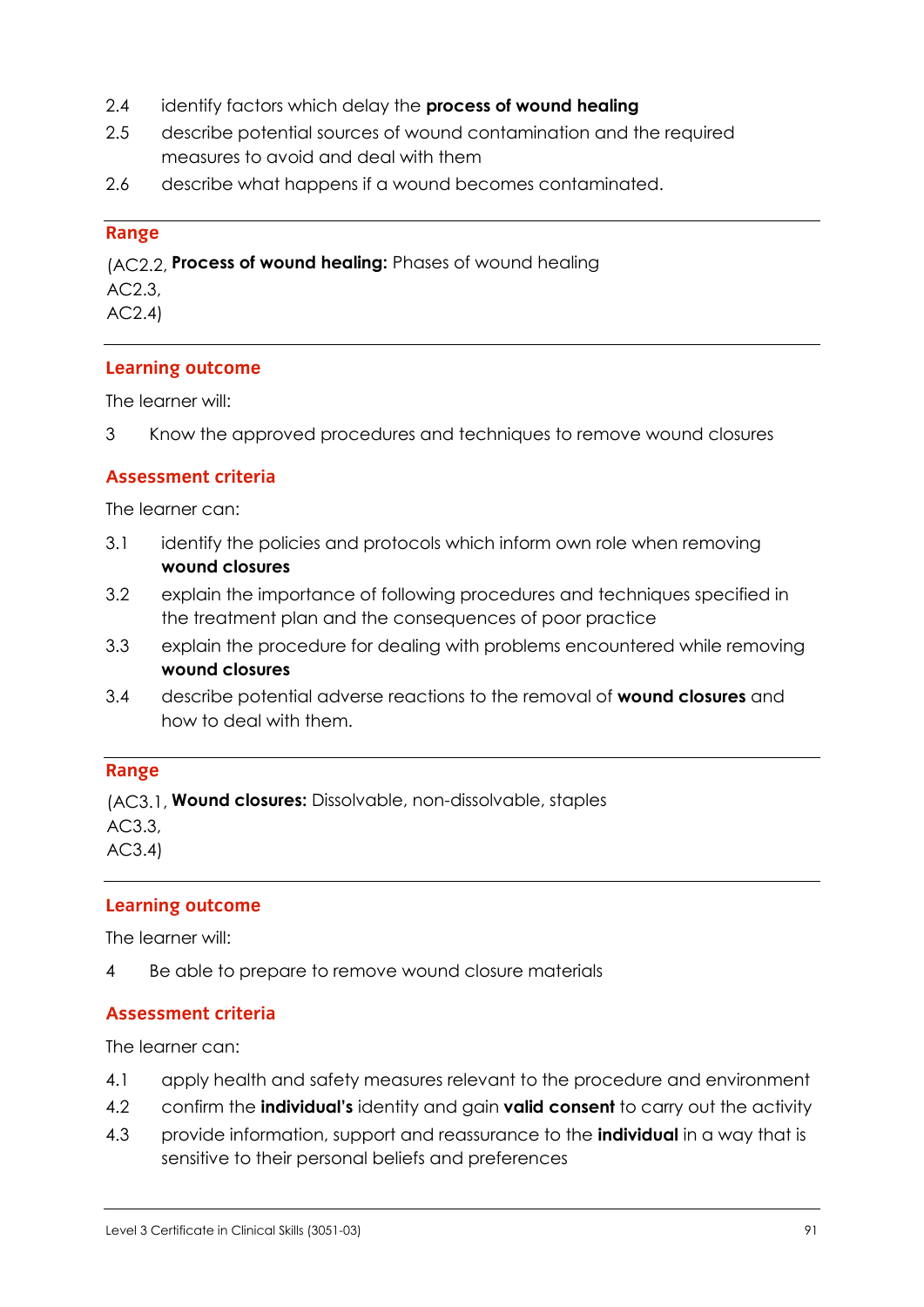2.4 identify factors which delay the **process of wound healing**

2.5 describe potential sources of wound contamination and the required measures to avoid and deal with them

2.6 describe what happens if a wound becomes contaminated.

### Range

(AC2.2, AC2.3, AC2.4) **Process of wound healing:** Phases of wound healing

### Learning outcome

The learner will:

3 Know the approved procedures and techniques to remove wound closures

### Assessment criteria

The learner can:

3.1 identify the policies and protocols which inform own role when removing **wound closures**

3.2 explain the importance of following procedures and techniques specified in the treatment plan and the consequences of poor practice

3.3 explain the procedure for dealing with problems encountered while removing **wound closures**

3.4 describe potential adverse reactions to the removal of **wound closures** and how to deal with them.

### Range

(AC3.1, AC3.3, AC3.4) **Wound closures:** Dissolvable, non-dissolvable, staples

### Learning outcome

The learner will:

4 Be able to prepare to remove wound closure materials

### Assessment criteria

The learner can:

4.1 apply health and safety measures relevant to the procedure and environment

4.2 confirm the **individual's** identity and gain **valid consent** to carry out the activity

4.3 provide information, support and reassurance to the **individual** in a way that is sensitive to their personal beliefs and preferences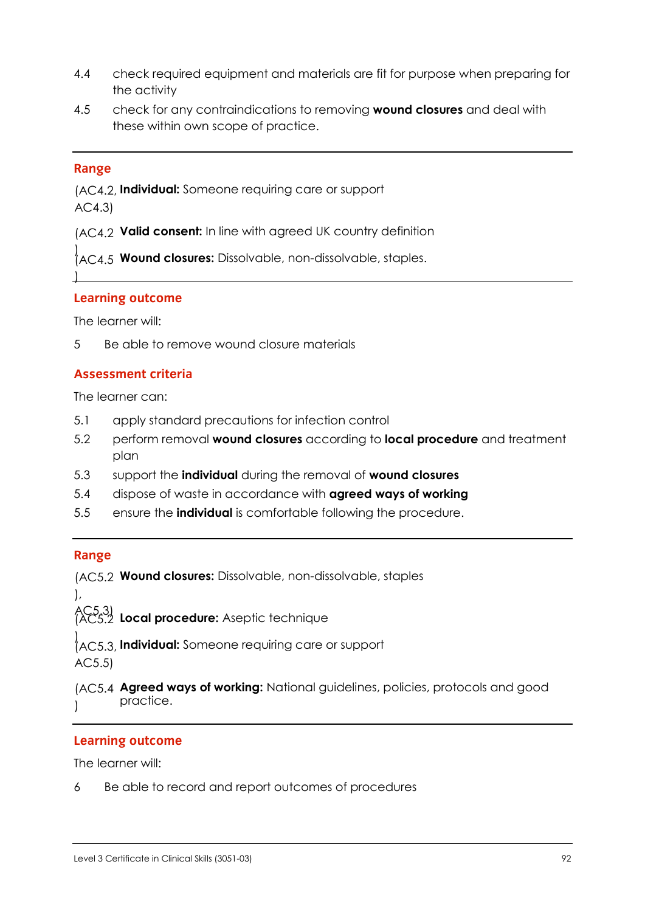4.4 check required equipment and materials are fit for purpose when preparing for the activity

4.5 check for any contraindications to removing **wound closures** and deal with these within own scope of practice.

---

### Range

(AC4.2, AC4.3) **Individual:** Someone requiring care or support

(AC4.2) **Valid consent:** In line with agreed UK country definition

(AC4.5) **Wound closures:** Dissolvable, non-dissolvable, staples.

---

### Learning outcome

The learner will:

5 Be able to remove wound closure materials

### Assessment criteria

The learner can:

5.1 apply standard precautions for infection control

5.2 perform removal **wound closures** according to **local procedure** and treatment plan

5.3 support the **individual** during the removal of **wound closures**

5.4 dispose of waste in accordance with **agreed ways of working**

5.5 ensure the **individual** is comfortable following the procedure.

---

### Range

(AC5.2), AC5.3) **Wound closures:** Dissolvable, non-dissolvable, staples

(AC5.2) **Local procedure:** Aseptic technique

(AC5.3, AC5.5) **Individual:** Someone requiring care or support

(AC5.4) **Agreed ways of working:** National guidelines, policies, protocols and good practice.

---

### Learning outcome

The learner will:

6 Be able to record and report outcomes of procedures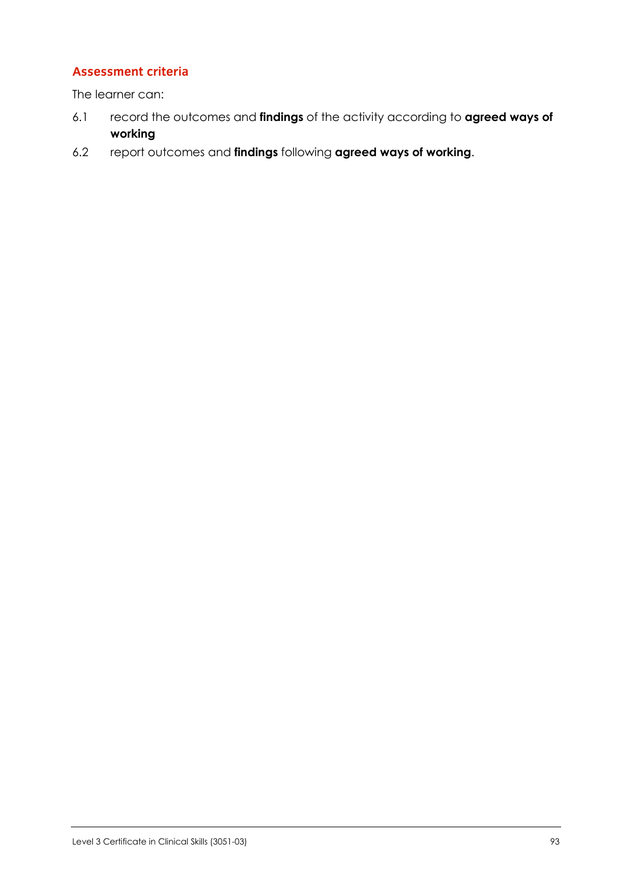## Assessment criteria

The learner can:

6.1 record the outcomes and **findings** of the activity according to **agreed ways of working**

6.2 report outcomes and **findings** following **agreed ways of working**.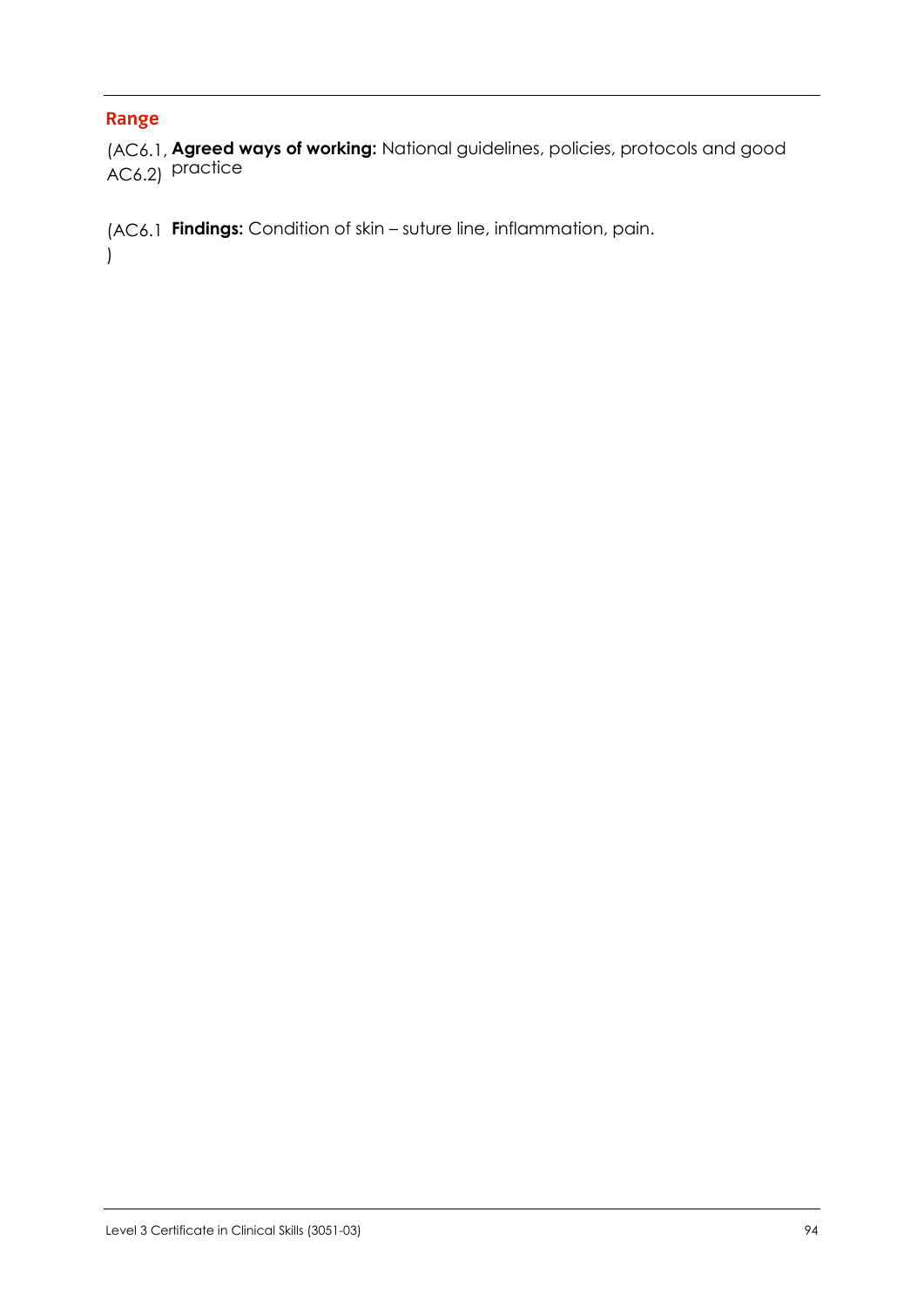## Range

(AC6.1, AC6.2) **Agreed ways of working:** National guidelines, policies, protocols and good practice

(AC6.1) **Findings:** Condition of skin – suture line, inflammation, pain.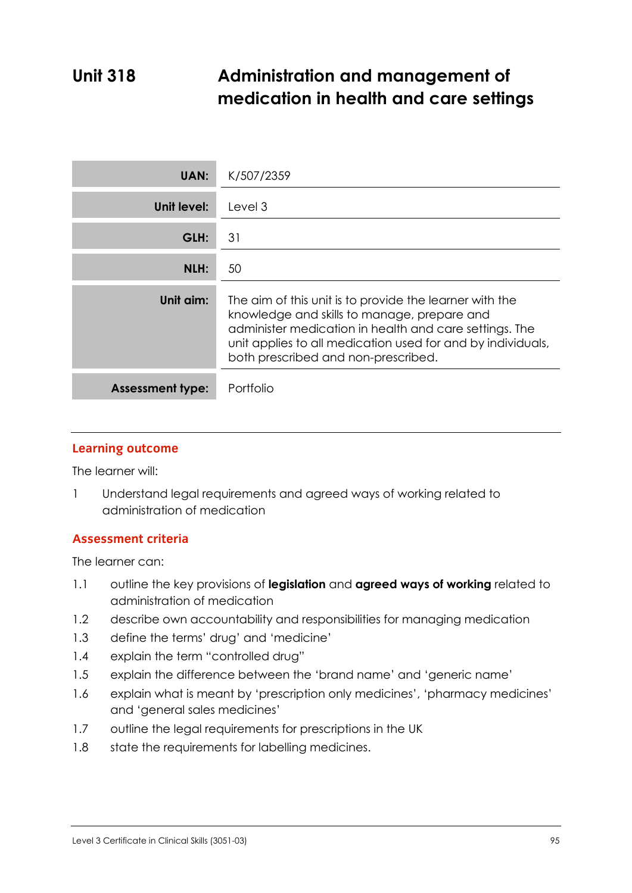# Unit 318 Administration and management of medication in health and care settings

| | |
|---|---|
| **UAN:** | K/507/2359 |
| **Unit level:** | Level 3 |
| **GLH:** | 31 |
| **NLH:** | 50 |
| **Unit aim:** | The aim of this unit is to provide the learner with the knowledge and skills to manage, prepare and administer medication in health and care settings. The unit applies to all medication used for and by individuals, both prescribed and non-prescribed. |
| **Assessment type:** | Portfolio |

## Learning outcome

The learner will:

1 Understand legal requirements and agreed ways of working related to administration of medication

## Assessment criteria

The learner can:

1.1 outline the key provisions of **legislation** and **agreed ways of working** related to administration of medication

1.2 describe own accountability and responsibilities for managing medication

1.3 define the terms' drug' and 'medicine'

1.4 explain the term "controlled drug"

1.5 explain the difference between the 'brand name' and 'generic name'

1.6 explain what is meant by 'prescription only medicines', 'pharmacy medicines' and 'general sales medicines'

1.7 outline the legal requirements for prescriptions in the UK

1.8 state the requirements for labelling medicines.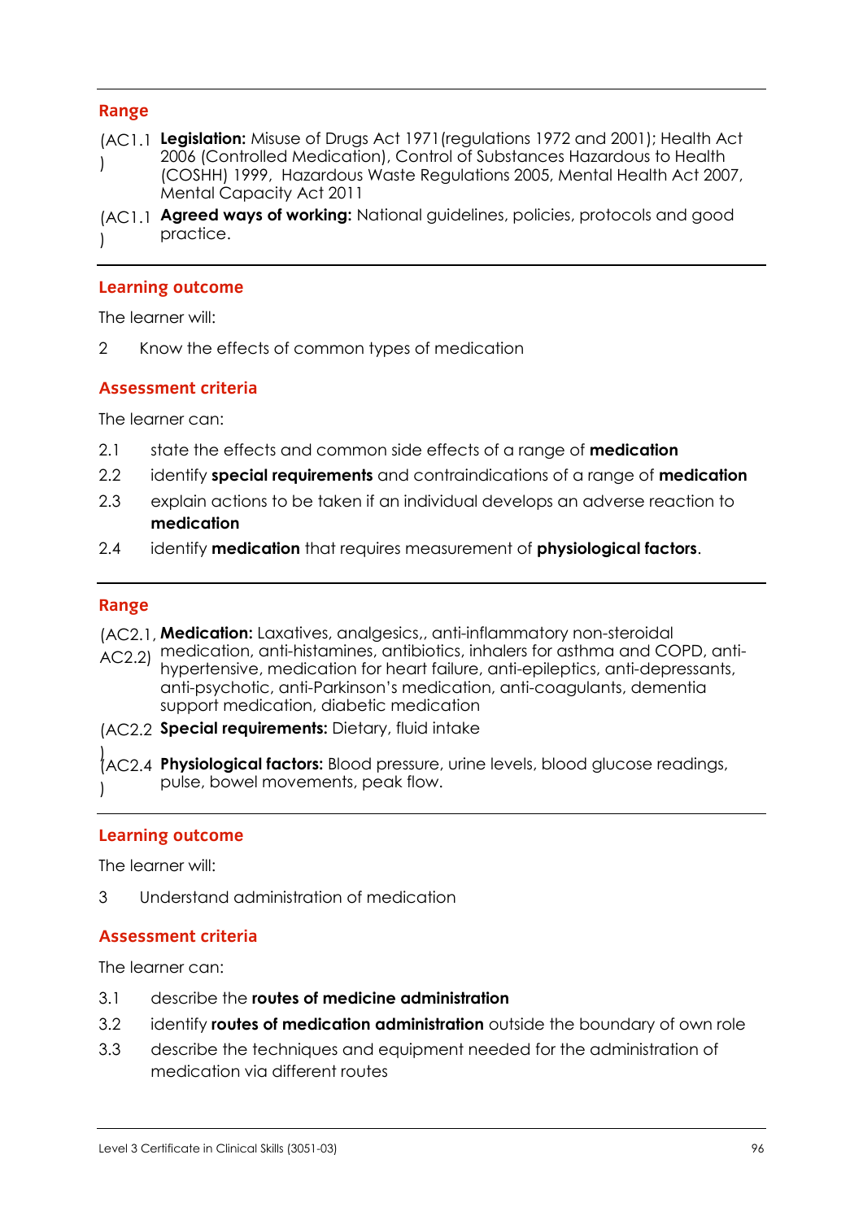## Range

(AC1.1) **Legislation:** Misuse of Drugs Act 1971(regulations 1972 and 2001); Health Act 2006 (Controlled Medication), Control of Substances Hazardous to Health (COSHH) 1999, Hazardous Waste Regulations 2005, Mental Health Act 2007, Mental Capacity Act 2011

(AC1.1) **Agreed ways of working:** National guidelines, policies, protocols and good practice.

## Learning outcome

The learner will:

2 Know the effects of common types of medication

## Assessment criteria

The learner can:

2.1 state the effects and common side effects of a range of **medication**

2.2 identify **special requirements** and contraindications of a range of **medication**

2.3 explain actions to be taken if an individual develops an adverse reaction to **medication**

2.4 identify **medication** that requires measurement of **physiological factors**.

## Range

(AC2.1, AC2.2) **Medication:** Laxatives, analgesics,, anti-inflammatory non-steroidal medication, anti-histamines, antibiotics, inhalers for asthma and COPD, anti-hypertensive, medication for heart failure, anti-epileptics, anti-depressants, anti-psychotic, anti-Parkinson's medication, anti-coagulants, dementia support medication, diabetic medication

(AC2.2) **Special requirements:** Dietary, fluid intake

(AC2.4) **Physiological factors:** Blood pressure, urine levels, blood glucose readings, pulse, bowel movements, peak flow.

## Learning outcome

The learner will:

3 Understand administration of medication

## Assessment criteria

The learner can:

3.1 describe the **routes of medicine administration**

3.2 identify **routes of medication administration** outside the boundary of own role

3.3 describe the techniques and equipment needed for the administration of medication via different routes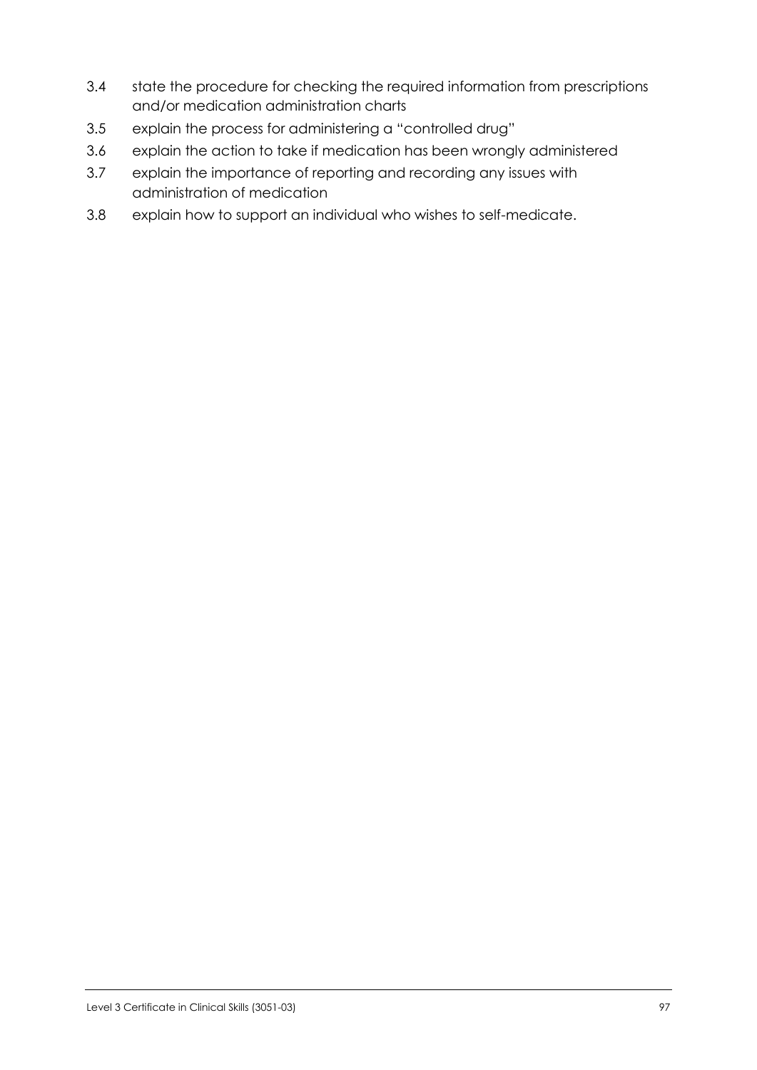3.4 state the procedure for checking the required information from prescriptions and/or medication administration charts

3.5 explain the process for administering a "controlled drug"

3.6 explain the action to take if medication has been wrongly administered

3.7 explain the importance of reporting and recording any issues with administration of medication

3.8 explain how to support an individual who wishes to self-medicate.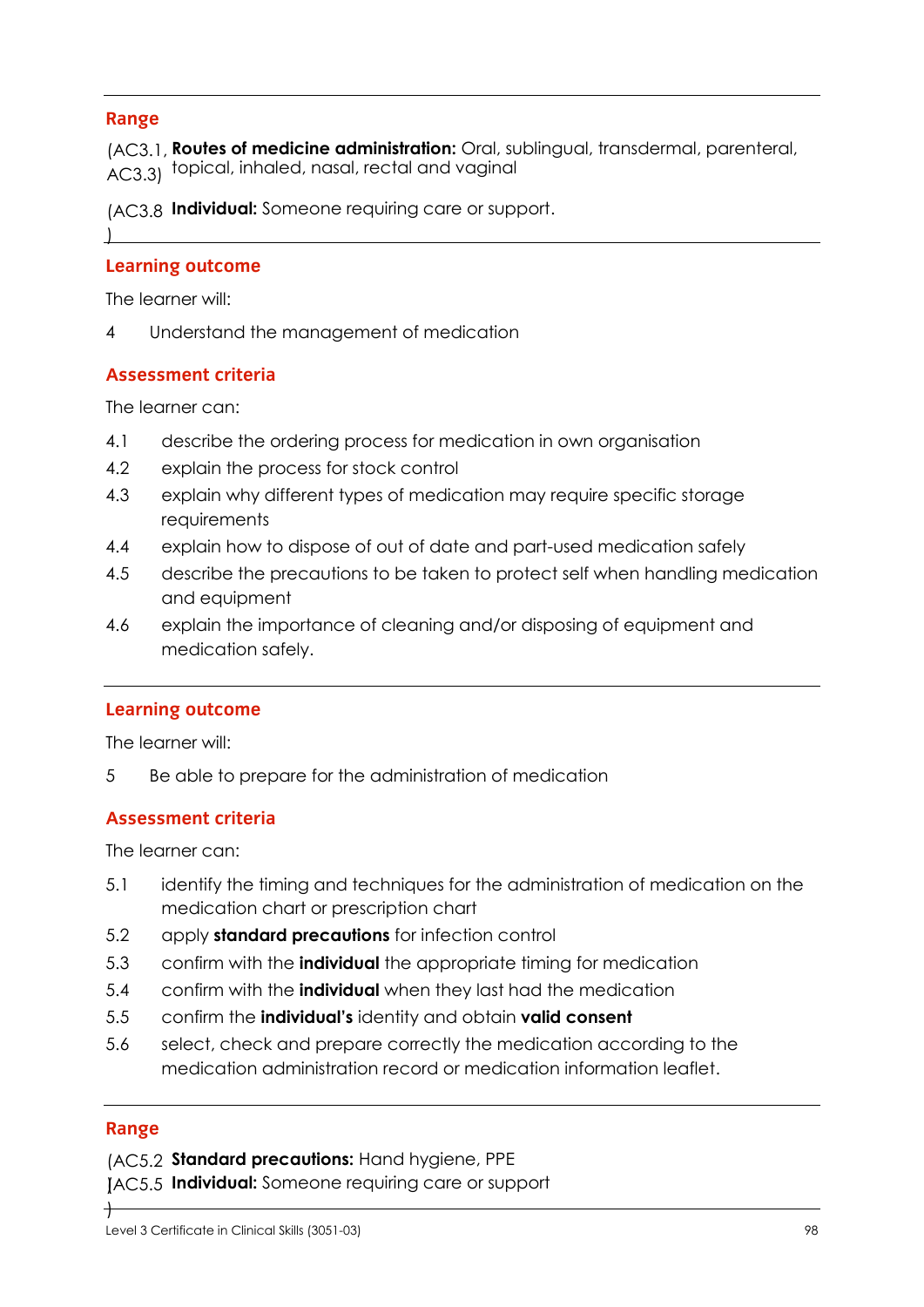## Range

(AC3.1, AC3.3) **Routes of medicine administration:** Oral, sublingual, transdermal, parenteral, topical, inhaled, nasal, rectal and vaginal

(AC3.8) **Individual:** Someone requiring care or support.

## Learning outcome

The learner will:

4 Understand the management of medication

## Assessment criteria

The learner can:

4.1 describe the ordering process for medication in own organisation

4.2 explain the process for stock control

4.3 explain why different types of medication may require specific storage requirements

4.4 explain how to dispose of out of date and part-used medication safely

4.5 describe the precautions to be taken to protect self when handling medication and equipment

4.6 explain the importance of cleaning and/or disposing of equipment and medication safely.

## Learning outcome

The learner will:

5 Be able to prepare for the administration of medication

## Assessment criteria

The learner can:

5.1 identify the timing and techniques for the administration of medication on the medication chart or prescription chart

5.2 apply **standard precautions** for infection control

5.3 confirm with the **individual** the appropriate timing for medication

5.4 confirm with the **individual** when they last had the medication

5.5 confirm the **individual's** identity and obtain **valid consent**

5.6 select, check and prepare correctly the medication according to the medication administration record or medication information leaflet.

## Range

(AC5.2) **Standard precautions:** Hand hygiene, PPE

(AC5.5) **Individual:** Someone requiring care or support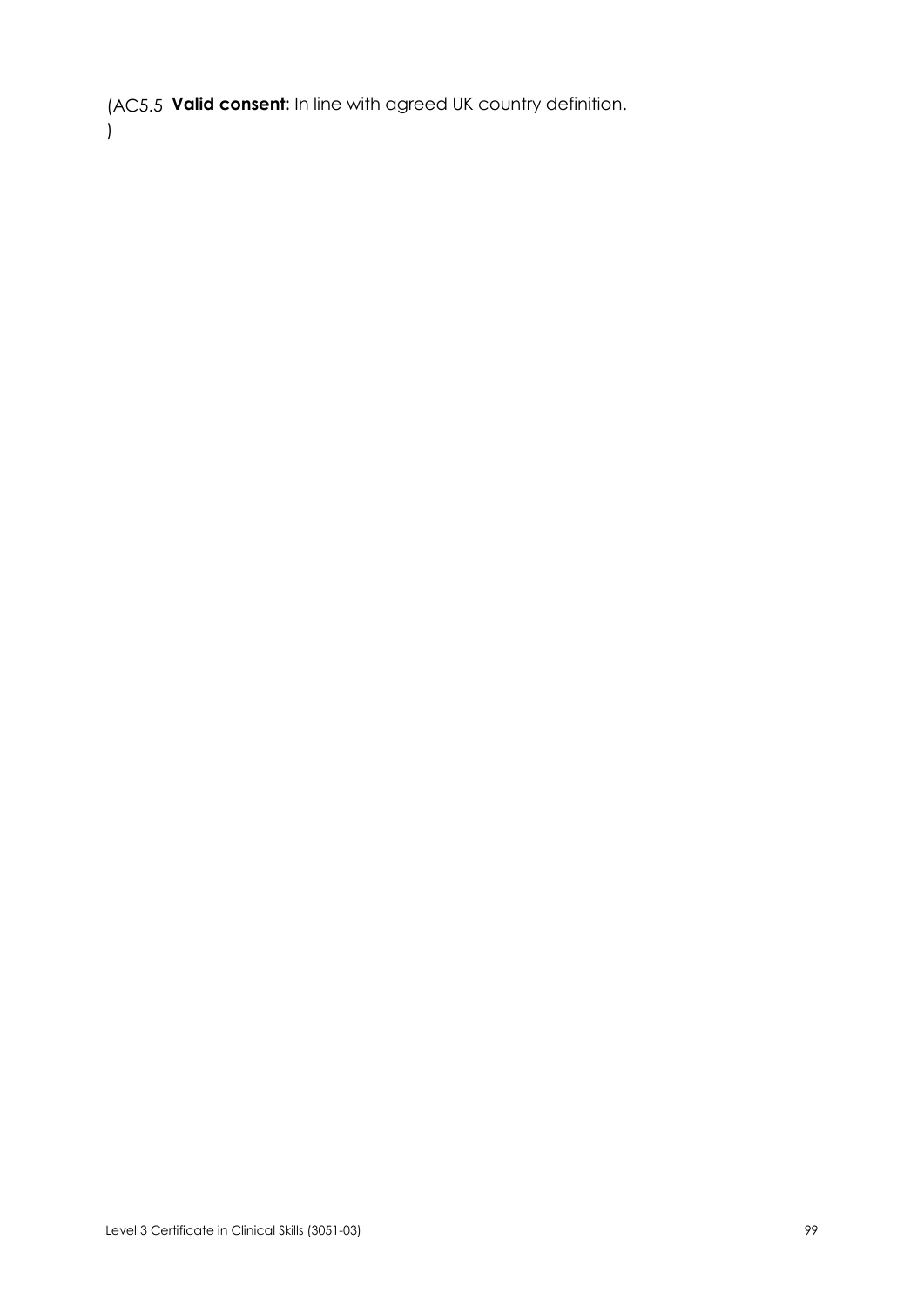(AC5.5) **Valid consent:** In line with agreed UK country definition.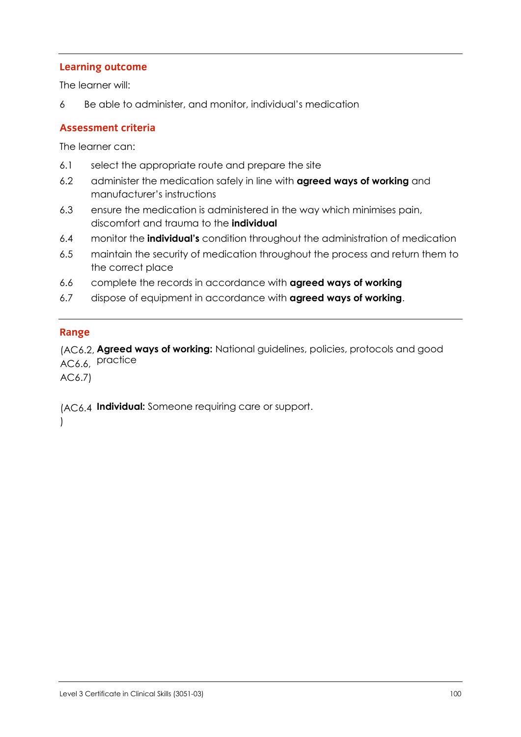## Learning outcome

The learner will:

6 Be able to administer, and monitor, individual's medication

## Assessment criteria

The learner can:

6.1 select the appropriate route and prepare the site

6.2 administer the medication safely in line with **agreed ways of working** and manufacturer's instructions

6.3 ensure the medication is administered in the way which minimises pain, discomfort and trauma to the **individual**

6.4 monitor the **individual's** condition throughout the administration of medication

6.5 maintain the security of medication throughout the process and return them to the correct place

6.6 complete the records in accordance with **agreed ways of working**

6.7 dispose of equipment in accordance with **agreed ways of working**.

## Range

(AC6.2, AC6.6, AC6.7) **Agreed ways of working:** National guidelines, policies, protocols and good practice

(AC6.4) **Individual:** Someone requiring care or support.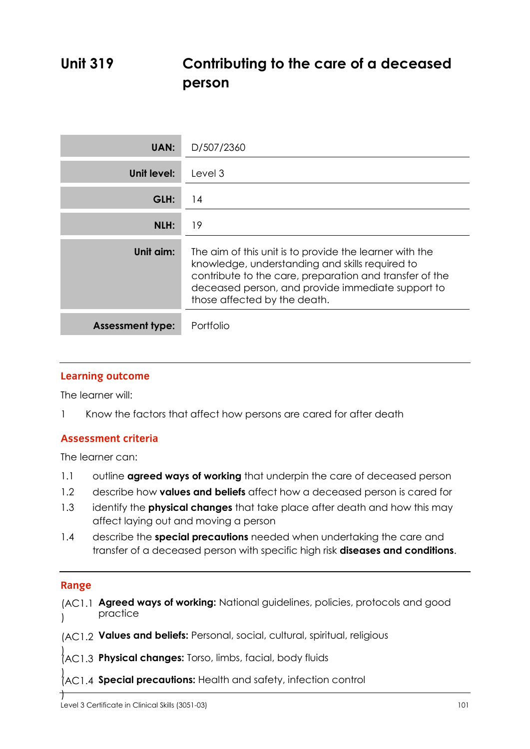# Unit 319 Contributing to the care of a deceased person

| | |
|---|---|
| **UAN:** | D/507/2360 |
| **Unit level:** | Level 3 |
| **GLH:** | 14 |
| **NLH:** | 19 |
| **Unit aim:** | The aim of this unit is to provide the learner with the knowledge, understanding and skills required to contribute to the care, preparation and transfer of the deceased person, and provide immediate support to those affected by the death. |
| **Assessment type:** | Portfolio |

## Learning outcome

The learner will:

1 Know the factors that affect how persons are cared for after death

## Assessment criteria

The learner can:

1.1 outline **agreed ways of working** that underpin the care of deceased person

1.2 describe how **values and beliefs** affect how a deceased person is cared for

1.3 identify the **physical changes** that take place after death and how this may affect laying out and moving a person

1.4 describe the **special precautions** needed when undertaking the care and transfer of a deceased person with specific high risk **diseases and conditions**.

## Range

(AC1.1) **Agreed ways of working:** National guidelines, policies, protocols and good practice

(AC1.2) **Values and beliefs:** Personal, social, cultural, spiritual, religious

(AC1.3) **Physical changes:** Torso, limbs, facial, body fluids

(AC1.4) **Special precautions:** Health and safety, infection control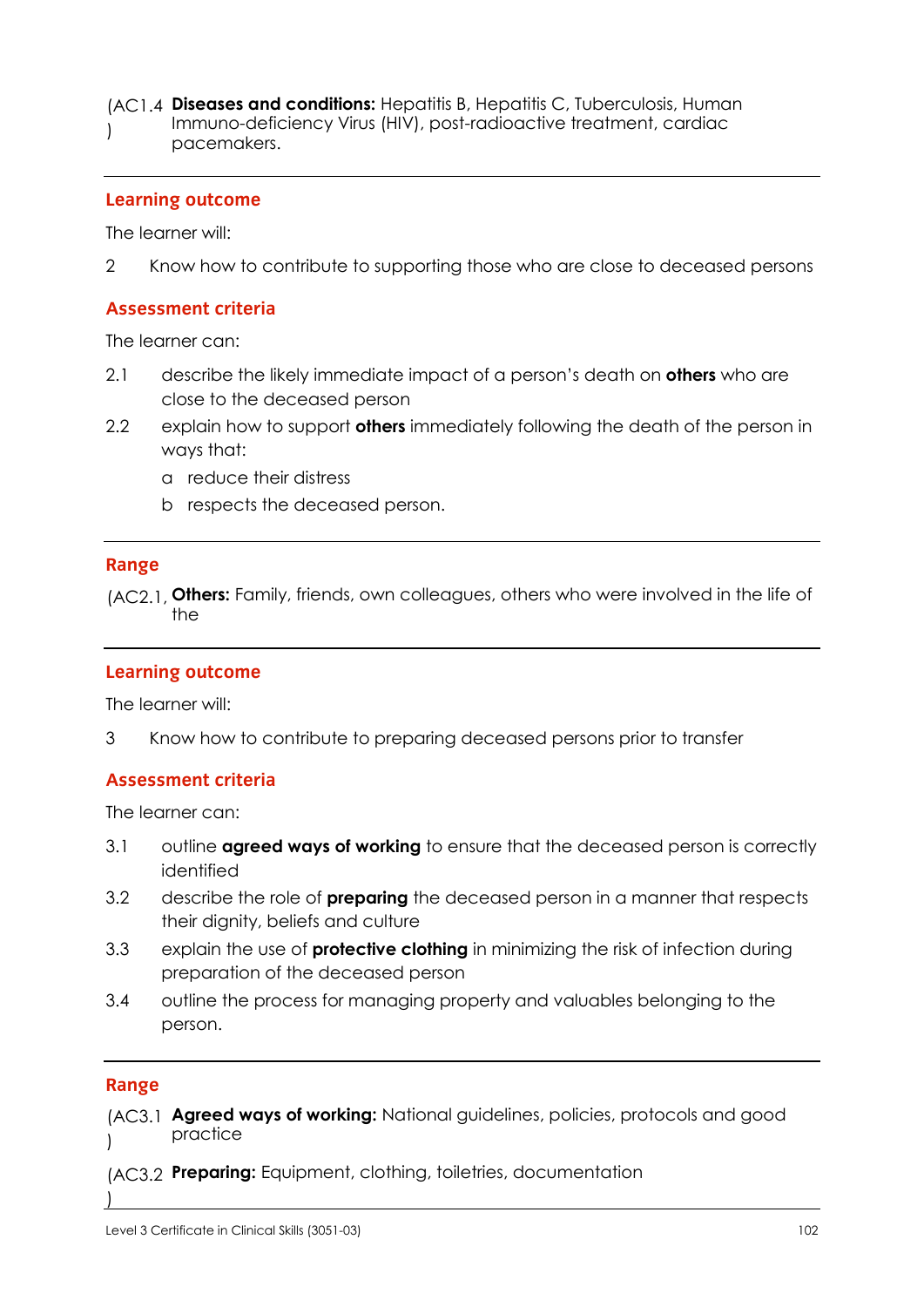(AC1.4) **Diseases and conditions:** Hepatitis B, Hepatitis C, Tuberculosis, Human Immuno-deficiency Virus (HIV), post-radioactive treatment, cardiac pacemakers.

---

**Learning outcome**

The learner will:

2 Know how to contribute to supporting those who are close to deceased persons

**Assessment criteria**

The learner can:

2.1 describe the likely immediate impact of a person's death on **others** who are close to the deceased person

2.2 explain how to support **others** immediately following the death of the person in ways that:

a reduce their distress

b respects the deceased person.

---

**Range**

(AC2.1, **Others:** Family, friends, own colleagues, others who were involved in the life of the

---

**Learning outcome**

The learner will:

3 Know how to contribute to preparing deceased persons prior to transfer

**Assessment criteria**

The learner can:

3.1 outline **agreed ways of working** to ensure that the deceased person is correctly identified

3.2 describe the role of **preparing** the deceased person in a manner that respects their dignity, beliefs and culture

3.3 explain the use of **protective clothing** in minimizing the risk of infection during preparation of the deceased person

3.4 outline the process for managing property and valuables belonging to the person.

---

**Range**

(AC3.1) **Agreed ways of working:** National guidelines, policies, protocols and good practice

(AC3.2) **Preparing:** Equipment, clothing, toiletries, documentation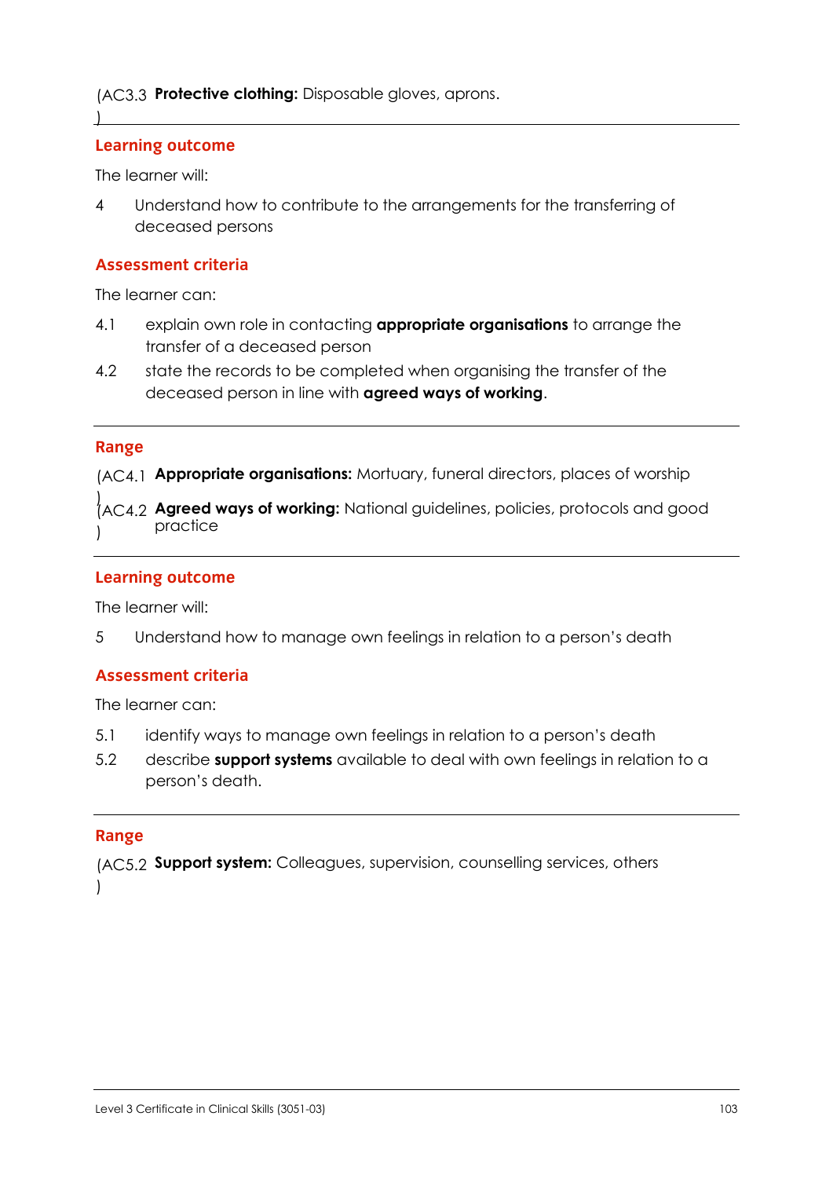(AC3.3) **Protective clothing:** Disposable gloves, aprons.

## Learning outcome

The learner will:

4 Understand how to contribute to the arrangements for the transferring of deceased persons

## Assessment criteria

The learner can:

4.1 explain own role in contacting **appropriate organisations** to arrange the transfer of a deceased person

4.2 state the records to be completed when organising the transfer of the deceased person in line with **agreed ways of working**.

## Range

(AC4.1) **Appropriate organisations:** Mortuary, funeral directors, places of worship

(AC4.2) **Agreed ways of working:** National guidelines, policies, protocols and good practice

## Learning outcome

The learner will:

5 Understand how to manage own feelings in relation to a person's death

## Assessment criteria

The learner can:

5.1 identify ways to manage own feelings in relation to a person's death

5.2 describe **support systems** available to deal with own feelings in relation to a person's death.

## Range

(AC5.2) **Support system:** Colleagues, supervision, counselling services, others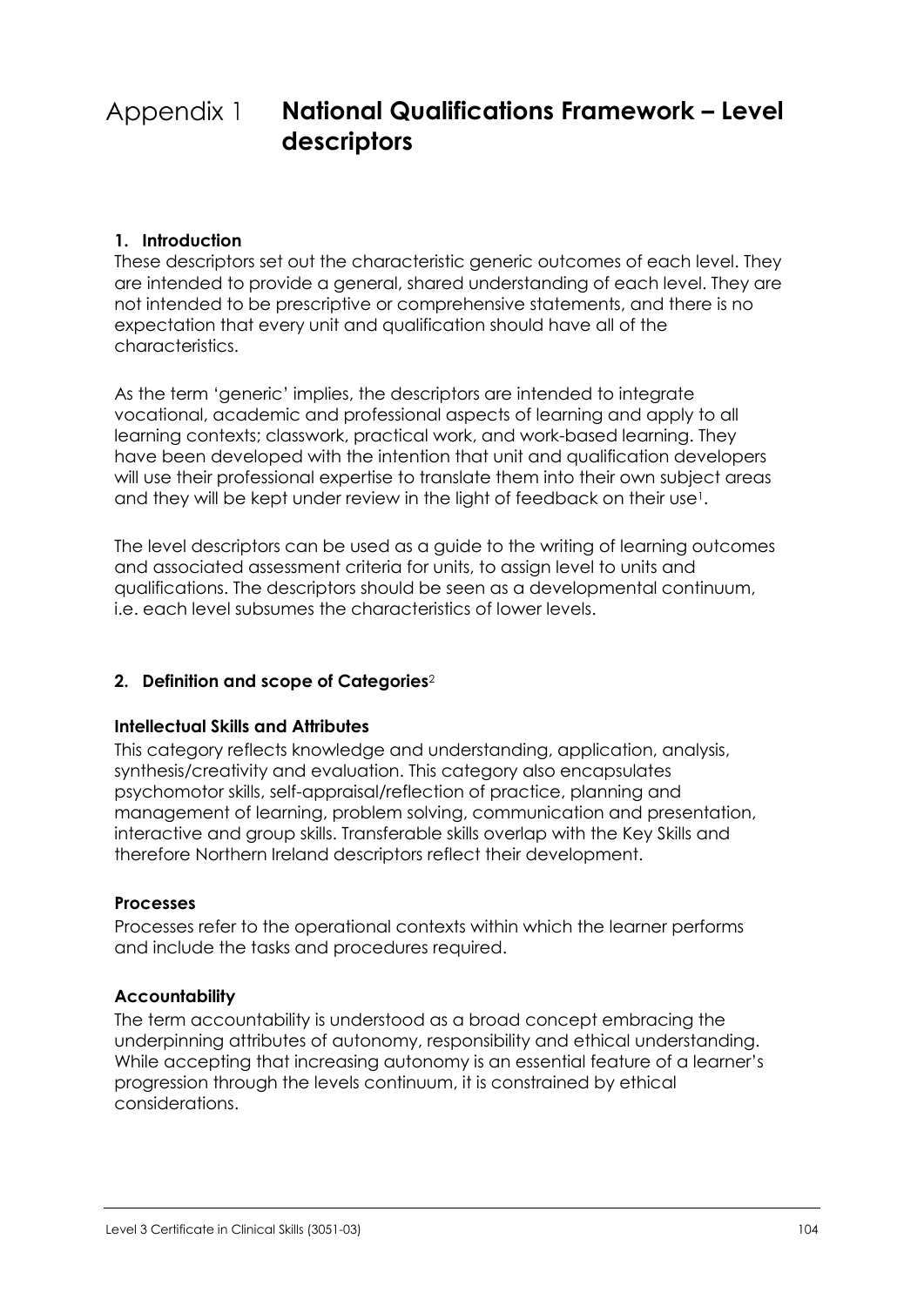# Appendix 1 National Qualifications Framework – Level descriptors

## 1. Introduction

These descriptors set out the characteristic generic outcomes of each level. They are intended to provide a general, shared understanding of each level. They are not intended to be prescriptive or comprehensive statements, and there is no expectation that every unit and qualification should have all of the characteristics.

As the term 'generic' implies, the descriptors are intended to integrate vocational, academic and professional aspects of learning and apply to all learning contexts; classwork, practical work, and work-based learning. They have been developed with the intention that unit and qualification developers will use their professional expertise to translate them into their own subject areas and they will be kept under review in the light of feedback on their use[1].

The level descriptors can be used as a guide to the writing of learning outcomes and associated assessment criteria for units, to assign level to units and qualifications. The descriptors should be seen as a developmental continuum, i.e. each level subsumes the characteristics of lower levels.

## 2. Definition and scope of Categories[2]

### Intellectual Skills and Attributes

This category reflects knowledge and understanding, application, analysis, synthesis/creativity and evaluation. This category also encapsulates psychomotor skills, self-appraisal/reflection of practice, planning and management of learning, problem solving, communication and presentation, interactive and group skills. Transferable skills overlap with the Key Skills and therefore Northern Ireland descriptors reflect their development.

### Processes

Processes refer to the operational contexts within which the learner performs and include the tasks and procedures required.

### Accountability

The term accountability is understood as a broad concept embracing the underpinning attributes of autonomy, responsibility and ethical understanding. While accepting that increasing autonomy is an essential feature of a learner's progression through the levels continuum, it is constrained by ethical considerations.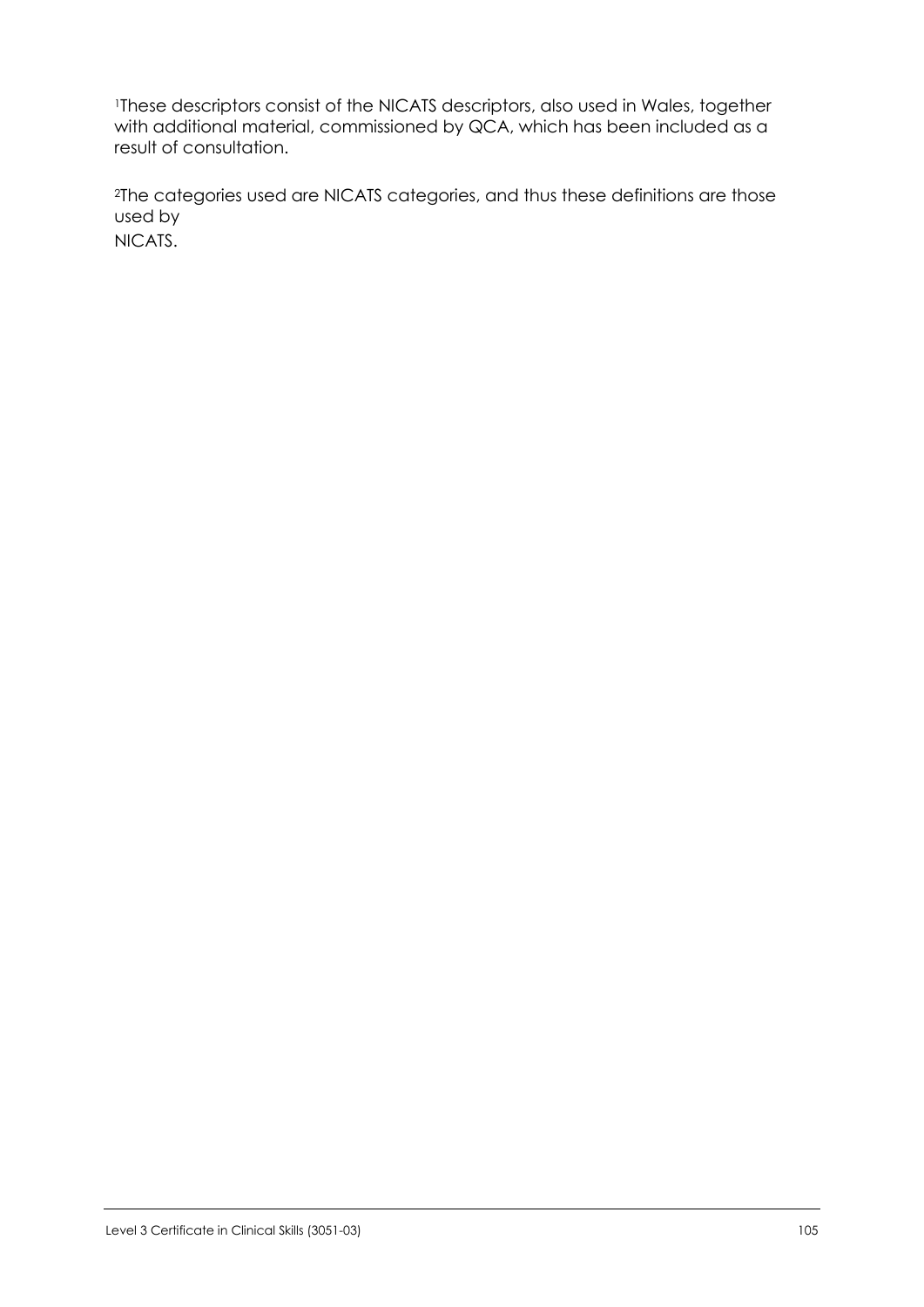[1]These descriptors consist of the NICATS descriptors, also used in Wales, together with additional material, commissioned by QCA, which has been included as a result of consultation.

[2]The categories used are NICATS categories, and thus these definitions are those used by NICATS.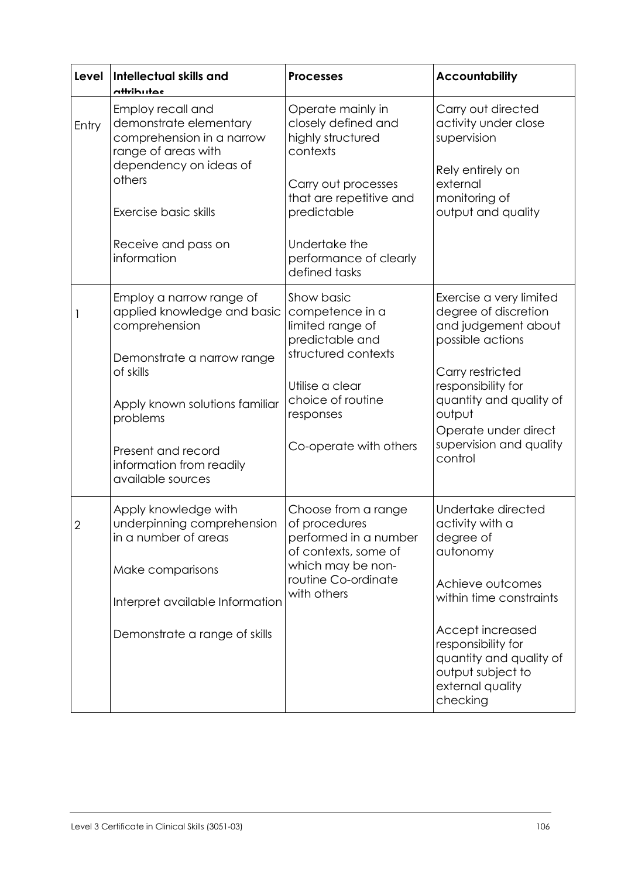| Level | Intellectual skills and attributes | Processes | Accountability |
|---|---|---|---|
| Entry | Employ recall and demonstrate elementary comprehension in a narrow range of areas with dependency on ideas of others<br><br>Exercise basic skills<br><br>Receive and pass on information | Operate mainly in closely defined and highly structured contexts<br><br>Carry out processes that are repetitive and predictable<br><br>Undertake the performance of clearly defined tasks | Carry out directed activity under close supervision<br><br>Rely entirely on external monitoring of output and quality |
| 1 | Employ a narrow range of applied knowledge and basic comprehension<br><br>Demonstrate a narrow range of skills<br><br>Apply known solutions familiar problems<br><br>Present and record information from readily available sources | Show basic competence in a limited range of predictable and structured contexts<br><br>Utilise a clear choice of routine responses<br><br>Co-operate with others | Exercise a very limited degree of discretion and judgement about possible actions<br><br>Carry restricted responsibility for quantity and quality of output<br>Operate under direct supervision and quality control |
| 2 | Apply knowledge with underpinning comprehension in a number of areas<br><br>Make comparisons<br><br>Interpret available Information<br><br>Demonstrate a range of skills | Choose from a range of procedures performed in a number of contexts, some of which may be non-routine Co-ordinate with others | Undertake directed activity with a degree of autonomy<br><br>Achieve outcomes within time constraints<br><br>Accept increased responsibility for quantity and quality of output subject to external quality checking |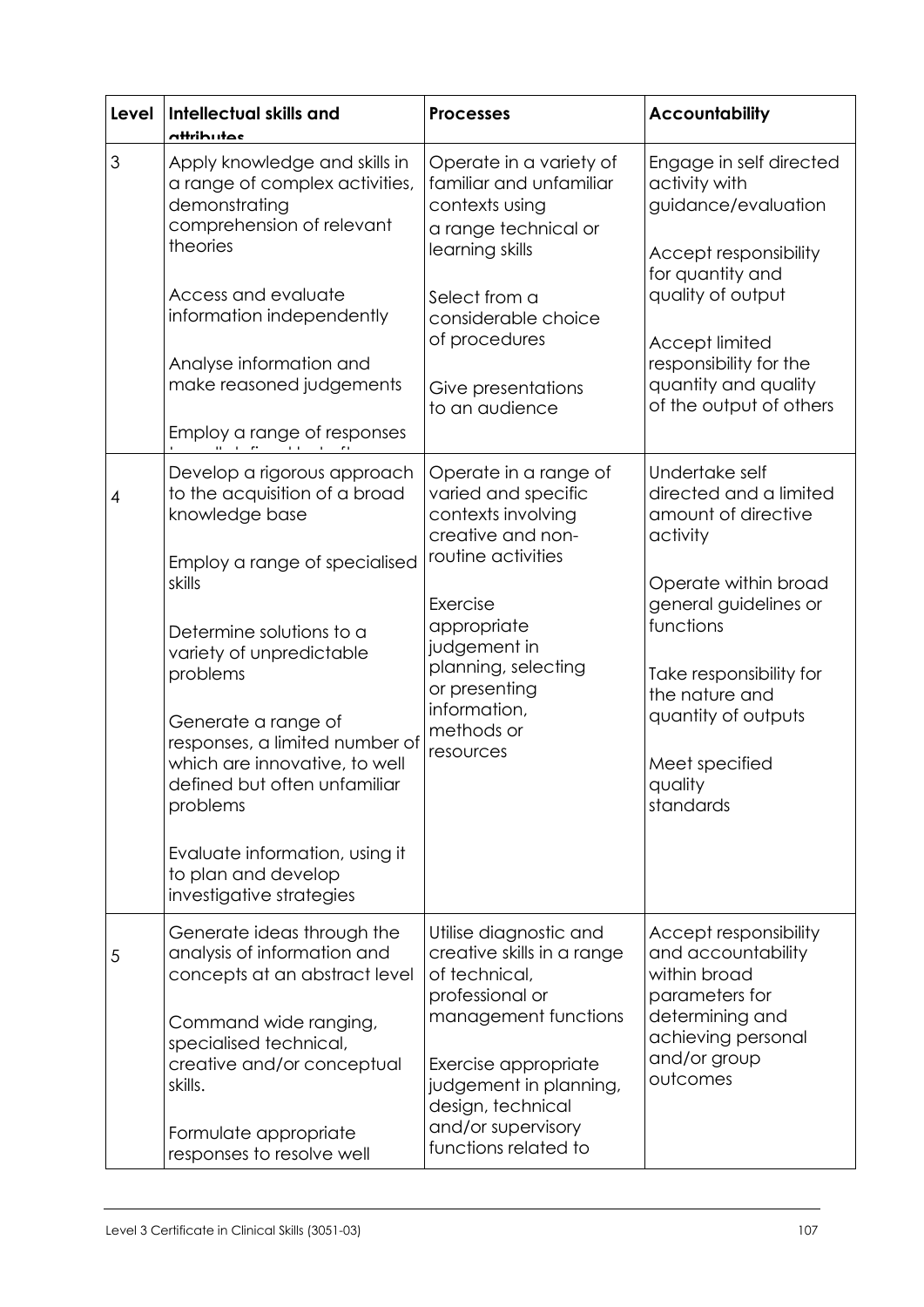| Level | Intellectual skills and attributes | Processes | Accountability |
|---|---|---|---|
| 3 | Apply knowledge and skills in a range of complex activities, demonstrating comprehension of relevant theories<br><br>Access and evaluate information independently<br><br>Analyse information and make reasoned judgements<br><br>Employ a range of responses | Operate in a variety of familiar and unfamiliar contexts using a range technical or learning skills<br><br>Select from a considerable choice of procedures<br><br>Give presentations to an audience | Engage in self directed activity with guidance/evaluation<br><br>Accept responsibility for quantity and quality of output<br><br>Accept limited responsibility for the quantity and quality of the output of others |
| 4 | Develop a rigorous approach to the acquisition of a broad knowledge base<br><br>Employ a range of specialised skills<br><br>Determine solutions to a variety of unpredictable problems<br><br>Generate a range of responses, a limited number of which are innovative, to well defined but often unfamiliar problems<br><br>Evaluate information, using it to plan and develop investigative strategies | Operate in a range of varied and specific contexts involving creative and non-routine activities<br><br>Exercise appropriate judgement in planning, selecting or presenting information, methods or resources | Undertake self directed and a limited amount of directive activity<br><br>Operate within broad general guidelines or functions<br><br>Take responsibility for the nature and quantity of outputs<br><br>Meet specified quality standards |
| 5 | Generate ideas through the analysis of information and concepts at an abstract level<br><br>Command wide ranging, specialised technical, creative and/or conceptual skills.<br><br>Formulate appropriate responses to resolve well | Utilise diagnostic and creative skills in a range of technical, professional or management functions<br><br>Exercise appropriate judgement in planning, design, technical and/or supervisory functions related to | Accept responsibility and accountability within broad parameters for determining and achieving personal and/or group outcomes |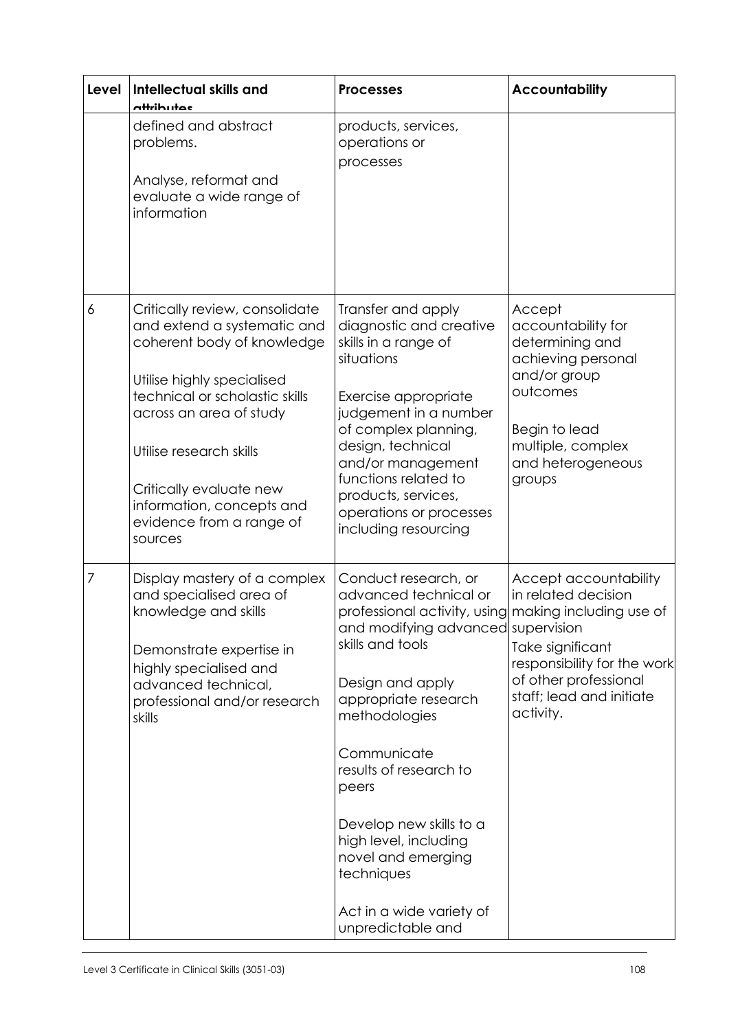| Level | Intellectual skills and attributes | Processes | Accountability |
|---|---|---|---|
| | defined and abstract problems.<br><br>Analyse, reformat and evaluate a wide range of information | products, services, operations or processes | |
| 6 | Critically review, consolidate and extend a systematic and coherent body of knowledge<br><br>Utilise highly specialised technical or scholastic skills across an area of study<br><br>Utilise research skills<br><br>Critically evaluate new information, concepts and evidence from a range of sources | Transfer and apply diagnostic and creative skills in a range of situations<br><br>Exercise appropriate judgement in a number of complex planning, design, technical and/or management functions related to products, services, operations or processes including resourcing | Accept accountability for determining and achieving personal and/or group outcomes<br><br>Begin to lead multiple, complex and heterogeneous groups |
| 7 | Display mastery of a complex and specialised area of knowledge and skills<br><br>Demonstrate expertise in highly specialised and advanced technical, professional and/or research skills | Conduct research, or advanced technical or professional activity, using and modifying advanced skills and tools<br><br>Design and apply appropriate research methodologies<br><br>Communicate results of research to peers<br><br>Develop new skills to a high level, including novel and emerging techniques<br><br>Act in a wide variety of unpredictable and | Accept accountability in related decision making including use of supervision<br>Take significant responsibility for the work of other professional staff; lead and initiate activity. |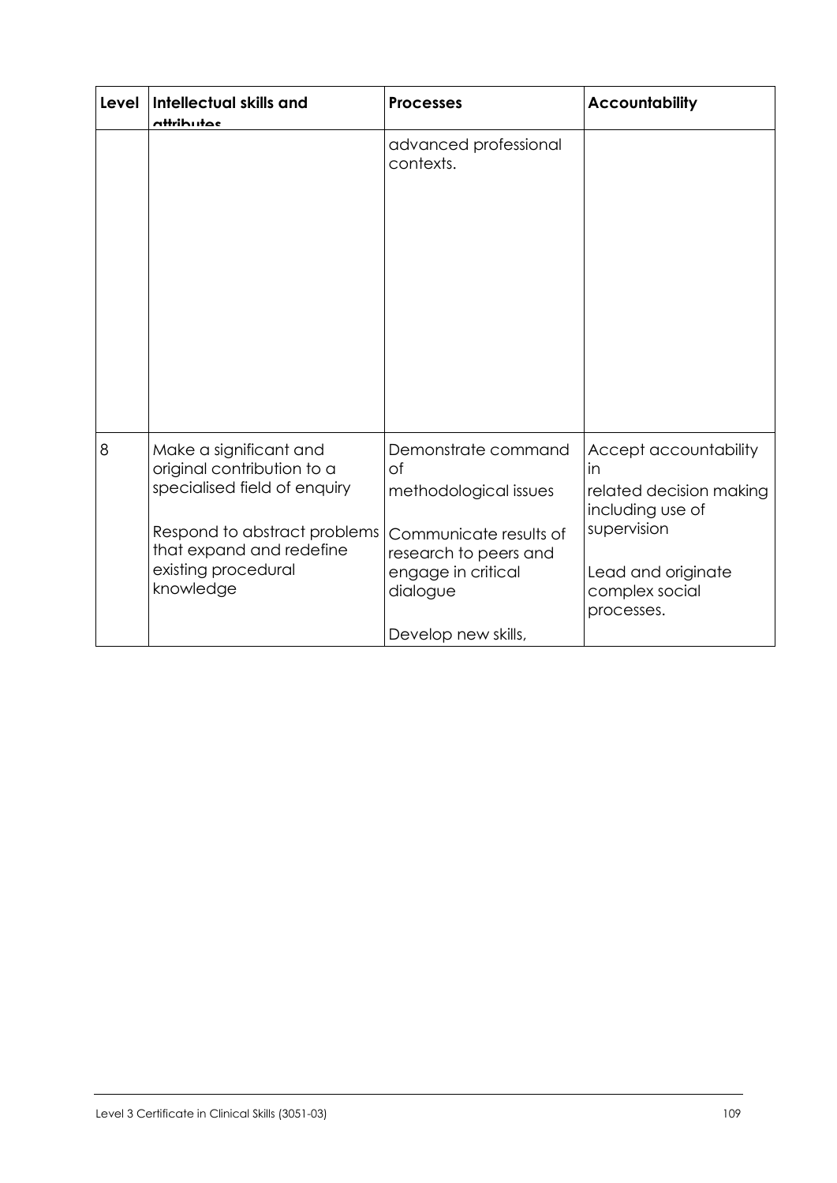| Level | Intellectual skills and attributes | Processes | Accountability |
|---|---|---|---|
| | | advanced professional contexts. | |
| 8 | Make a significant and original contribution to a specialised field of enquiry<br><br>Respond to abstract problems that expand and redefine existing procedural knowledge | Demonstrate command of methodological issues<br><br>Communicate results of research to peers and engage in critical dialogue<br><br>Develop new skills, | Accept accountability in related decision making including use of supervision<br><br>Lead and originate complex social processes. |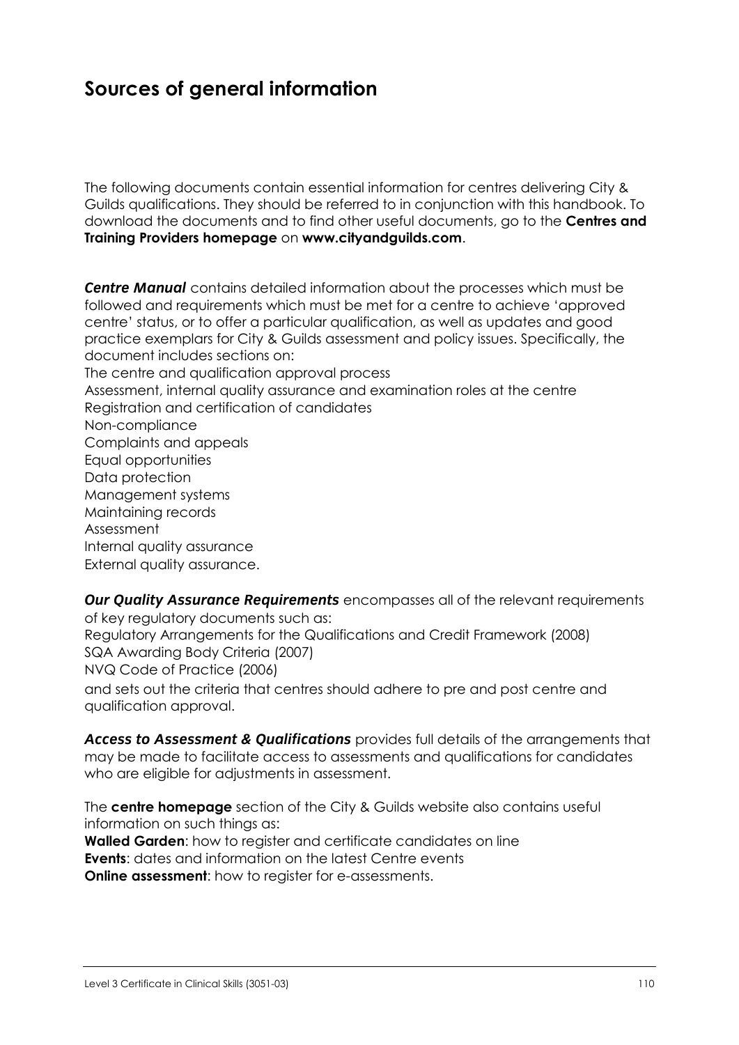# Sources of general information

The following documents contain essential information for centres delivering City & Guilds qualifications. They should be referred to in conjunction with this handbook. To download the documents and to find other useful documents, go to the **Centres and Training Providers homepage** on **www.cityandguilds.com**.

***Centre Manual*** contains detailed information about the processes which must be followed and requirements which must be met for a centre to achieve 'approved centre' status, or to offer a particular qualification, as well as updates and good practice exemplars for City & Guilds assessment and policy issues. Specifically, the document includes sections on:

The centre and qualification approval process
Assessment, internal quality assurance and examination roles at the centre
Registration and certification of candidates
Non-compliance
Complaints and appeals
Equal opportunities
Data protection
Management systems
Maintaining records
Assessment
Internal quality assurance
External quality assurance.

***Our Quality Assurance Requirements*** encompasses all of the relevant requirements of key regulatory documents such as:
Regulatory Arrangements for the Qualifications and Credit Framework (2008)
SQA Awarding Body Criteria (2007)
NVQ Code of Practice (2006)
and sets out the criteria that centres should adhere to pre and post centre and qualification approval.

***Access to Assessment & Qualifications*** provides full details of the arrangements that may be made to facilitate access to assessments and qualifications for candidates who are eligible for adjustments in assessment.

The **centre homepage** section of the City & Guilds website also contains useful information on such things as:
**Walled Garden**: how to register and certificate candidates on line
**Events**: dates and information on the latest Centre events
**Online assessment**: how to register for e-assessments.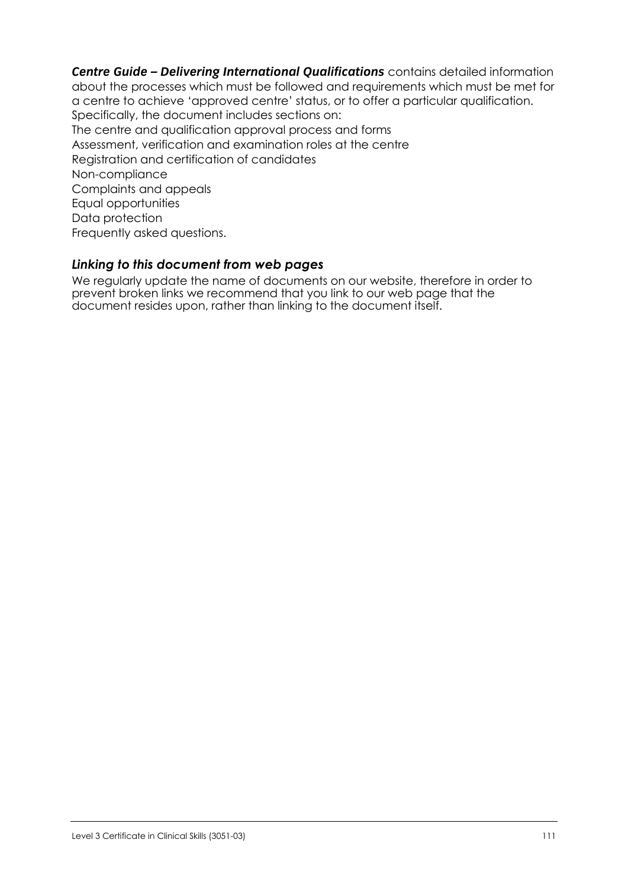***Centre Guide – Delivering International Qualifications*** contains detailed information about the processes which must be followed and requirements which must be met for a centre to achieve 'approved centre' status, or to offer a particular qualification. Specifically, the document includes sections on:

The centre and qualification approval process and forms
Assessment, verification and examination roles at the centre
Registration and certification of candidates
Non-compliance
Complaints and appeals
Equal opportunities
Data protection
Frequently asked questions.

### *Linking to this document from web pages*

We regularly update the name of documents on our website, therefore in order to prevent broken links we recommend that you link to our web page that the document resides upon, rather than linking to the document itself.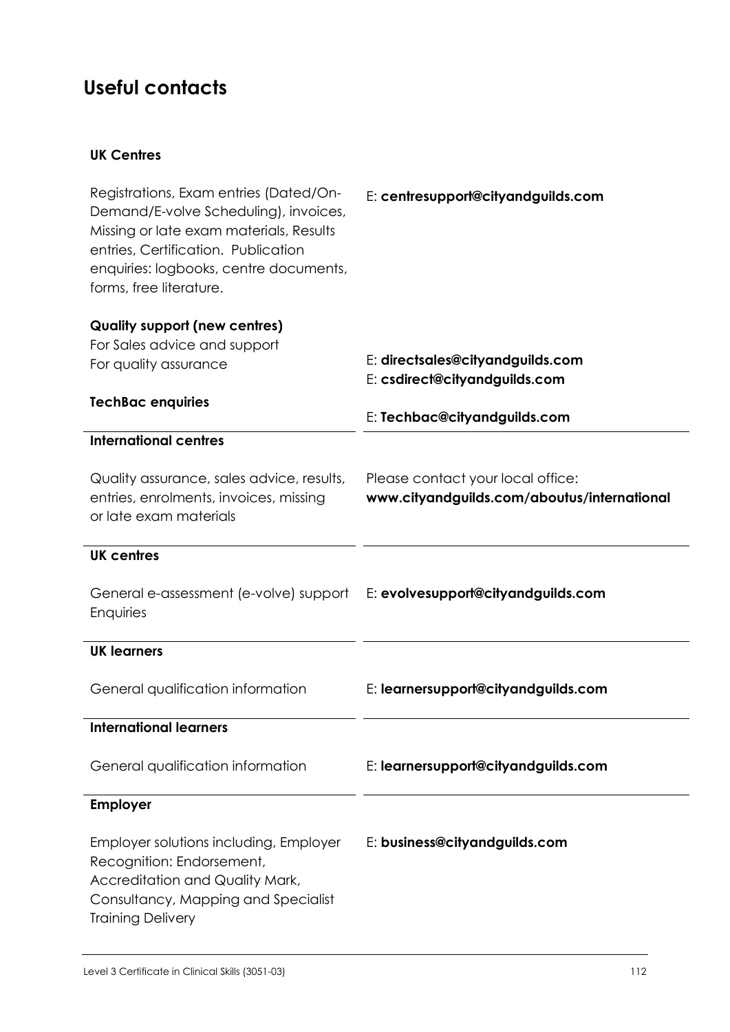# Useful contacts

| **UK Centres** | |
|---|---|
| Registrations, Exam entries (Dated/On-Demand/E-volve Scheduling), invoices, Missing or late exam materials, Results entries, Certification. Publication enquiries: logbooks, centre documents, forms, free literature. | E: **centresupport@cityandguilds.com** |
| **Quality support (new centres)**<br>For Sales advice and support<br>For quality assurance | E: **directsales@cityandguilds.com**<br>E: **csdirect@cityandguilds.com** |
| **TechBac enquiries** | E: **Techbac@cityandguilds.com** |
| **International centres** | |
| Quality assurance, sales advice, results, entries, enrolments, invoices, missing or late exam materials | Please contact your local office:<br>**www.cityandguilds.com/aboutus/international** |
| **UK centres** | |
| General e-assessment (e-volve) support Enquiries | E: **evolvesupport@cityandguilds.com** |
| **UK learners** | |
| General qualification information | E: **learnersupport@cityandguilds.com** |
| **International learners** | |
| General qualification information | E: **learnersupport@cityandguilds.com** |
| **Employer** | |
| Employer solutions including, Employer Recognition: Endorsement, Accreditation and Quality Mark, Consultancy, Mapping and Specialist Training Delivery | E: **business@cityandguilds.com** |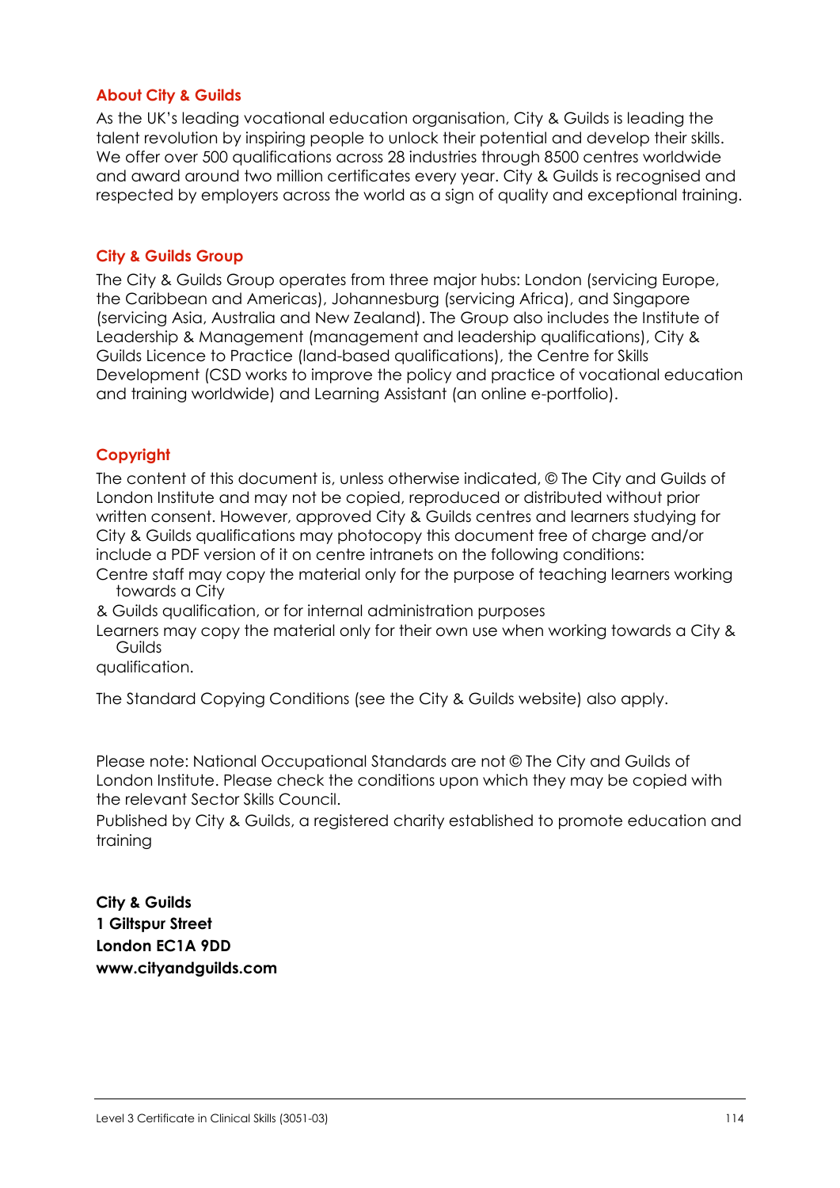## About City & Guilds

As the UK's leading vocational education organisation, City & Guilds is leading the talent revolution by inspiring people to unlock their potential and develop their skills. We offer over 500 qualifications across 28 industries through 8500 centres worldwide and award around two million certificates every year. City & Guilds is recognised and respected by employers across the world as a sign of quality and exceptional training.

## City & Guilds Group

The City & Guilds Group operates from three major hubs: London (servicing Europe, the Caribbean and Americas), Johannesburg (servicing Africa), and Singapore (servicing Asia, Australia and New Zealand). The Group also includes the Institute of Leadership & Management (management and leadership qualifications), City & Guilds Licence to Practice (land-based qualifications), the Centre for Skills Development (CSD works to improve the policy and practice of vocational education and training worldwide) and Learning Assistant (an online e-portfolio).

## Copyright

The content of this document is, unless otherwise indicated, © The City and Guilds of London Institute and may not be copied, reproduced or distributed without prior written consent. However, approved City & Guilds centres and learners studying for City & Guilds qualifications may photocopy this document free of charge and/or include a PDF version of it on centre intranets on the following conditions:

Centre staff may copy the material only for the purpose of teaching learners working towards a City & Guilds qualification, or for internal administration purposes

Learners may copy the material only for their own use when working towards a City & Guilds qualification.

The Standard Copying Conditions (see the City & Guilds website) also apply.

Please note: National Occupational Standards are not © The City and Guilds of London Institute. Please check the conditions upon which they may be copied with the relevant Sector Skills Council.

Published by City & Guilds, a registered charity established to promote education and training

**City & Guilds**
**1 Giltspur Street**
**London EC1A 9DD**
**www.cityandguilds.com**